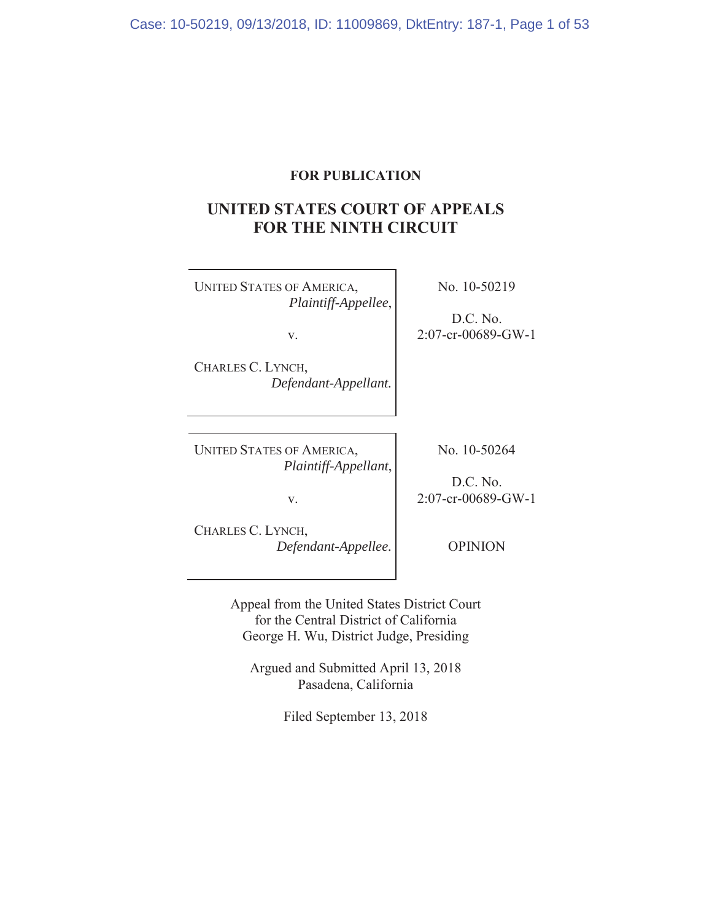**FOR PUBLICATION**

# UNITED STATES COURT OF APPEALS FOR THE NINTH CIRCUIT

| | |
|---|---|
| UNITED STATES OF AMERICA, *Plaintiff-Appellee*, v. CHARLES C. LYNCH, *Defendant-Appellant.* | No. 10-50219 D.C. No. 2:07-cr-00689-GW-1 |
| UNITED STATES OF AMERICA, *Plaintiff-Appellant*, v. CHARLES C. LYNCH, *Defendant-Appellee.* | No. 10-50264 D.C. No. 2:07-cr-00689-GW-1 OPINION |

Appeal from the United States District Court
for the Central District of California
George H. Wu, District Judge, Presiding

Argued and Submitted April 13, 2018
Pasadena, California

Filed September 13, 2018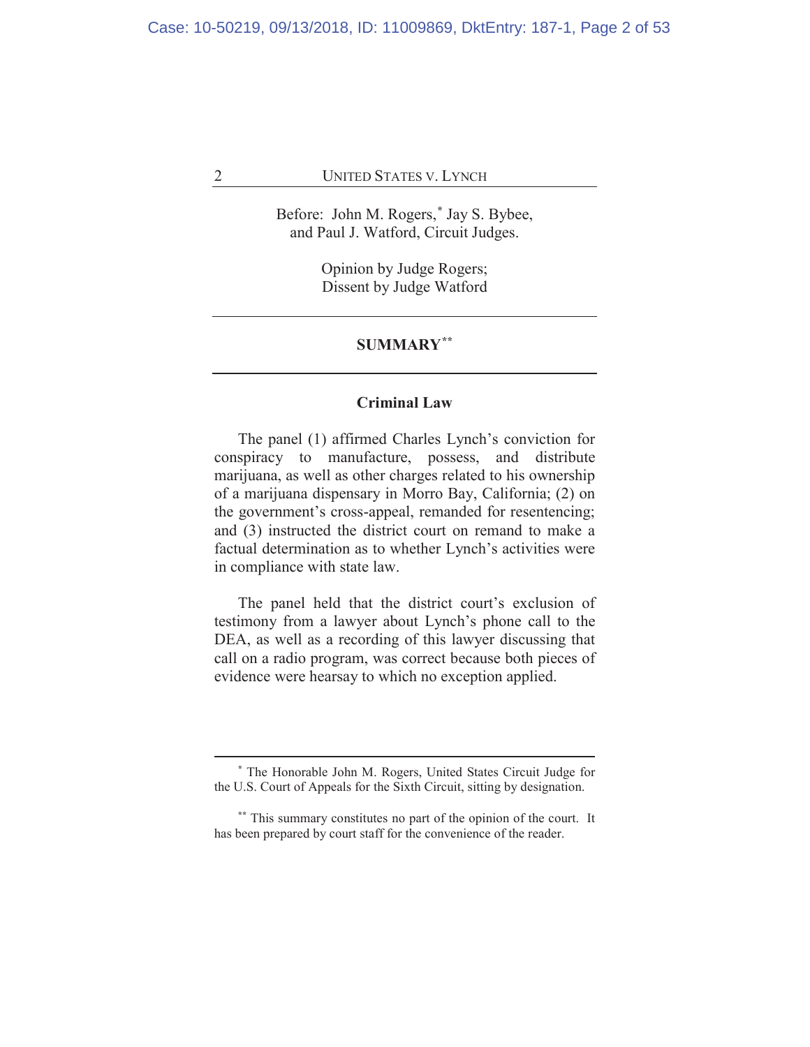Before: John M. Rogers,[*] Jay S. Bybee, and Paul J. Watford, Circuit Judges.

Opinion by Judge Rogers;
Dissent by Judge Watford

## SUMMARY[**]

### Criminal Law

The panel (1) affirmed Charles Lynch's conviction for conspiracy to manufacture, possess, and distribute marijuana, as well as other charges related to his ownership of a marijuana dispensary in Morro Bay, California; (2) on the government's cross-appeal, remanded for resentencing; and (3) instructed the district court on remand to make a factual determination as to whether Lynch's activities were in compliance with state law.

The panel held that the district court's exclusion of testimony from a lawyer about Lynch's phone call to the DEA, as well as a recording of this lawyer discussing that call on a radio program, was correct because both pieces of evidence were hearsay to which no exception applied.

---

[*] The Honorable John M. Rogers, United States Circuit Judge for the U.S. Court of Appeals for the Sixth Circuit, sitting by designation.

[**] This summary constitutes no part of the opinion of the court. It has been prepared by court staff for the convenience of the reader.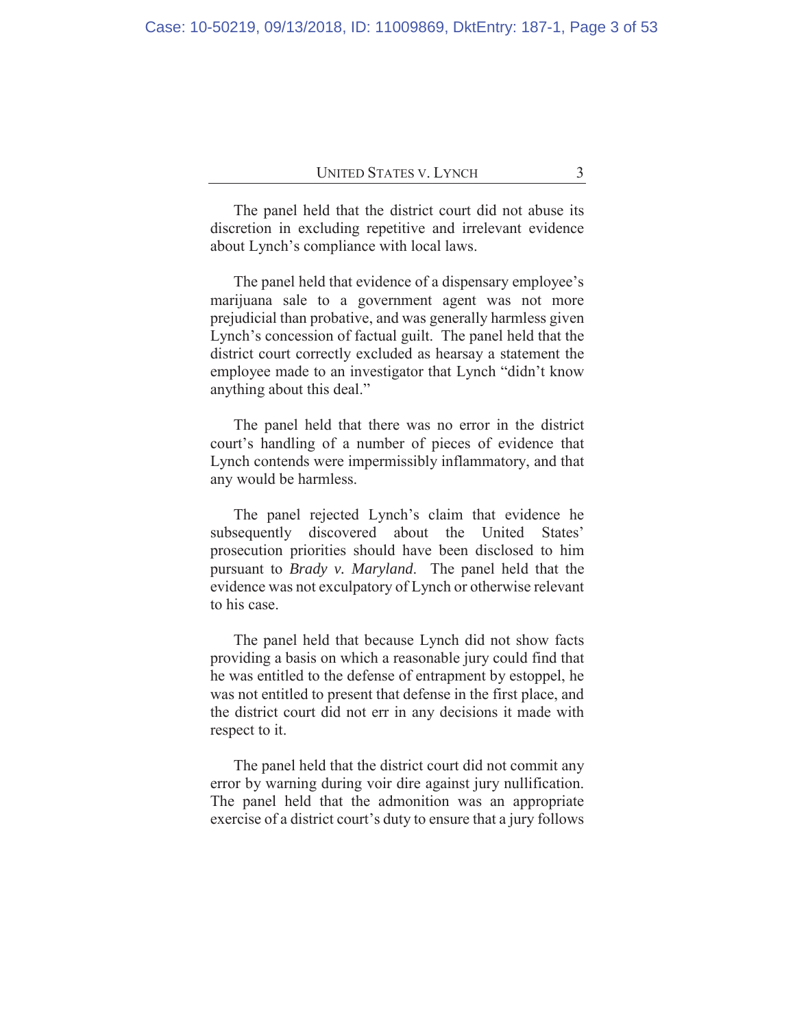The panel held that the district court did not abuse its discretion in excluding repetitive and irrelevant evidence about Lynch's compliance with local laws.

The panel held that evidence of a dispensary employee's marijuana sale to a government agent was not more prejudicial than probative, and was generally harmless given Lynch's concession of factual guilt. The panel held that the district court correctly excluded as hearsay a statement the employee made to an investigator that Lynch "didn't know anything about this deal."

The panel held that there was no error in the district court's handling of a number of pieces of evidence that Lynch contends were impermissibly inflammatory, and that any would be harmless.

The panel rejected Lynch's claim that evidence he subsequently discovered about the United States' prosecution priorities should have been disclosed to him pursuant to *Brady v. Maryland*. The panel held that the evidence was not exculpatory of Lynch or otherwise relevant to his case.

The panel held that because Lynch did not show facts providing a basis on which a reasonable jury could find that he was entitled to the defense of entrapment by estoppel, he was not entitled to present that defense in the first place, and the district court did not err in any decisions it made with respect to it.

The panel held that the district court did not commit any error by warning during voir dire against jury nullification. The panel held that the admonition was an appropriate exercise of a district court's duty to ensure that a jury follows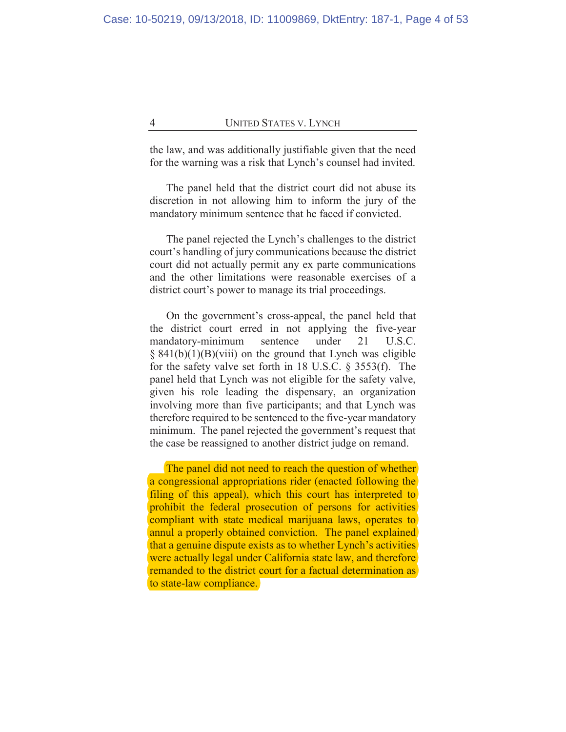the law, and was additionally justifiable given that the need for the warning was a risk that Lynch's counsel had invited.

The panel held that the district court did not abuse its discretion in not allowing him to inform the jury of the mandatory minimum sentence that he faced if convicted.

The panel rejected the Lynch's challenges to the district court's handling of jury communications because the district court did not actually permit any ex parte communications and the other limitations were reasonable exercises of a district court's power to manage its trial proceedings.

On the government's cross-appeal, the panel held that the district court erred in not applying the five-year mandatory-minimum sentence under 21 U.S.C. § 841(b)(1)(B)(viii) on the ground that Lynch was eligible for the safety valve set forth in 18 U.S.C. § 3553(f). The panel held that Lynch was not eligible for the safety valve, given his role leading the dispensary, an organization involving more than five participants; and that Lynch was therefore required to be sentenced to the five-year mandatory minimum. The panel rejected the government's request that the case be reassigned to another district judge on remand.

The panel did not need to reach the question of whether a congressional appropriations rider (enacted following the filing of this appeal), which this court has interpreted to prohibit the federal prosecution of persons for activities compliant with state medical marijuana laws, operates to annul a properly obtained conviction. The panel explained that a genuine dispute exists as to whether Lynch's activities were actually legal under California state law, and therefore remanded to the district court for a factual determination as to state-law compliance.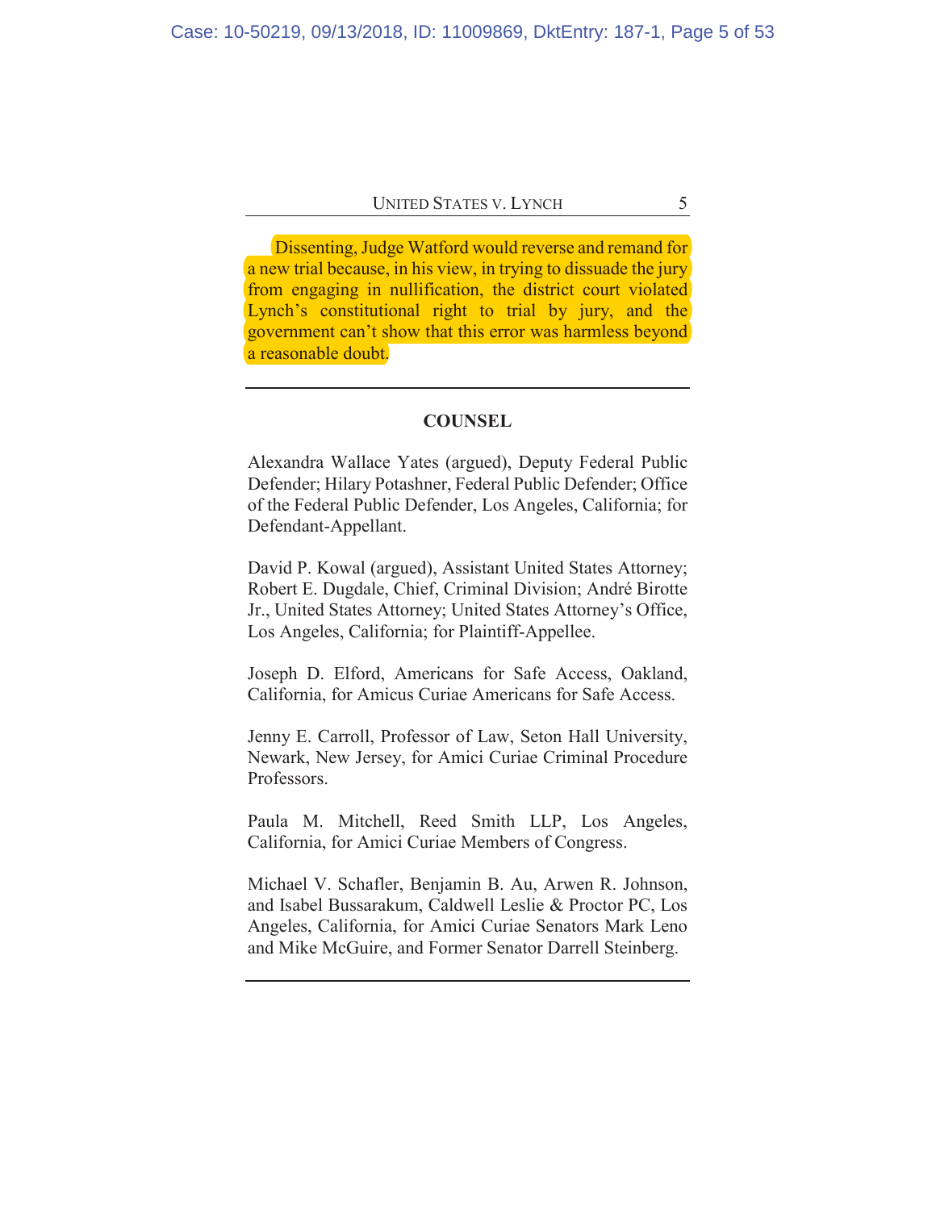Dissenting, Judge Watford would reverse and remand for a new trial because, in his view, in trying to dissuade the jury from engaging in nullification, the district court violated Lynch's constitutional right to trial by jury, and the government can't show that this error was harmless beyond a reasonable doubt.

---

**COUNSEL**

Alexandra Wallace Yates (argued), Deputy Federal Public Defender; Hilary Potashner, Federal Public Defender; Office of the Federal Public Defender, Los Angeles, California; for Defendant-Appellant.

David P. Kowal (argued), Assistant United States Attorney; Robert E. Dugdale, Chief, Criminal Division; André Birotte Jr., United States Attorney; United States Attorney's Office, Los Angeles, California; for Plaintiff-Appellee.

Joseph D. Elford, Americans for Safe Access, Oakland, California, for Amicus Curiae Americans for Safe Access.

Jenny E. Carroll, Professor of Law, Seton Hall University, Newark, New Jersey, for Amici Curiae Criminal Procedure Professors.

Paula M. Mitchell, Reed Smith LLP, Los Angeles, California, for Amici Curiae Members of Congress.

Michael V. Schafler, Benjamin B. Au, Arwen R. Johnson, and Isabel Bussarakum, Caldwell Leslie & Proctor PC, Los Angeles, California, for Amici Curiae Senators Mark Leno and Mike McGuire, and Former Senator Darrell Steinberg.

---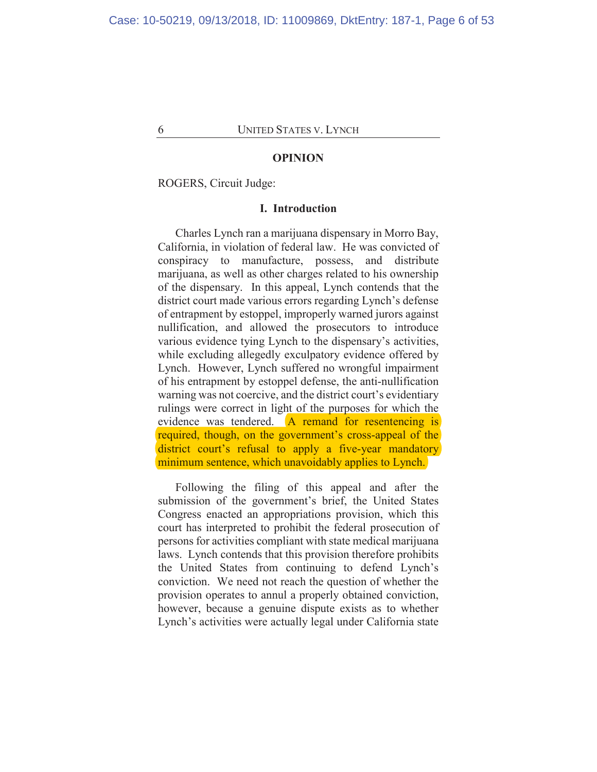## OPINION

ROGERS, Circuit Judge:

### I. Introduction

Charles Lynch ran a marijuana dispensary in Morro Bay, California, in violation of federal law. He was convicted of conspiracy to manufacture, possess, and distribute marijuana, as well as other charges related to his ownership of the dispensary. In this appeal, Lynch contends that the district court made various errors regarding Lynch's defense of entrapment by estoppel, improperly warned jurors against nullification, and allowed the prosecutors to introduce various evidence tying Lynch to the dispensary's activities, while excluding allegedly exculpatory evidence offered by Lynch. However, Lynch suffered no wrongful impairment of his entrapment by estoppel defense, the anti-nullification warning was not coercive, and the district court's evidentiary rulings were correct in light of the purposes for which the evidence was tendered. A remand for resentencing is required, though, on the government's cross-appeal of the district court's refusal to apply a five-year mandatory minimum sentence, which unavoidably applies to Lynch.

Following the filing of this appeal and after the submission of the government's brief, the United States Congress enacted an appropriations provision, which this court has interpreted to prohibit the federal prosecution of persons for activities compliant with state medical marijuana laws. Lynch contends that this provision therefore prohibits the United States from continuing to defend Lynch's conviction. We need not reach the question of whether the provision operates to annul a properly obtained conviction, however, because a genuine dispute exists as to whether Lynch's activities were actually legal under California state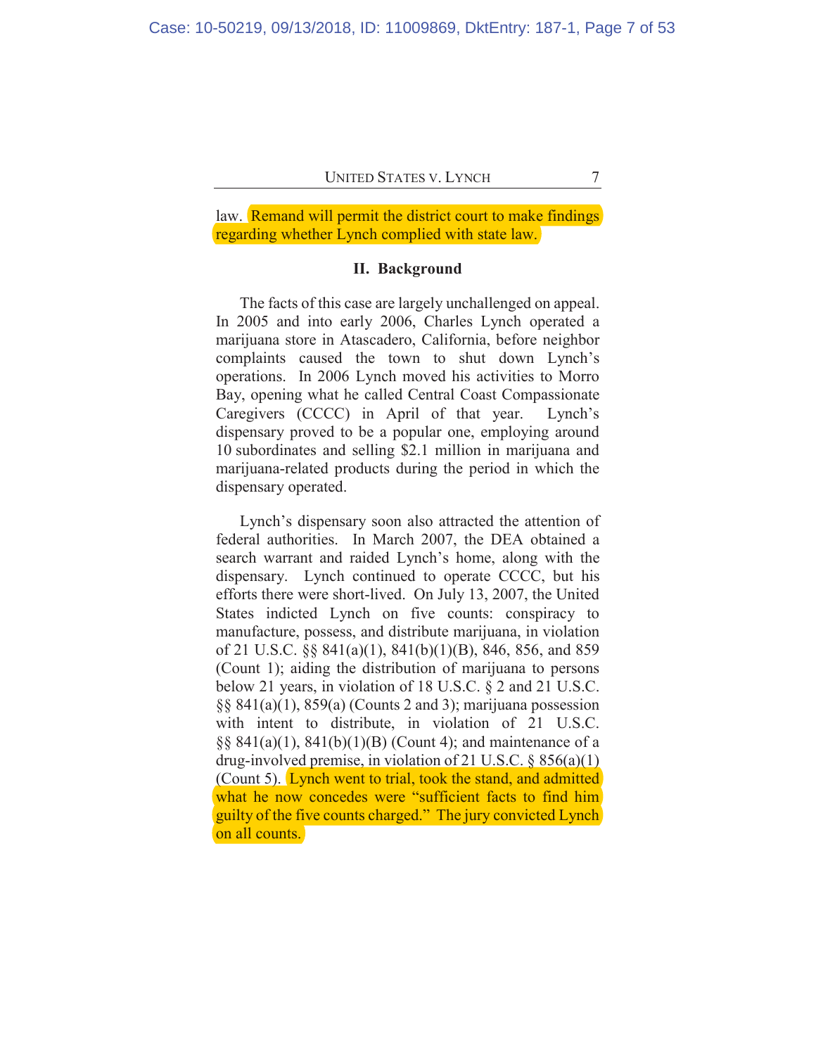law. Remand will permit the district court to make findings regarding whether Lynch complied with state law.

## II. Background

The facts of this case are largely unchallenged on appeal. In 2005 and into early 2006, Charles Lynch operated a marijuana store in Atascadero, California, before neighbor complaints caused the town to shut down Lynch's operations. In 2006 Lynch moved his activities to Morro Bay, opening what he called Central Coast Compassionate Caregivers (CCCC) in April of that year. Lynch's dispensary proved to be a popular one, employing around 10 subordinates and selling $2.1 million in marijuana and marijuana-related products during the period in which the dispensary operated.

Lynch's dispensary soon also attracted the attention of federal authorities. In March 2007, the DEA obtained a search warrant and raided Lynch's home, along with the dispensary. Lynch continued to operate CCCC, but his efforts there were short-lived. On July 13, 2007, the United States indicted Lynch on five counts: conspiracy to manufacture, possess, and distribute marijuana, in violation of 21 U.S.C. §§ 841(a)(1), 841(b)(1)(B), 846, 856, and 859 (Count 1); aiding the distribution of marijuana to persons below 21 years, in violation of 18 U.S.C. § 2 and 21 U.S.C. §§ 841(a)(1), 859(a) (Counts 2 and 3); marijuana possession with intent to distribute, in violation of 21 U.S.C. §§ 841(a)(1), 841(b)(1)(B) (Count 4); and maintenance of a drug-involved premise, in violation of 21 U.S.C. § 856(a)(1) (Count 5). Lynch went to trial, took the stand, and admitted what he now concedes were "sufficient facts to find him guilty of the five counts charged." The jury convicted Lynch on all counts.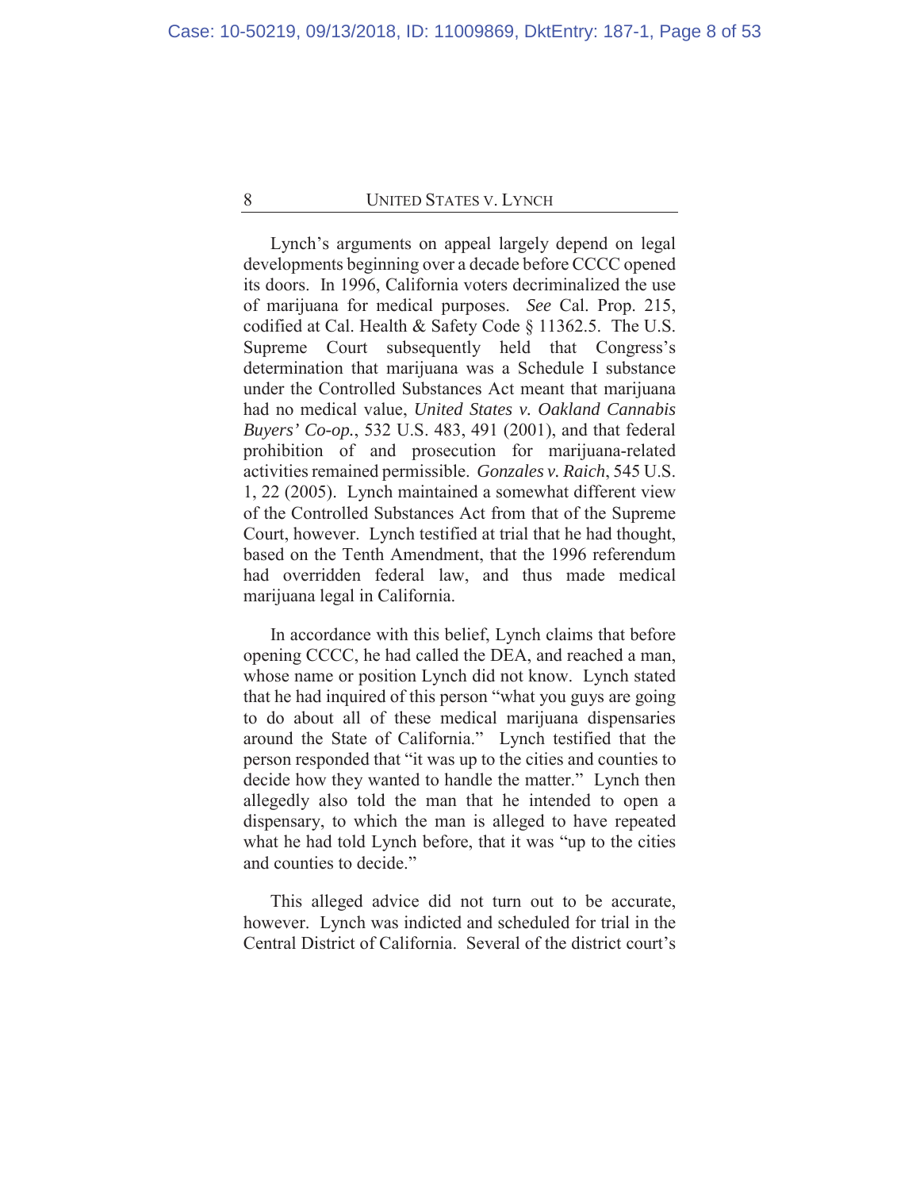Lynch's arguments on appeal largely depend on legal developments beginning over a decade before CCCC opened its doors. In 1996, California voters decriminalized the use of marijuana for medical purposes. *See* Cal. Prop. 215, codified at Cal. Health & Safety Code § 11362.5. The U.S. Supreme Court subsequently held that Congress's determination that marijuana was a Schedule I substance under the Controlled Substances Act meant that marijuana had no medical value, *United States v. Oakland Cannabis Buyers' Co-op.*, 532 U.S. 483, 491 (2001), and that federal prohibition of and prosecution for marijuana-related activities remained permissible. *Gonzales v. Raich*, 545 U.S. 1, 22 (2005). Lynch maintained a somewhat different view of the Controlled Substances Act from that of the Supreme Court, however. Lynch testified at trial that he had thought, based on the Tenth Amendment, that the 1996 referendum had overridden federal law, and thus made medical marijuana legal in California.

In accordance with this belief, Lynch claims that before opening CCCC, he had called the DEA, and reached a man, whose name or position Lynch did not know. Lynch stated that he had inquired of this person "what you guys are going to do about all of these medical marijuana dispensaries around the State of California." Lynch testified that the person responded that "it was up to the cities and counties to decide how they wanted to handle the matter." Lynch then allegedly also told the man that he intended to open a dispensary, to which the man is alleged to have repeated what he had told Lynch before, that it was "up to the cities and counties to decide."

This alleged advice did not turn out to be accurate, however. Lynch was indicted and scheduled for trial in the Central District of California. Several of the district court's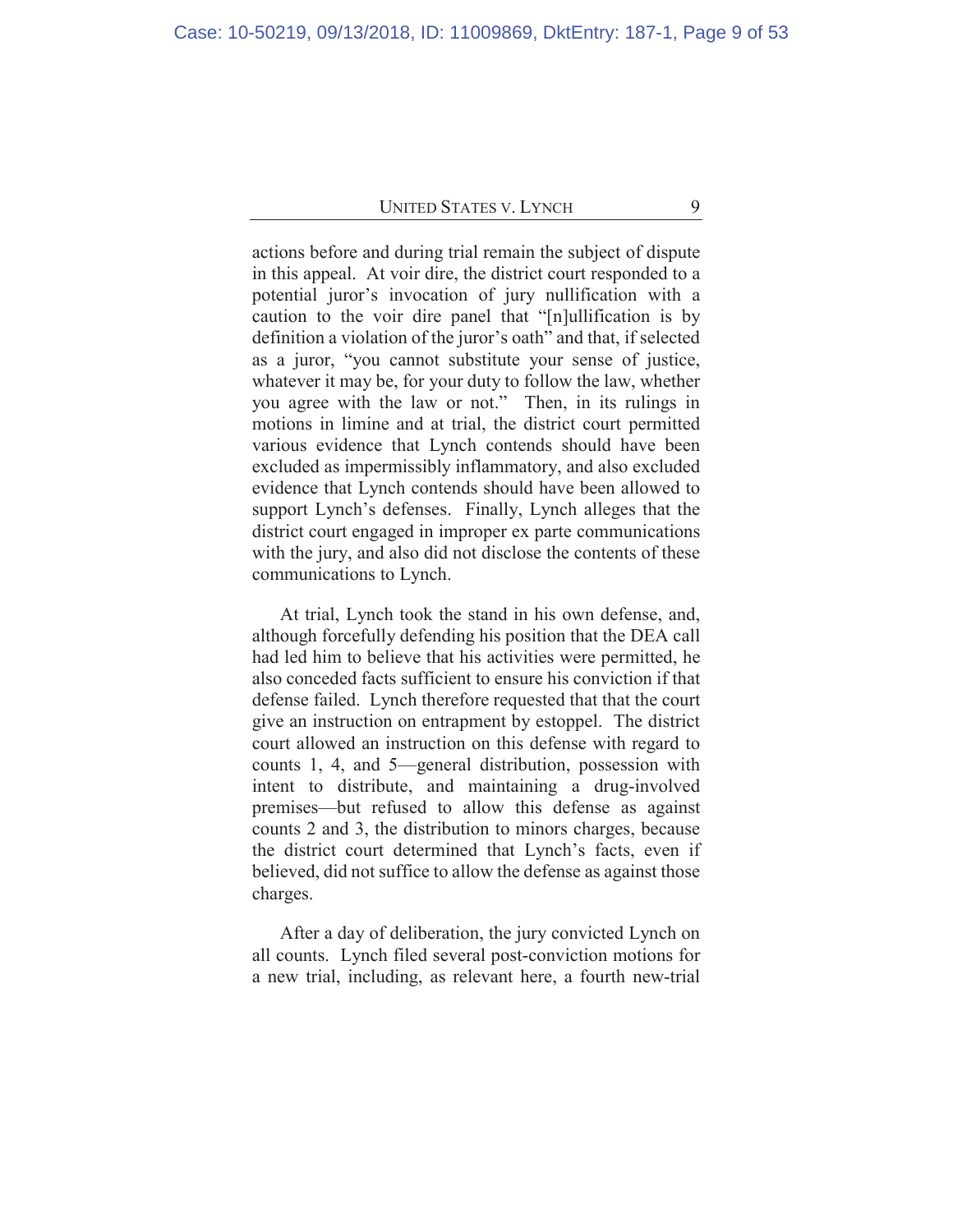actions before and during trial remain the subject of dispute in this appeal. At voir dire, the district court responded to a potential juror's invocation of jury nullification with a caution to the voir dire panel that "[n]ullification is by definition a violation of the juror's oath" and that, if selected as a juror, "you cannot substitute your sense of justice, whatever it may be, for your duty to follow the law, whether you agree with the law or not." Then, in its rulings in motions in limine and at trial, the district court permitted various evidence that Lynch contends should have been excluded as impermissibly inflammatory, and also excluded evidence that Lynch contends should have been allowed to support Lynch's defenses. Finally, Lynch alleges that the district court engaged in improper ex parte communications with the jury, and also did not disclose the contents of these communications to Lynch.

At trial, Lynch took the stand in his own defense, and, although forcefully defending his position that the DEA call had led him to believe that his activities were permitted, he also conceded facts sufficient to ensure his conviction if that defense failed. Lynch therefore requested that that the court give an instruction on entrapment by estoppel. The district court allowed an instruction on this defense with regard to counts 1, 4, and 5—general distribution, possession with intent to distribute, and maintaining a drug-involved premises—but refused to allow this defense as against counts 2 and 3, the distribution to minors charges, because the district court determined that Lynch's facts, even if believed, did not suffice to allow the defense as against those charges.

After a day of deliberation, the jury convicted Lynch on all counts. Lynch filed several post-conviction motions for a new trial, including, as relevant here, a fourth new-trial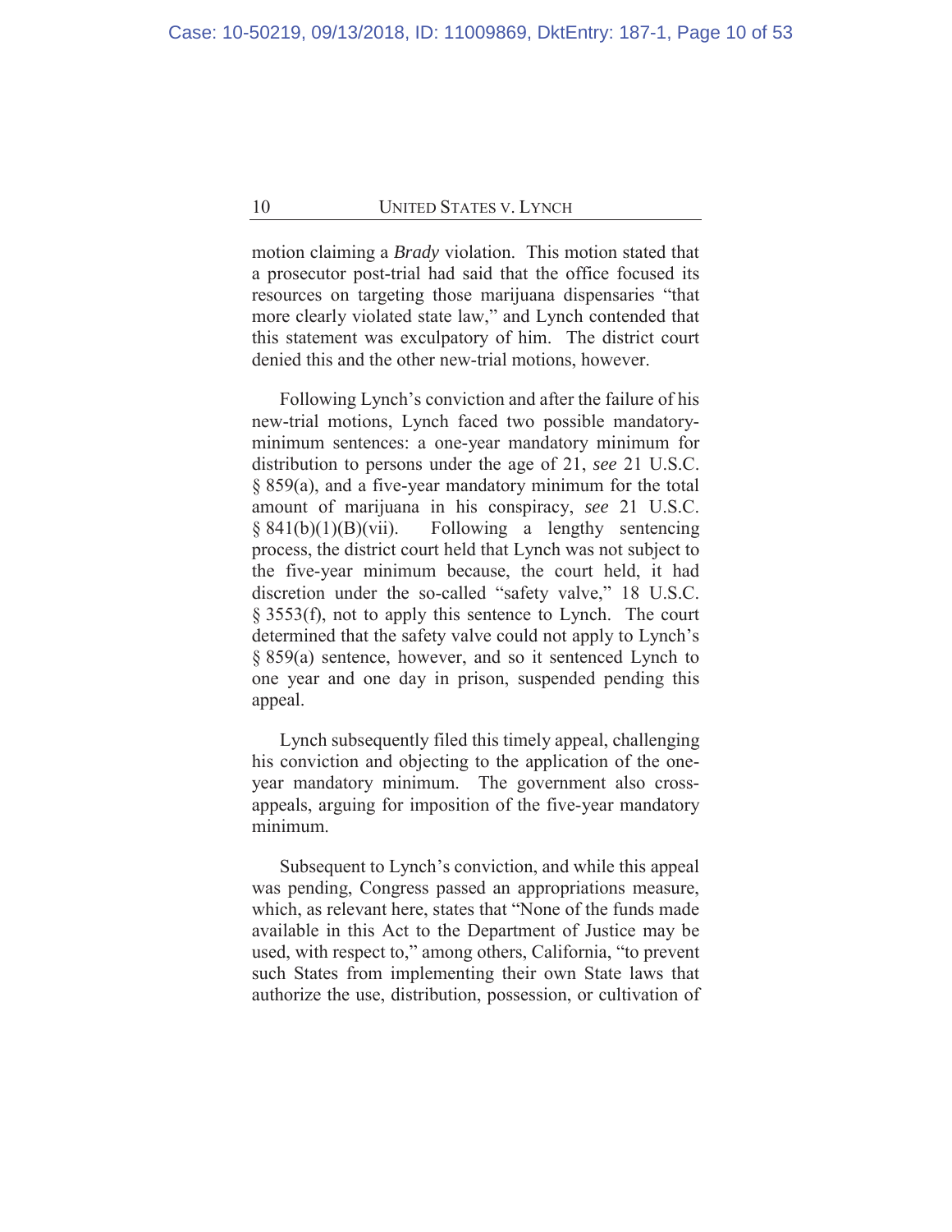motion claiming a *Brady* violation. This motion stated that a prosecutor post-trial had said that the office focused its resources on targeting those marijuana dispensaries "that more clearly violated state law," and Lynch contended that this statement was exculpatory of him. The district court denied this and the other new-trial motions, however.

Following Lynch's conviction and after the failure of his new-trial motions, Lynch faced two possible mandatory-minimum sentences: a one-year mandatory minimum for distribution to persons under the age of 21, *see* 21 U.S.C. § 859(a), and a five-year mandatory minimum for the total amount of marijuana in his conspiracy, *see* 21 U.S.C. § 841(b)(1)(B)(vii). Following a lengthy sentencing process, the district court held that Lynch was not subject to the five-year minimum because, the court held, it had discretion under the so-called "safety valve," 18 U.S.C. § 3553(f), not to apply this sentence to Lynch. The court determined that the safety valve could not apply to Lynch's § 859(a) sentence, however, and so it sentenced Lynch to one year and one day in prison, suspended pending this appeal.

Lynch subsequently filed this timely appeal, challenging his conviction and objecting to the application of the one-year mandatory minimum. The government also cross-appeals, arguing for imposition of the five-year mandatory minimum.

Subsequent to Lynch's conviction, and while this appeal was pending, Congress passed an appropriations measure, which, as relevant here, states that "None of the funds made available in this Act to the Department of Justice may be used, with respect to," among others, California, "to prevent such States from implementing their own State laws that authorize the use, distribution, possession, or cultivation of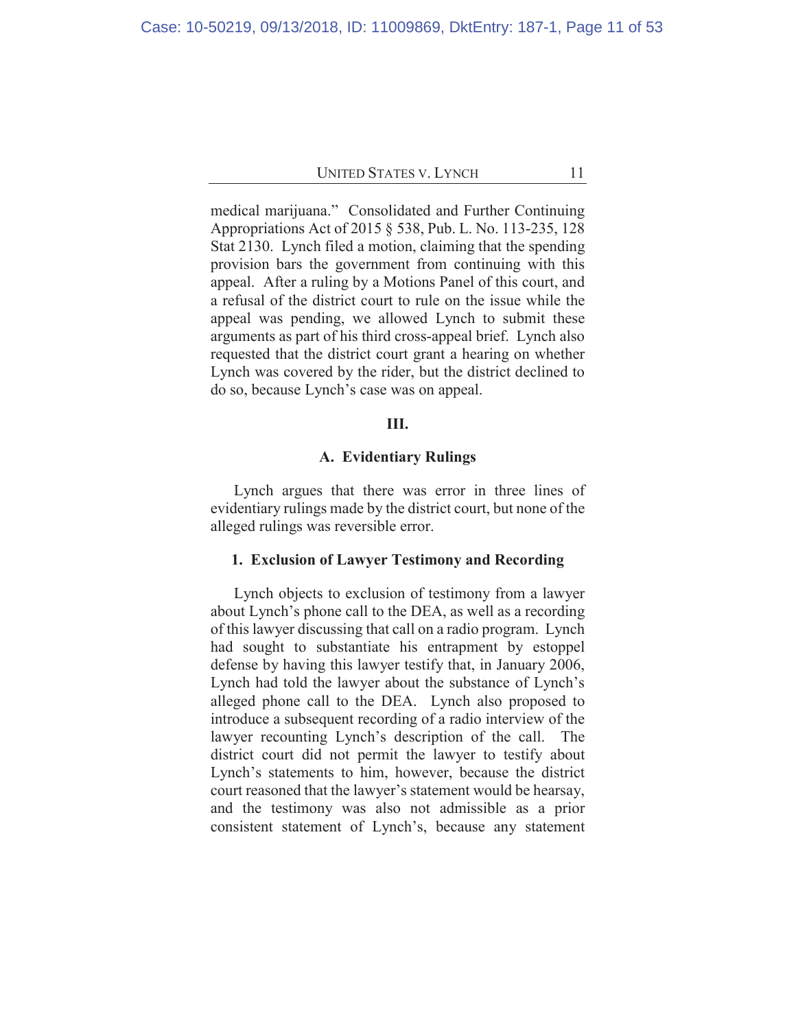medical marijuana." Consolidated and Further Continuing Appropriations Act of 2015 § 538, Pub. L. No. 113-235, 128 Stat 2130. Lynch filed a motion, claiming that the spending provision bars the government from continuing with this appeal. After a ruling by a Motions Panel of this court, and a refusal of the district court to rule on the issue while the appeal was pending, we allowed Lynch to submit these arguments as part of his third cross-appeal brief. Lynch also requested that the district court grant a hearing on whether Lynch was covered by the rider, but the district declined to do so, because Lynch's case was on appeal.

## III.

### A. Evidentiary Rulings

Lynch argues that there was error in three lines of evidentiary rulings made by the district court, but none of the alleged rulings was reversible error.

#### 1. Exclusion of Lawyer Testimony and Recording

Lynch objects to exclusion of testimony from a lawyer about Lynch's phone call to the DEA, as well as a recording of this lawyer discussing that call on a radio program. Lynch had sought to substantiate his entrapment by estoppel defense by having this lawyer testify that, in January 2006, Lynch had told the lawyer about the substance of Lynch's alleged phone call to the DEA. Lynch also proposed to introduce a subsequent recording of a radio interview of the lawyer recounting Lynch's description of the call. The district court did not permit the lawyer to testify about Lynch's statements to him, however, because the district court reasoned that the lawyer's statement would be hearsay, and the testimony was also not admissible as a prior consistent statement of Lynch's, because any statement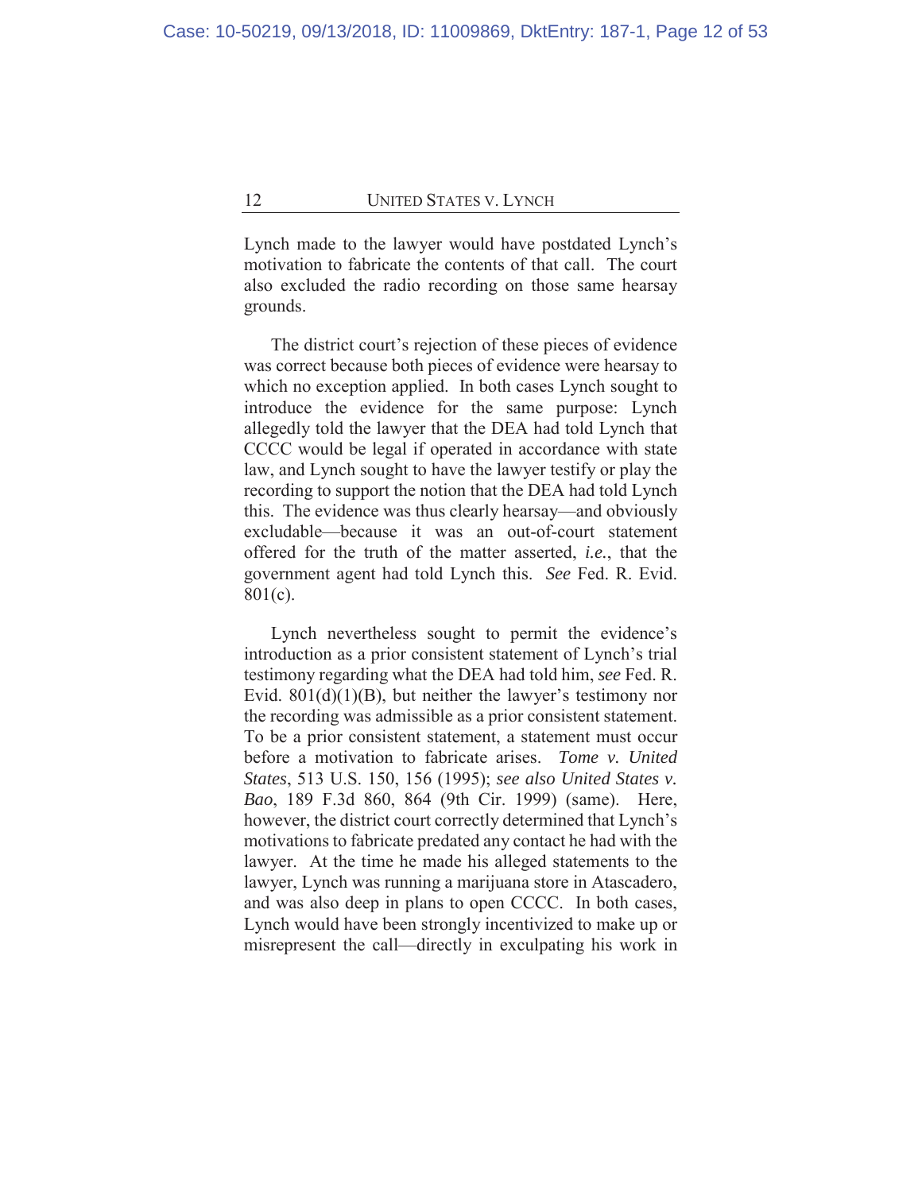Lynch made to the lawyer would have postdated Lynch's motivation to fabricate the contents of that call. The court also excluded the radio recording on those same hearsay grounds.

The district court's rejection of these pieces of evidence was correct because both pieces of evidence were hearsay to which no exception applied. In both cases Lynch sought to introduce the evidence for the same purpose: Lynch allegedly told the lawyer that the DEA had told Lynch that CCCC would be legal if operated in accordance with state law, and Lynch sought to have the lawyer testify or play the recording to support the notion that the DEA had told Lynch this. The evidence was thus clearly hearsay—and obviously excludable—because it was an out-of-court statement offered for the truth of the matter asserted, *i.e.*, that the government agent had told Lynch this. *See* Fed. R. Evid. 801(c).

Lynch nevertheless sought to permit the evidence's introduction as a prior consistent statement of Lynch's trial testimony regarding what the DEA had told him, *see* Fed. R. Evid. 801(d)(1)(B), but neither the lawyer's testimony nor the recording was admissible as a prior consistent statement. To be a prior consistent statement, a statement must occur before a motivation to fabricate arises. *Tome v. United States*, 513 U.S. 150, 156 (1995); *see also United States v. Bao*, 189 F.3d 860, 864 (9th Cir. 1999) (same). Here, however, the district court correctly determined that Lynch's motivations to fabricate predated any contact he had with the lawyer. At the time he made his alleged statements to the lawyer, Lynch was running a marijuana store in Atascadero, and was also deep in plans to open CCCC. In both cases, Lynch would have been strongly incentivized to make up or misrepresent the call—directly in exculpating his work in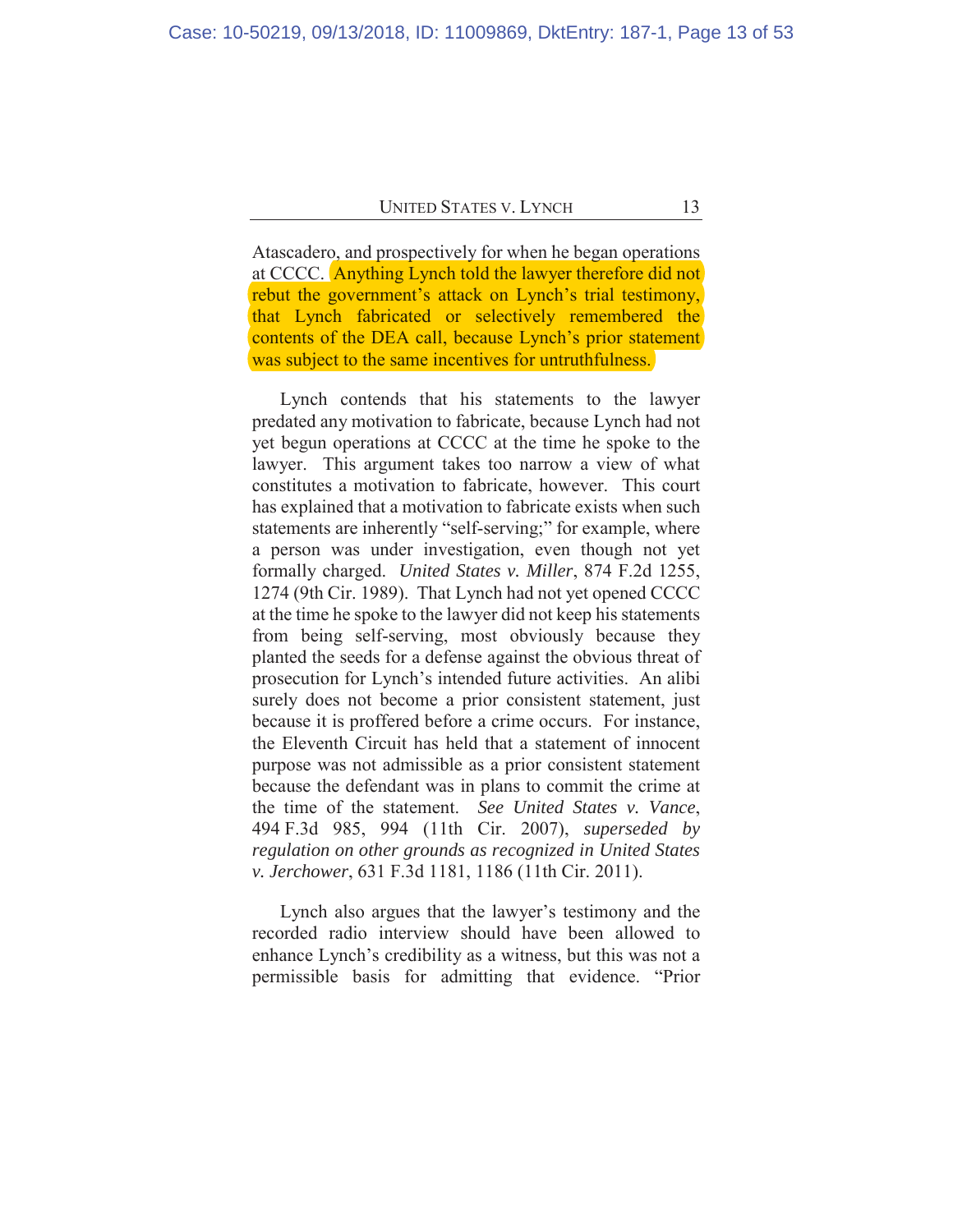Atascadero, and prospectively for when he began operations at CCCC. Anything Lynch told the lawyer therefore did not rebut the government's attack on Lynch's trial testimony, that Lynch fabricated or selectively remembered the contents of the DEA call, because Lynch's prior statement was subject to the same incentives for untruthfulness.

Lynch contends that his statements to the lawyer predated any motivation to fabricate, because Lynch had not yet begun operations at CCCC at the time he spoke to the lawyer. This argument takes too narrow a view of what constitutes a motivation to fabricate, however. This court has explained that a motivation to fabricate exists when such statements are inherently "self-serving;" for example, where a person was under investigation, even though not yet formally charged. *United States v. Miller*, 874 F.2d 1255, 1274 (9th Cir. 1989). That Lynch had not yet opened CCCC at the time he spoke to the lawyer did not keep his statements from being self-serving, most obviously because they planted the seeds for a defense against the obvious threat of prosecution for Lynch's intended future activities. An alibi surely does not become a prior consistent statement, just because it is proffered before a crime occurs. For instance, the Eleventh Circuit has held that a statement of innocent purpose was not admissible as a prior consistent statement because the defendant was in plans to commit the crime at the time of the statement. *See United States v. Vance*, 494 F.3d 985, 994 (11th Cir. 2007), *superseded by regulation on other grounds as recognized in United States v. Jerchower*, 631 F.3d 1181, 1186 (11th Cir. 2011).

Lynch also argues that the lawyer's testimony and the recorded radio interview should have been allowed to enhance Lynch's credibility as a witness, but this was not a permissible basis for admitting that evidence. "Prior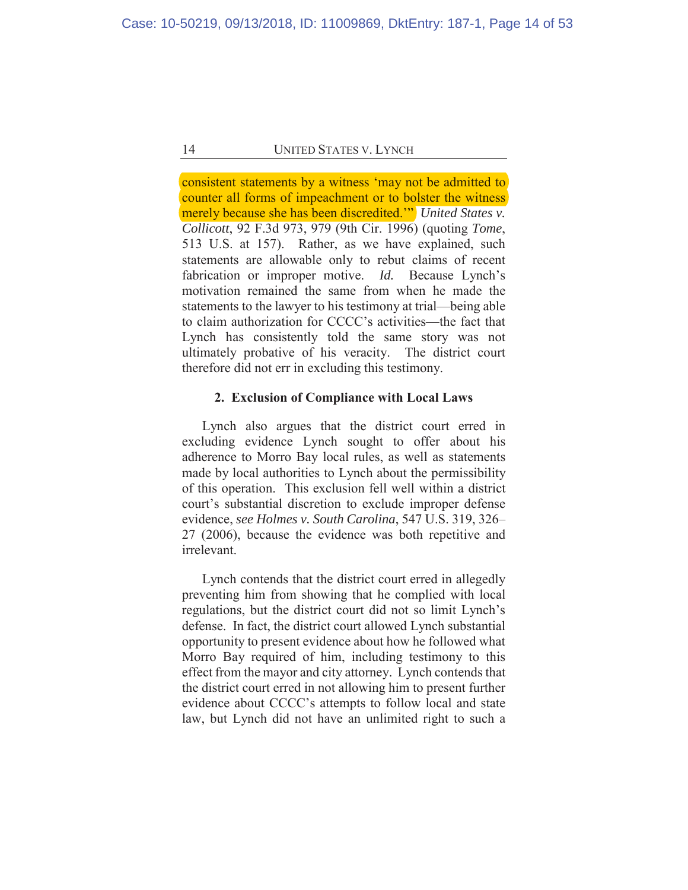consistent statements by a witness 'may not be admitted to counter all forms of impeachment or to bolster the witness merely because she has been discredited.'" *United States v. Collicott*, 92 F.3d 973, 979 (9th Cir. 1996) (quoting *Tome*, 513 U.S. at 157). Rather, as we have explained, such statements are allowable only to rebut claims of recent fabrication or improper motive. *Id.* Because Lynch's motivation remained the same from when he made the statements to the lawyer to his testimony at trial—being able to claim authorization for CCCC's activities—the fact that Lynch has consistently told the same story was not ultimately probative of his veracity. The district court therefore did not err in excluding this testimony.

#### 2. Exclusion of Compliance with Local Laws

Lynch also argues that the district court erred in excluding evidence Lynch sought to offer about his adherence to Morro Bay local rules, as well as statements made by local authorities to Lynch about the permissibility of this operation. This exclusion fell well within a district court's substantial discretion to exclude improper defense evidence, *see Holmes v. South Carolina*, 547 U.S. 319, 326–27 (2006), because the evidence was both repetitive and irrelevant.

Lynch contends that the district court erred in allegedly preventing him from showing that he complied with local regulations, but the district court did not so limit Lynch's defense. In fact, the district court allowed Lynch substantial opportunity to present evidence about how he followed what Morro Bay required of him, including testimony to this effect from the mayor and city attorney. Lynch contends that the district court erred in not allowing him to present further evidence about CCCC's attempts to follow local and state law, but Lynch did not have an unlimited right to such a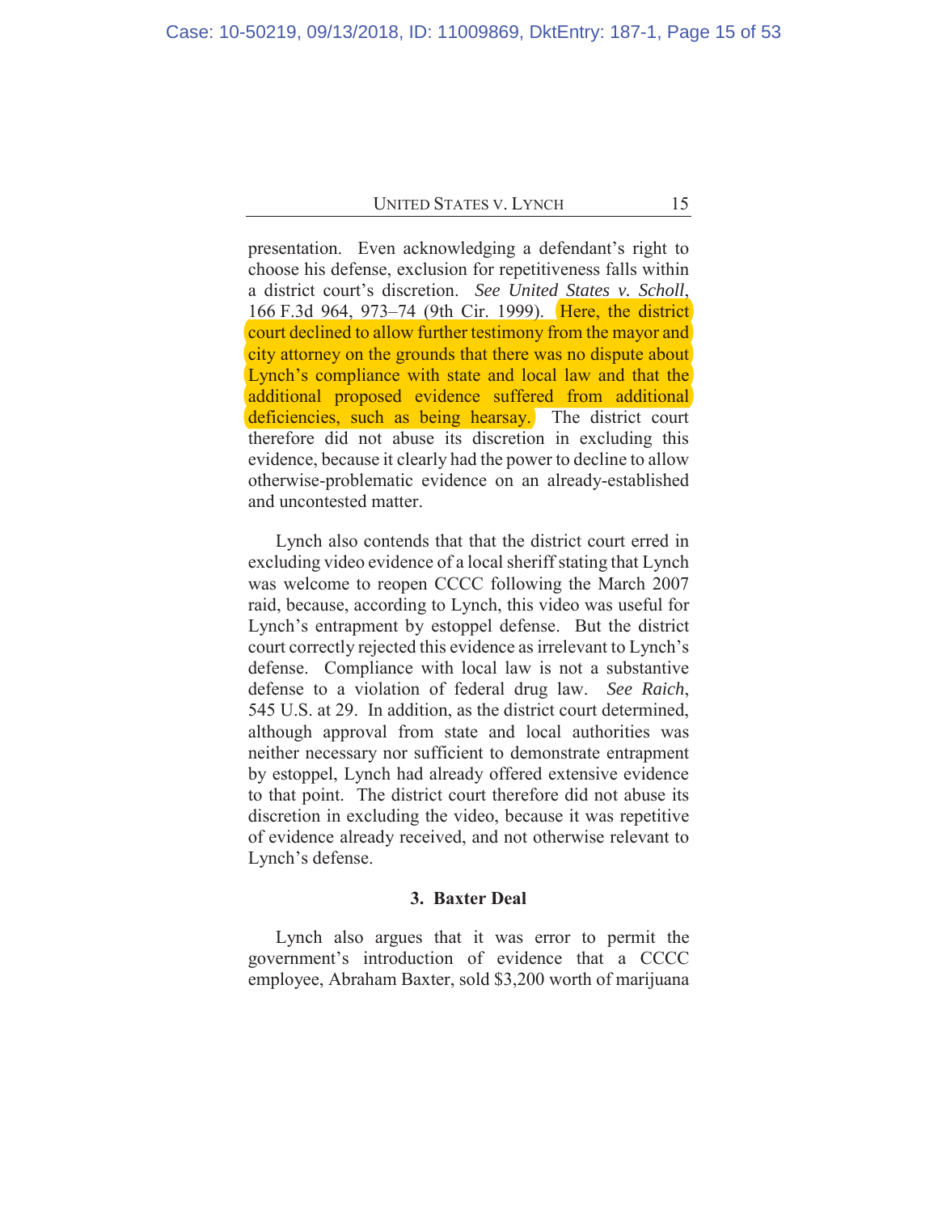presentation. Even acknowledging a defendant's right to choose his defense, exclusion for repetitiveness falls within a district court's discretion. *See United States v. Scholl*, 166 F.3d 964, 973–74 (9th Cir. 1999). Here, the district court declined to allow further testimony from the mayor and city attorney on the grounds that there was no dispute about Lynch's compliance with state and local law and that the additional proposed evidence suffered from additional deficiencies, such as being hearsay. The district court therefore did not abuse its discretion in excluding this evidence, because it clearly had the power to decline to allow otherwise-problematic evidence on an already-established and uncontested matter.

Lynch also contends that that the district court erred in excluding video evidence of a local sheriff stating that Lynch was welcome to reopen CCCC following the March 2007 raid, because, according to Lynch, this video was useful for Lynch's entrapment by estoppel defense. But the district court correctly rejected this evidence as irrelevant to Lynch's defense. Compliance with local law is not a substantive defense to a violation of federal drug law. *See Raich*, 545 U.S. at 29. In addition, as the district court determined, although approval from state and local authorities was neither necessary nor sufficient to demonstrate entrapment by estoppel, Lynch had already offered extensive evidence to that point. The district court therefore did not abuse its discretion in excluding the video, because it was repetitive of evidence already received, and not otherwise relevant to Lynch's defense.

### 3. Baxter Deal

Lynch also argues that it was error to permit the government's introduction of evidence that a CCCC employee, Abraham Baxter, sold $3,200 worth of marijuana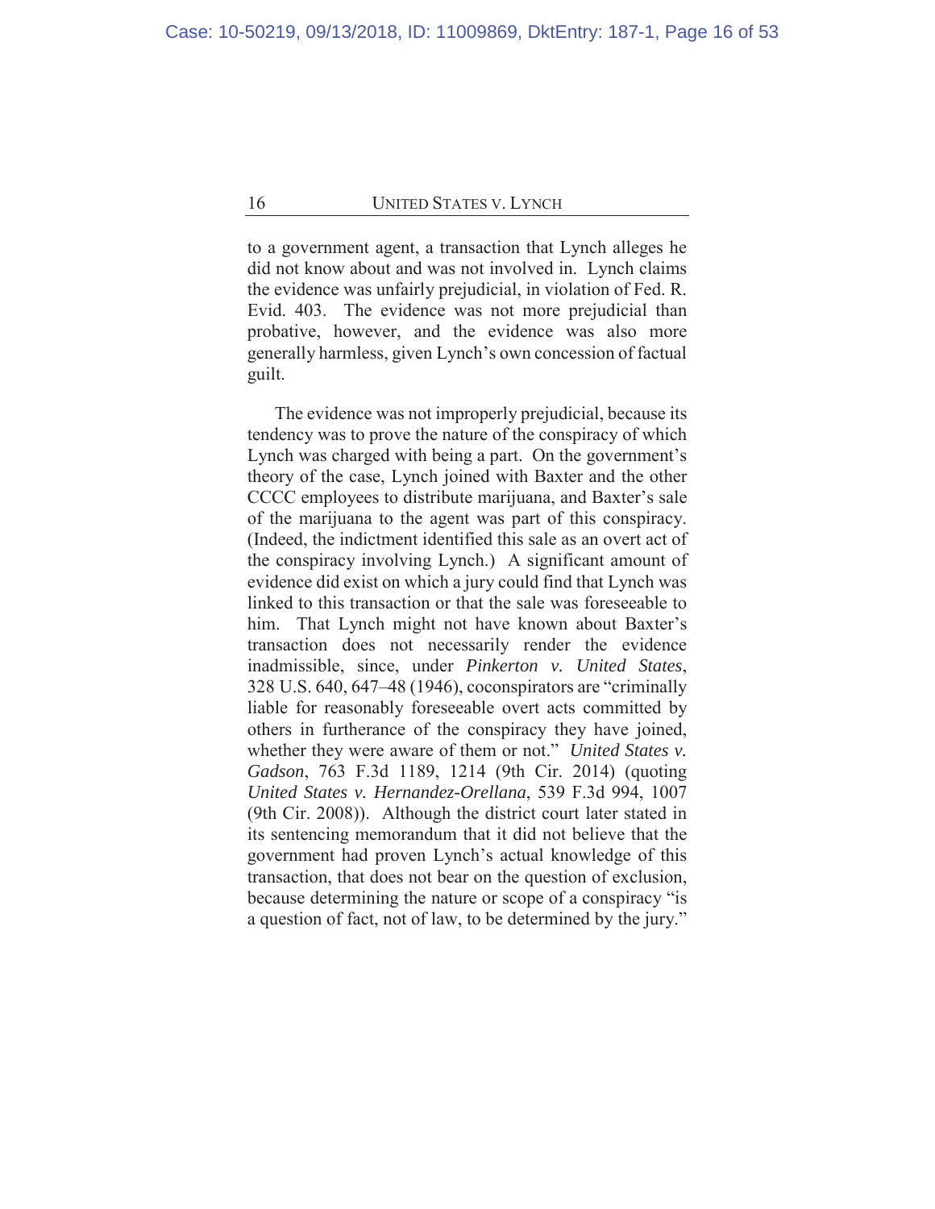to a government agent, a transaction that Lynch alleges he did not know about and was not involved in. Lynch claims the evidence was unfairly prejudicial, in violation of Fed. R. Evid. 403. The evidence was not more prejudicial than probative, however, and the evidence was also more generally harmless, given Lynch's own concession of factual guilt.

The evidence was not improperly prejudicial, because its tendency was to prove the nature of the conspiracy of which Lynch was charged with being a part. On the government's theory of the case, Lynch joined with Baxter and the other CCCC employees to distribute marijuana, and Baxter's sale of the marijuana to the agent was part of this conspiracy. (Indeed, the indictment identified this sale as an overt act of the conspiracy involving Lynch.) A significant amount of evidence did exist on which a jury could find that Lynch was linked to this transaction or that the sale was foreseeable to him. That Lynch might not have known about Baxter's transaction does not necessarily render the evidence inadmissible, since, under *Pinkerton v. United States*, 328 U.S. 640, 647–48 (1946), coconspirators are "criminally liable for reasonably foreseeable overt acts committed by others in furtherance of the conspiracy they have joined, whether they were aware of them or not." *United States v. Gadson*, 763 F.3d 1189, 1214 (9th Cir. 2014) (quoting *United States v. Hernandez-Orellana*, 539 F.3d 994, 1007 (9th Cir. 2008)). Although the district court later stated in its sentencing memorandum that it did not believe that the government had proven Lynch's actual knowledge of this transaction, that does not bear on the question of exclusion, because determining the nature or scope of a conspiracy "is a question of fact, not of law, to be determined by the jury."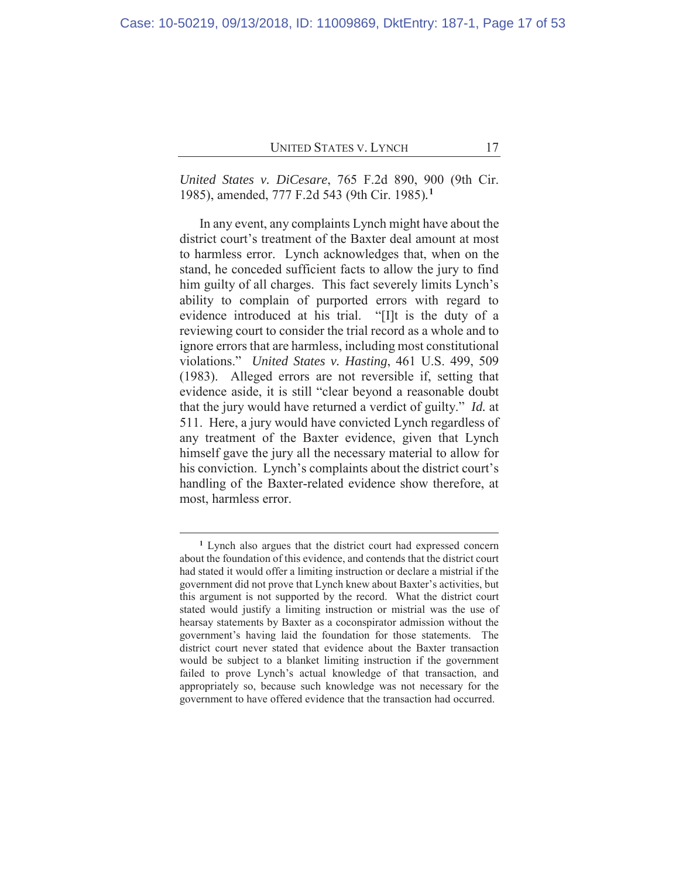*United States v. DiCesare*, 765 F.2d 890, 900 (9th Cir. 1985), amended, 777 F.2d 543 (9th Cir. 1985).[1]

In any event, any complaints Lynch might have about the district court's treatment of the Baxter deal amount at most to harmless error. Lynch acknowledges that, when on the stand, he conceded sufficient facts to allow the jury to find him guilty of all charges. This fact severely limits Lynch's ability to complain of purported errors with regard to evidence introduced at his trial. "[I]t is the duty of a reviewing court to consider the trial record as a whole and to ignore errors that are harmless, including most constitutional violations." *United States v. Hasting*, 461 U.S. 499, 509 (1983). Alleged errors are not reversible if, setting that evidence aside, it is still "clear beyond a reasonable doubt that the jury would have returned a verdict of guilty." *Id.* at 511. Here, a jury would have convicted Lynch regardless of any treatment of the Baxter evidence, given that Lynch himself gave the jury all the necessary material to allow for his conviction. Lynch's complaints about the district court's handling of the Baxter-related evidence show therefore, at most, harmless error.

---

[1] Lynch also argues that the district court had expressed concern about the foundation of this evidence, and contends that the district court had stated it would offer a limiting instruction or declare a mistrial if the government did not prove that Lynch knew about Baxter's activities, but this argument is not supported by the record. What the district court stated would justify a limiting instruction or mistrial was the use of hearsay statements by Baxter as a coconspirator admission without the government's having laid the foundation for those statements. The district court never stated that evidence about the Baxter transaction would be subject to a blanket limiting instruction if the government failed to prove Lynch's actual knowledge of that transaction, and appropriately so, because such knowledge was not necessary for the government to have offered evidence that the transaction had occurred.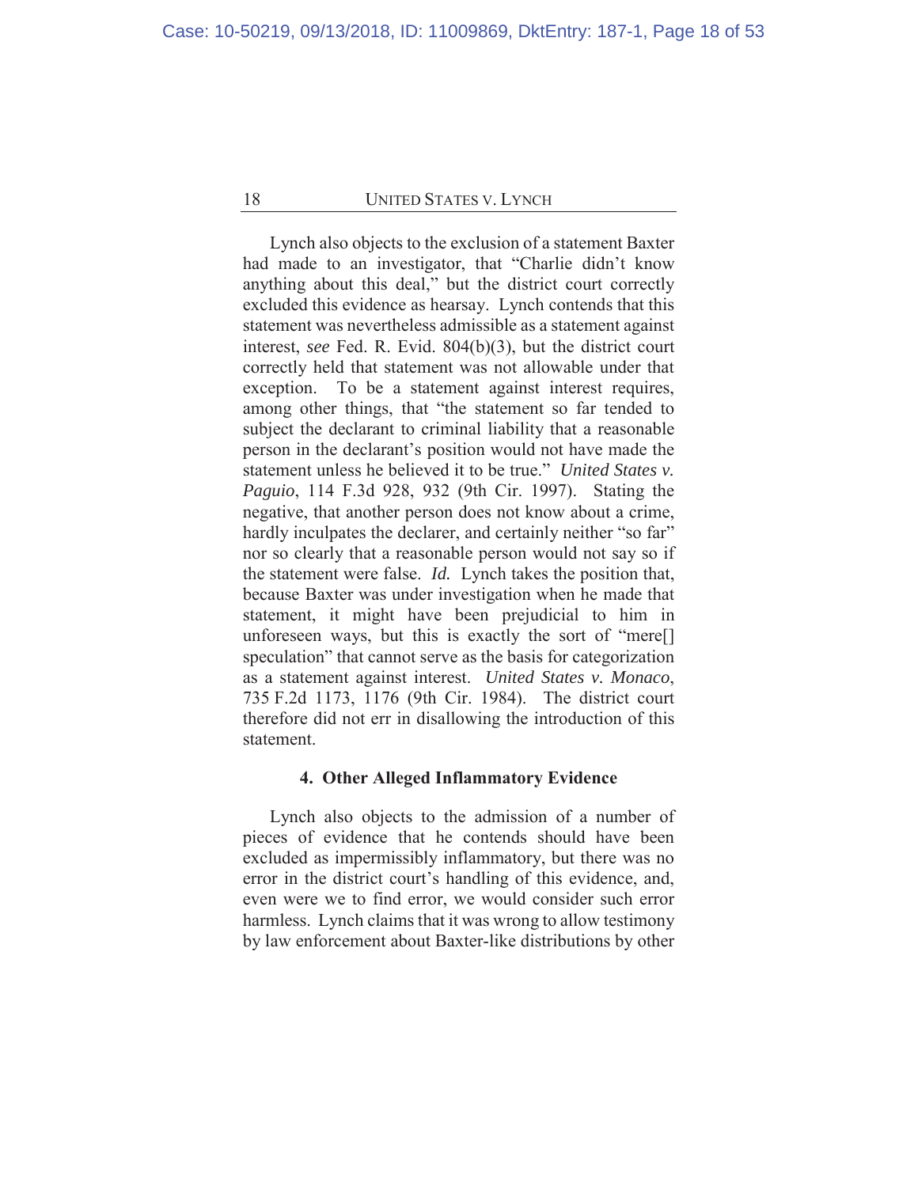Lynch also objects to the exclusion of a statement Baxter had made to an investigator, that "Charlie didn't know anything about this deal," but the district court correctly excluded this evidence as hearsay. Lynch contends that this statement was nevertheless admissible as a statement against interest, *see* Fed. R. Evid. 804(b)(3), but the district court correctly held that statement was not allowable under that exception. To be a statement against interest requires, among other things, that "the statement so far tended to subject the declarant to criminal liability that a reasonable person in the declarant's position would not have made the statement unless he believed it to be true." *United States v. Paguio*, 114 F.3d 928, 932 (9th Cir. 1997). Stating the negative, that another person does not know about a crime, hardly inculpates the declarer, and certainly neither "so far" nor so clearly that a reasonable person would not say so if the statement were false. *Id.* Lynch takes the position that, because Baxter was under investigation when he made that statement, it might have been prejudicial to him in unforeseen ways, but this is exactly the sort of "mere[] speculation" that cannot serve as the basis for categorization as a statement against interest. *United States v. Monaco*, 735 F.2d 1173, 1176 (9th Cir. 1984). The district court therefore did not err in disallowing the introduction of this statement.

#### 4. Other Alleged Inflammatory Evidence

Lynch also objects to the admission of a number of pieces of evidence that he contends should have been excluded as impermissibly inflammatory, but there was no error in the district court's handling of this evidence, and, even were we to find error, we would consider such error harmless. Lynch claims that it was wrong to allow testimony by law enforcement about Baxter-like distributions by other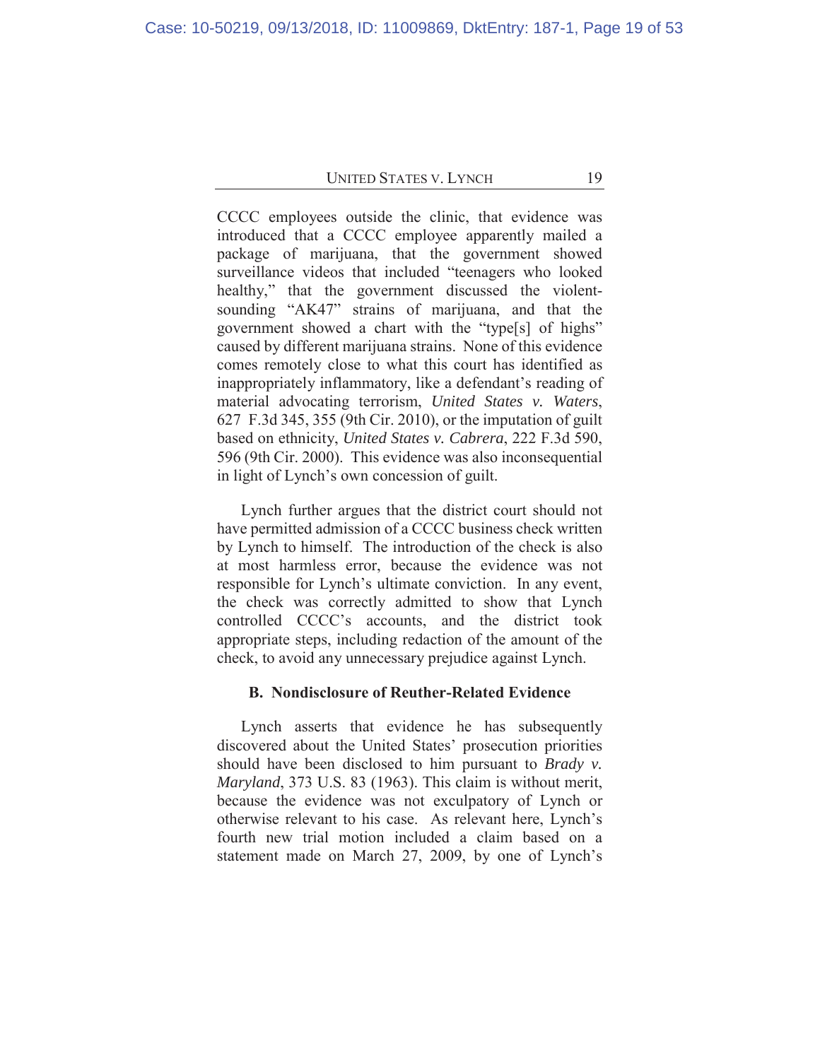CCCC employees outside the clinic, that evidence was introduced that a CCCC employee apparently mailed a package of marijuana, that the government showed surveillance videos that included "teenagers who looked healthy," that the government discussed the violent-sounding "AK47" strains of marijuana, and that the government showed a chart with the "type[s] of highs" caused by different marijuana strains. None of this evidence comes remotely close to what this court has identified as inappropriately inflammatory, like a defendant's reading of material advocating terrorism, *United States v. Waters*, 627 F.3d 345, 355 (9th Cir. 2010), or the imputation of guilt based on ethnicity, *United States v. Cabrera*, 222 F.3d 590, 596 (9th Cir. 2000). This evidence was also inconsequential in light of Lynch's own concession of guilt.

Lynch further argues that the district court should not have permitted admission of a CCCC business check written by Lynch to himself. The introduction of the check is also at most harmless error, because the evidence was not responsible for Lynch's ultimate conviction. In any event, the check was correctly admitted to show that Lynch controlled CCCC's accounts, and the district took appropriate steps, including redaction of the amount of the check, to avoid any unnecessary prejudice against Lynch.

### B. Nondisclosure of Reuther-Related Evidence

Lynch asserts that evidence he has subsequently discovered about the United States' prosecution priorities should have been disclosed to him pursuant to *Brady v. Maryland*, 373 U.S. 83 (1963). This claim is without merit, because the evidence was not exculpatory of Lynch or otherwise relevant to his case. As relevant here, Lynch's fourth new trial motion included a claim based on a statement made on March 27, 2009, by one of Lynch's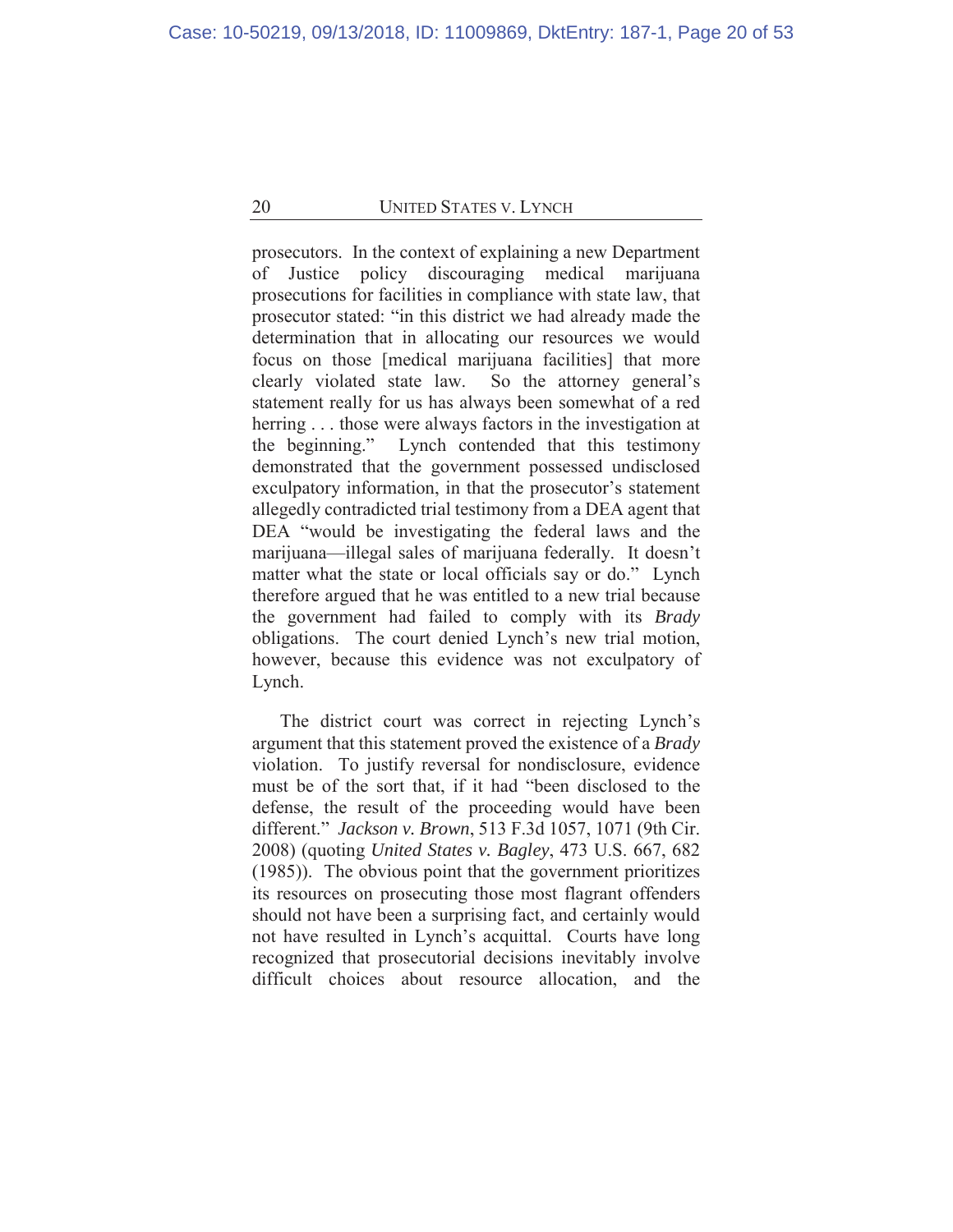prosecutors. In the context of explaining a new Department of Justice policy discouraging medical marijuana prosecutions for facilities in compliance with state law, that prosecutor stated: "in this district we had already made the determination that in allocating our resources we would focus on those [medical marijuana facilities] that more clearly violated state law. So the attorney general's statement really for us has always been somewhat of a red herring . . . those were always factors in the investigation at the beginning." Lynch contended that this testimony demonstrated that the government possessed undisclosed exculpatory information, in that the prosecutor's statement allegedly contradicted trial testimony from a DEA agent that DEA "would be investigating the federal laws and the marijuana—illegal sales of marijuana federally. It doesn't matter what the state or local officials say or do." Lynch therefore argued that he was entitled to a new trial because the government had failed to comply with its *Brady* obligations. The court denied Lynch's new trial motion, however, because this evidence was not exculpatory of Lynch.

The district court was correct in rejecting Lynch's argument that this statement proved the existence of a *Brady* violation. To justify reversal for nondisclosure, evidence must be of the sort that, if it had "been disclosed to the defense, the result of the proceeding would have been different." *Jackson v. Brown*, 513 F.3d 1057, 1071 (9th Cir. 2008) (quoting *United States v. Bagley*, 473 U.S. 667, 682 (1985)). The obvious point that the government prioritizes its resources on prosecuting those most flagrant offenders should not have been a surprising fact, and certainly would not have resulted in Lynch's acquittal. Courts have long recognized that prosecutorial decisions inevitably involve difficult choices about resource allocation, and the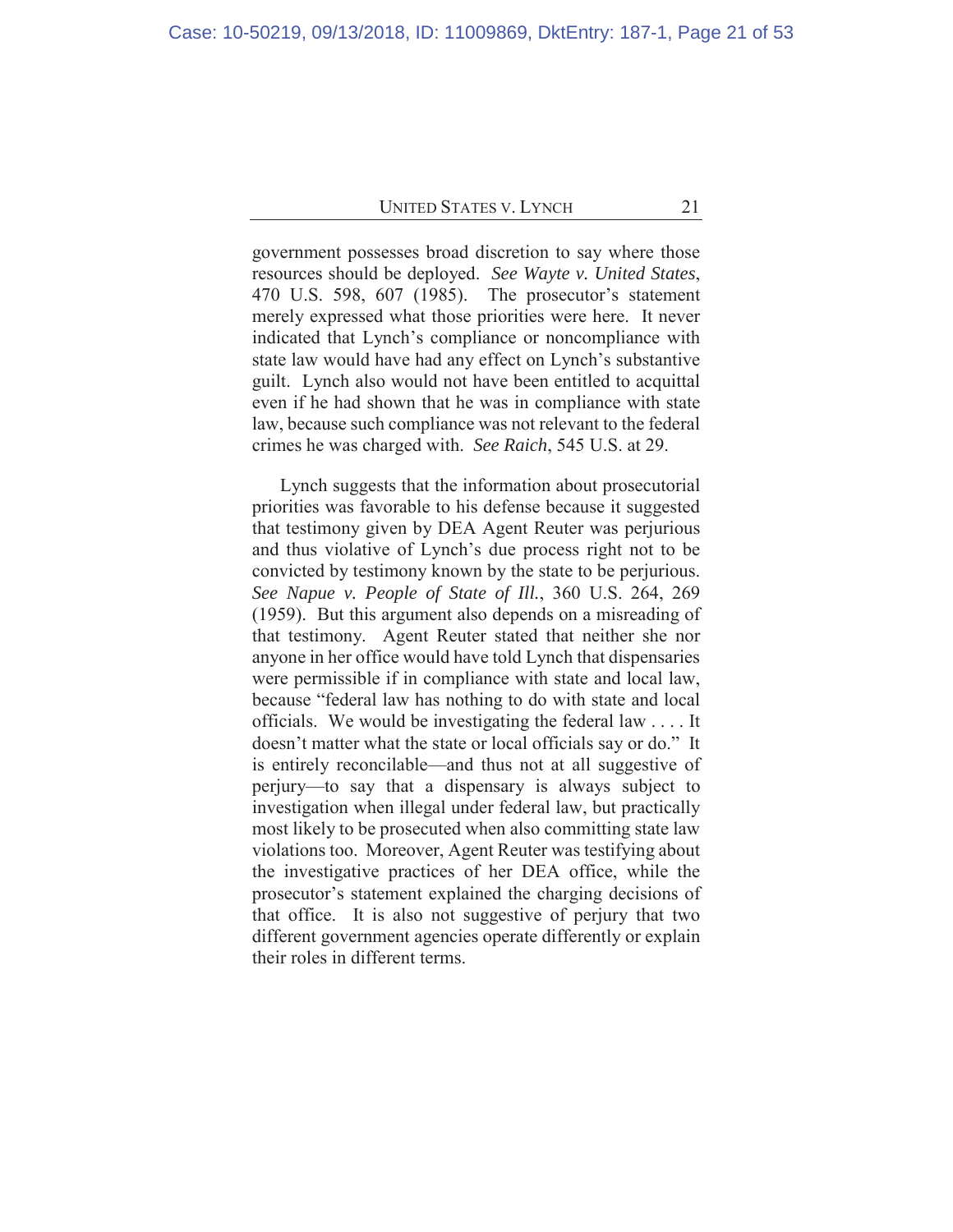government possesses broad discretion to say where those resources should be deployed. *See Wayte v. United States*, 470 U.S. 598, 607 (1985). The prosecutor's statement merely expressed what those priorities were here. It never indicated that Lynch's compliance or noncompliance with state law would have had any effect on Lynch's substantive guilt. Lynch also would not have been entitled to acquittal even if he had shown that he was in compliance with state law, because such compliance was not relevant to the federal crimes he was charged with. *See Raich*, 545 U.S. at 29.

Lynch suggests that the information about prosecutorial priorities was favorable to his defense because it suggested that testimony given by DEA Agent Reuter was perjurious and thus violative of Lynch's due process right not to be convicted by testimony known by the state to be perjurious. *See Napue v. People of State of Ill.*, 360 U.S. 264, 269 (1959). But this argument also depends on a misreading of that testimony. Agent Reuter stated that neither she nor anyone in her office would have told Lynch that dispensaries were permissible if in compliance with state and local law, because "federal law has nothing to do with state and local officials. We would be investigating the federal law . . . . It doesn't matter what the state or local officials say or do." It is entirely reconcilable—and thus not at all suggestive of perjury—to say that a dispensary is always subject to investigation when illegal under federal law, but practically most likely to be prosecuted when also committing state law violations too. Moreover, Agent Reuter was testifying about the investigative practices of her DEA office, while the prosecutor's statement explained the charging decisions of that office. It is also not suggestive of perjury that two different government agencies operate differently or explain their roles in different terms.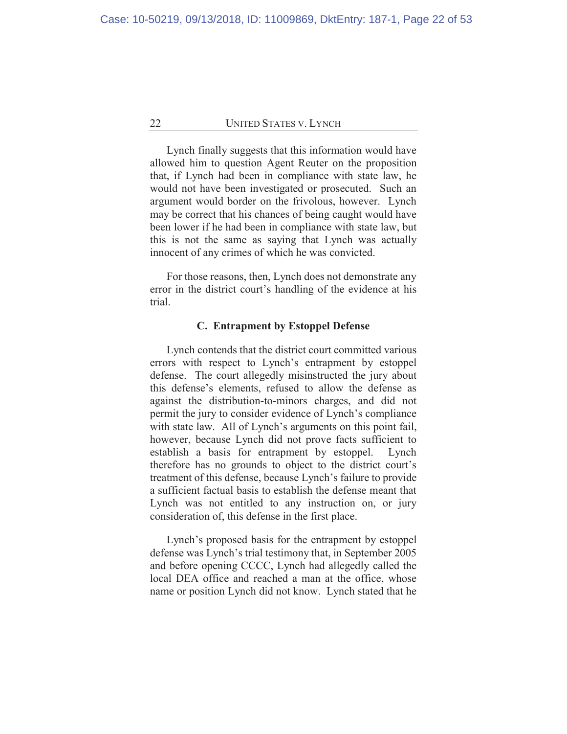Lynch finally suggests that this information would have allowed him to question Agent Reuter on the proposition that, if Lynch had been in compliance with state law, he would not have been investigated or prosecuted. Such an argument would border on the frivolous, however. Lynch may be correct that his chances of being caught would have been lower if he had been in compliance with state law, but this is not the same as saying that Lynch was actually innocent of any crimes of which he was convicted.

For those reasons, then, Lynch does not demonstrate any error in the district court's handling of the evidence at his trial.

### C. Entrapment by Estoppel Defense

Lynch contends that the district court committed various errors with respect to Lynch's entrapment by estoppel defense. The court allegedly misinstructed the jury about this defense's elements, refused to allow the defense as against the distribution-to-minors charges, and did not permit the jury to consider evidence of Lynch's compliance with state law. All of Lynch's arguments on this point fail, however, because Lynch did not prove facts sufficient to establish a basis for entrapment by estoppel. Lynch therefore has no grounds to object to the district court's treatment of this defense, because Lynch's failure to provide a sufficient factual basis to establish the defense meant that Lynch was not entitled to any instruction on, or jury consideration of, this defense in the first place.

Lynch's proposed basis for the entrapment by estoppel defense was Lynch's trial testimony that, in September 2005 and before opening CCCC, Lynch had allegedly called the local DEA office and reached a man at the office, whose name or position Lynch did not know. Lynch stated that he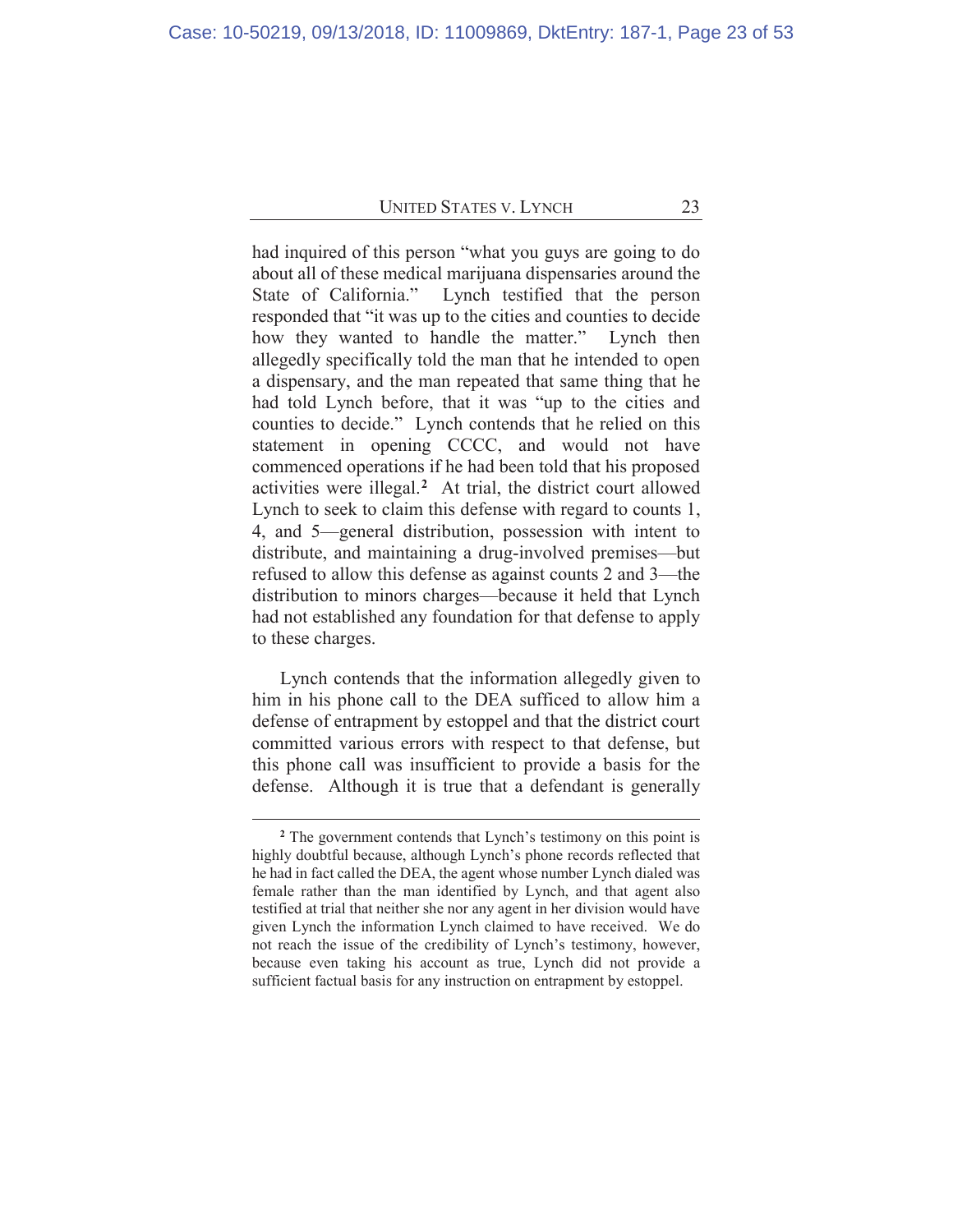had inquired of this person "what you guys are going to do about all of these medical marijuana dispensaries around the State of California." Lynch testified that the person responded that "it was up to the cities and counties to decide how they wanted to handle the matter." Lynch then allegedly specifically told the man that he intended to open a dispensary, and the man repeated that same thing that he had told Lynch before, that it was "up to the cities and counties to decide." Lynch contends that he relied on this statement in opening CCCC, and would not have commenced operations if he had been told that his proposed activities were illegal.[2] At trial, the district court allowed Lynch to seek to claim this defense with regard to counts 1, 4, and 5—general distribution, possession with intent to distribute, and maintaining a drug-involved premises—but refused to allow this defense as against counts 2 and 3—the distribution to minors charges—because it held that Lynch had not established any foundation for that defense to apply to these charges.

Lynch contends that the information allegedly given to him in his phone call to the DEA sufficed to allow him a defense of entrapment by estoppel and that the district court committed various errors with respect to that defense, but this phone call was insufficient to provide a basis for the defense. Although it is true that a defendant is generally

---

[2] The government contends that Lynch's testimony on this point is highly doubtful because, although Lynch's phone records reflected that he had in fact called the DEA, the agent whose number Lynch dialed was female rather than the man identified by Lynch, and that agent also testified at trial that neither she nor any agent in her division would have given Lynch the information Lynch claimed to have received. We do not reach the issue of the credibility of Lynch's testimony, however, because even taking his account as true, Lynch did not provide a sufficient factual basis for any instruction on entrapment by estoppel.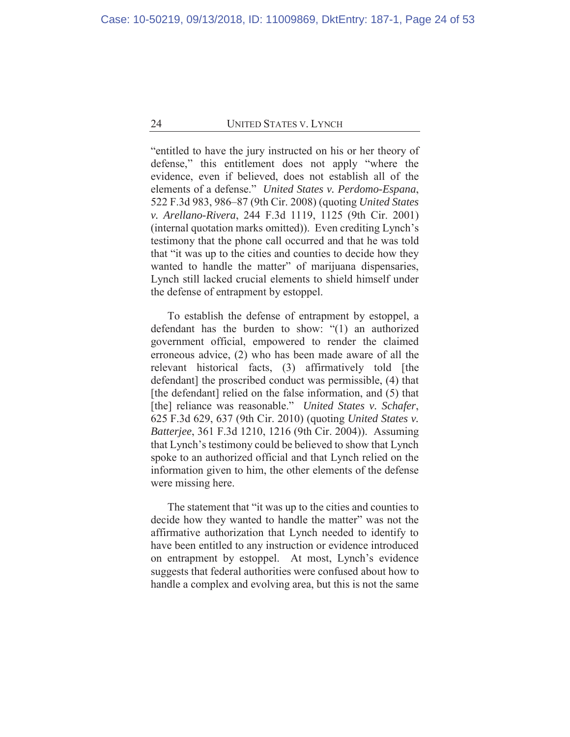"entitled to have the jury instructed on his or her theory of defense," this entitlement does not apply "where the evidence, even if believed, does not establish all of the elements of a defense." *United States v. Perdomo-Espana*, 522 F.3d 983, 986–87 (9th Cir. 2008) (quoting *United States v. Arellano-Rivera*, 244 F.3d 1119, 1125 (9th Cir. 2001) (internal quotation marks omitted)). Even crediting Lynch's testimony that the phone call occurred and that he was told that "it was up to the cities and counties to decide how they wanted to handle the matter" of marijuana dispensaries, Lynch still lacked crucial elements to shield himself under the defense of entrapment by estoppel.

To establish the defense of entrapment by estoppel, a defendant has the burden to show: "(1) an authorized government official, empowered to render the claimed erroneous advice, (2) who has been made aware of all the relevant historical facts, (3) affirmatively told [the defendant] the proscribed conduct was permissible, (4) that [the defendant] relied on the false information, and (5) that [the] reliance was reasonable." *United States v. Schafer*, 625 F.3d 629, 637 (9th Cir. 2010) (quoting *United States v. Batterjee*, 361 F.3d 1210, 1216 (9th Cir. 2004)). Assuming that Lynch's testimony could be believed to show that Lynch spoke to an authorized official and that Lynch relied on the information given to him, the other elements of the defense were missing here.

The statement that "it was up to the cities and counties to decide how they wanted to handle the matter" was not the affirmative authorization that Lynch needed to identify to have been entitled to any instruction or evidence introduced on entrapment by estoppel. At most, Lynch's evidence suggests that federal authorities were confused about how to handle a complex and evolving area, but this is not the same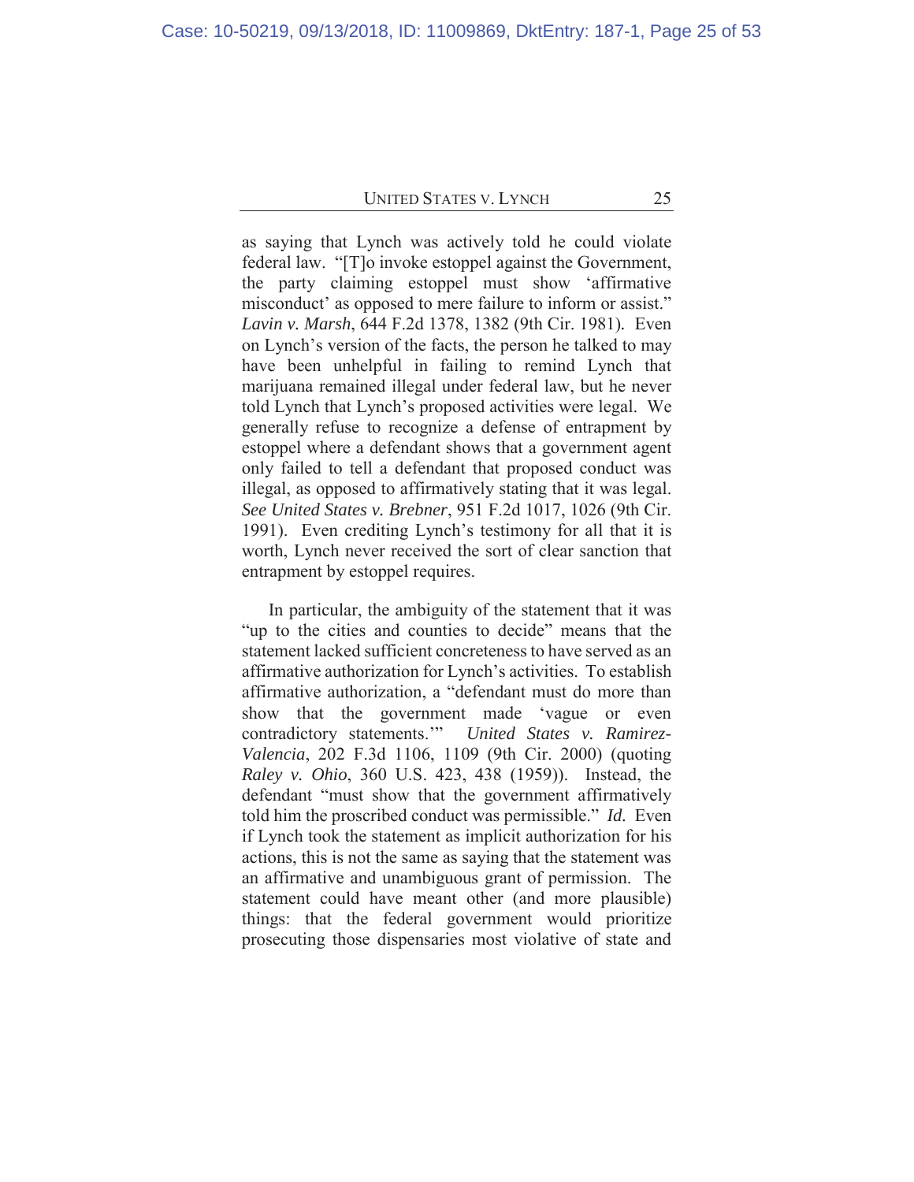as saying that Lynch was actively told he could violate federal law. "[T]o invoke estoppel against the Government, the party claiming estoppel must show 'affirmative misconduct' as opposed to mere failure to inform or assist." *Lavin v. Marsh*, 644 F.2d 1378, 1382 (9th Cir. 1981). Even on Lynch's version of the facts, the person he talked to may have been unhelpful in failing to remind Lynch that marijuana remained illegal under federal law, but he never told Lynch that Lynch's proposed activities were legal. We generally refuse to recognize a defense of entrapment by estoppel where a defendant shows that a government agent only failed to tell a defendant that proposed conduct was illegal, as opposed to affirmatively stating that it was legal. *See United States v. Brebner*, 951 F.2d 1017, 1026 (9th Cir. 1991). Even crediting Lynch's testimony for all that it is worth, Lynch never received the sort of clear sanction that entrapment by estoppel requires.

In particular, the ambiguity of the statement that it was "up to the cities and counties to decide" means that the statement lacked sufficient concreteness to have served as an affirmative authorization for Lynch's activities. To establish affirmative authorization, a "defendant must do more than show that the government made 'vague or even contradictory statements.'" *United States v. Ramirez-Valencia*, 202 F.3d 1106, 1109 (9th Cir. 2000) (quoting *Raley v. Ohio*, 360 U.S. 423, 438 (1959)). Instead, the defendant "must show that the government affirmatively told him the proscribed conduct was permissible." *Id.* Even if Lynch took the statement as implicit authorization for his actions, this is not the same as saying that the statement was an affirmative and unambiguous grant of permission. The statement could have meant other (and more plausible) things: that the federal government would prioritize prosecuting those dispensaries most violative of state and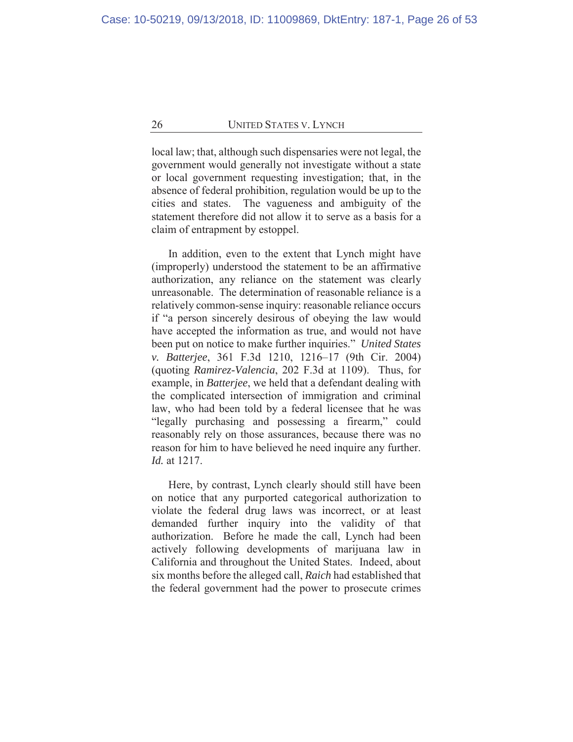local law; that, although such dispensaries were not legal, the government would generally not investigate without a state or local government requesting investigation; that, in the absence of federal prohibition, regulation would be up to the cities and states. The vagueness and ambiguity of the statement therefore did not allow it to serve as a basis for a claim of entrapment by estoppel.

In addition, even to the extent that Lynch might have (improperly) understood the statement to be an affirmative authorization, any reliance on the statement was clearly unreasonable. The determination of reasonable reliance is a relatively common-sense inquiry: reasonable reliance occurs if "a person sincerely desirous of obeying the law would have accepted the information as true, and would not have been put on notice to make further inquiries." *United States v. Batterjee*, 361 F.3d 1210, 1216–17 (9th Cir. 2004) (quoting *Ramirez-Valencia*, 202 F.3d at 1109). Thus, for example, in *Batterjee*, we held that a defendant dealing with the complicated intersection of immigration and criminal law, who had been told by a federal licensee that he was "legally purchasing and possessing a firearm," could reasonably rely on those assurances, because there was no reason for him to have believed he need inquire any further. *Id.* at 1217.

Here, by contrast, Lynch clearly should still have been on notice that any purported categorical authorization to violate the federal drug laws was incorrect, or at least demanded further inquiry into the validity of that authorization. Before he made the call, Lynch had been actively following developments of marijuana law in California and throughout the United States. Indeed, about six months before the alleged call, *Raich* had established that the federal government had the power to prosecute crimes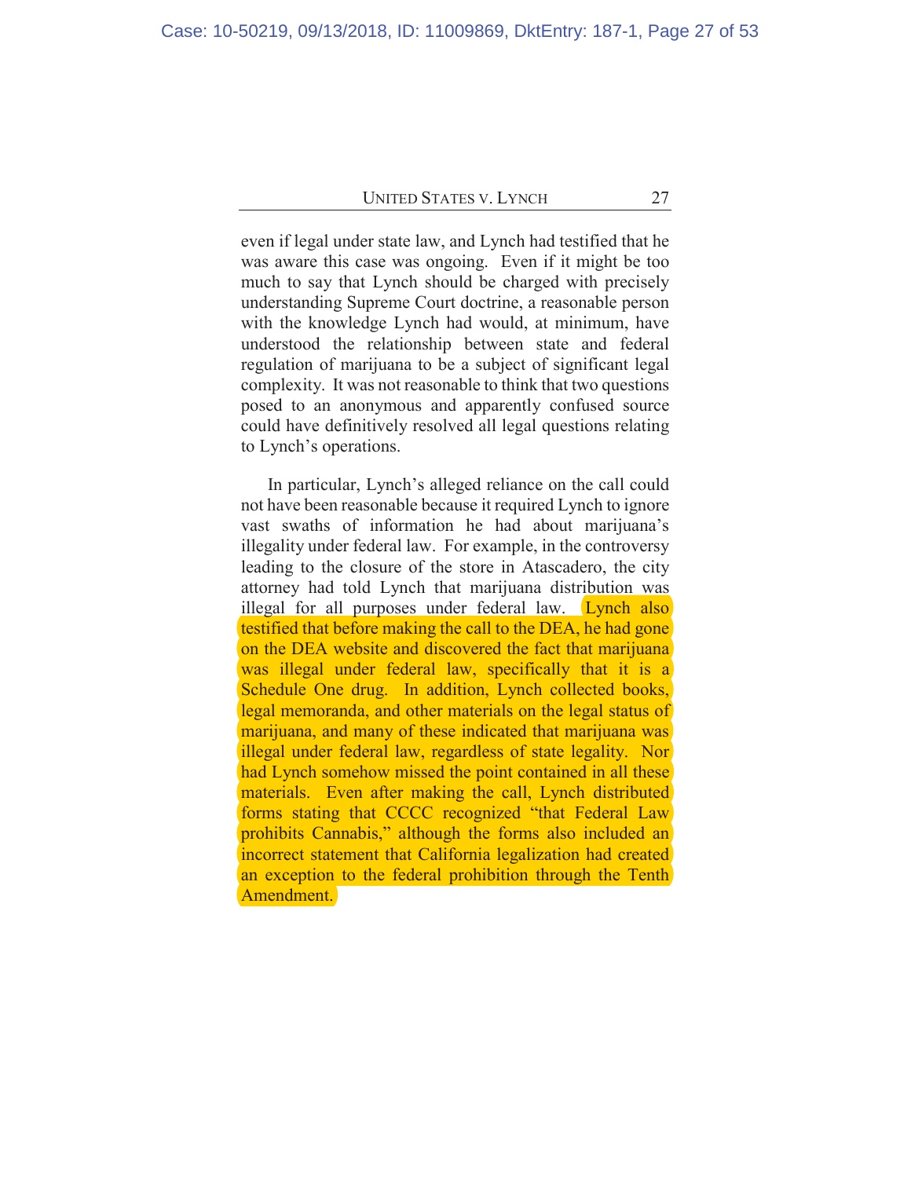even if legal under state law, and Lynch had testified that he was aware this case was ongoing. Even if it might be too much to say that Lynch should be charged with precisely understanding Supreme Court doctrine, a reasonable person with the knowledge Lynch had would, at minimum, have understood the relationship between state and federal regulation of marijuana to be a subject of significant legal complexity. It was not reasonable to think that two questions posed to an anonymous and apparently confused source could have definitively resolved all legal questions relating to Lynch's operations.

In particular, Lynch's alleged reliance on the call could not have been reasonable because it required Lynch to ignore vast swaths of information he had about marijuana's illegality under federal law. For example, in the controversy leading to the closure of the store in Atascadero, the city attorney had told Lynch that marijuana distribution was illegal for all purposes under federal law. Lynch also testified that before making the call to the DEA, he had gone on the DEA website and discovered the fact that marijuana was illegal under federal law, specifically that it is a Schedule One drug. In addition, Lynch collected books, legal memoranda, and other materials on the legal status of marijuana, and many of these indicated that marijuana was illegal under federal law, regardless of state legality. Nor had Lynch somehow missed the point contained in all these materials. Even after making the call, Lynch distributed forms stating that CCCC recognized "that Federal Law prohibits Cannabis," although the forms also included an incorrect statement that California legalization had created an exception to the federal prohibition through the Tenth Amendment.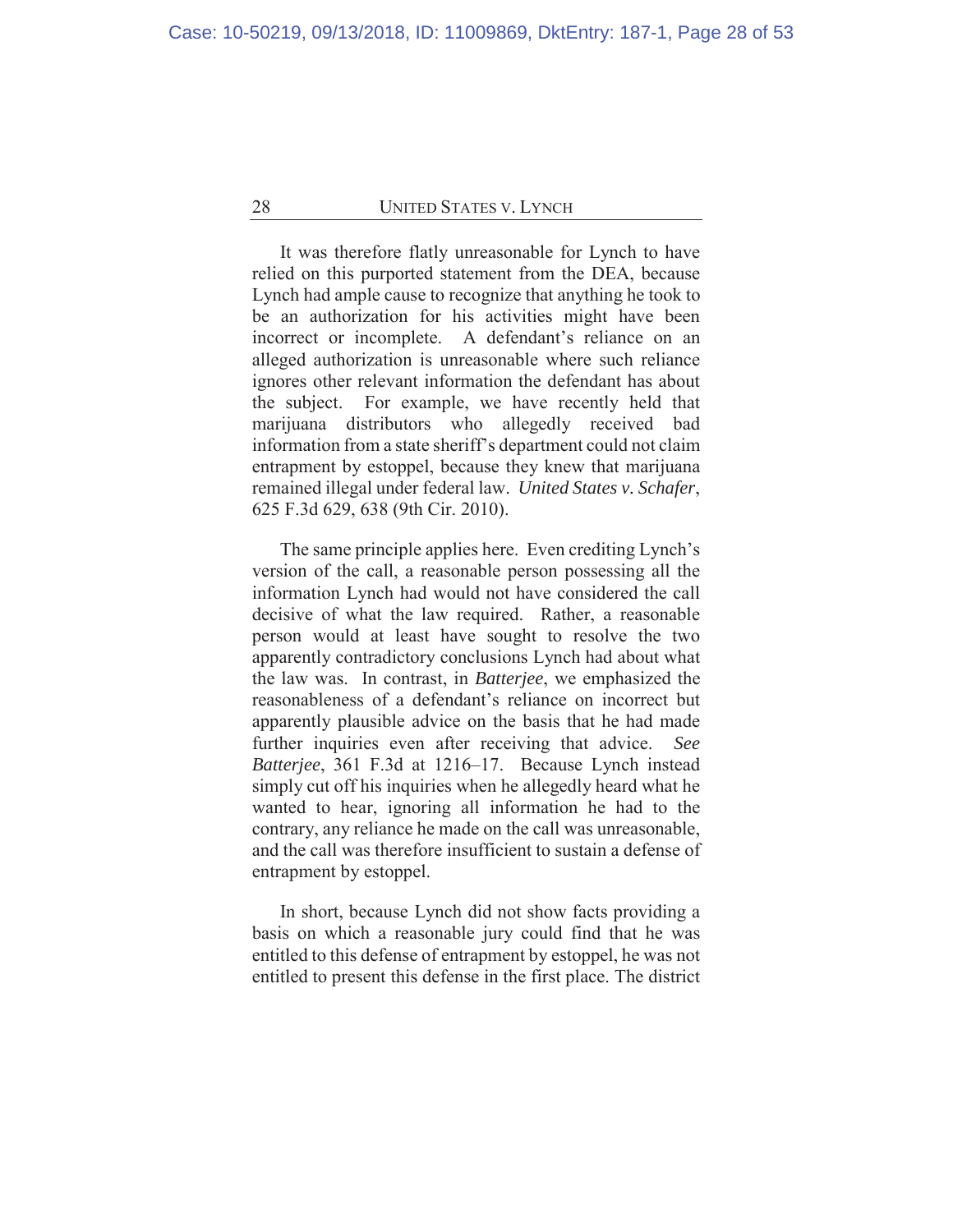It was therefore flatly unreasonable for Lynch to have relied on this purported statement from the DEA, because Lynch had ample cause to recognize that anything he took to be an authorization for his activities might have been incorrect or incomplete. A defendant's reliance on an alleged authorization is unreasonable where such reliance ignores other relevant information the defendant has about the subject. For example, we have recently held that marijuana distributors who allegedly received bad information from a state sheriff's department could not claim entrapment by estoppel, because they knew that marijuana remained illegal under federal law. *United States v. Schafer*, 625 F.3d 629, 638 (9th Cir. 2010).

The same principle applies here. Even crediting Lynch's version of the call, a reasonable person possessing all the information Lynch had would not have considered the call decisive of what the law required. Rather, a reasonable person would at least have sought to resolve the two apparently contradictory conclusions Lynch had about what the law was. In contrast, in *Batterjee*, we emphasized the reasonableness of a defendant's reliance on incorrect but apparently plausible advice on the basis that he had made further inquiries even after receiving that advice. *See Batterjee*, 361 F.3d at 1216–17. Because Lynch instead simply cut off his inquiries when he allegedly heard what he wanted to hear, ignoring all information he had to the contrary, any reliance he made on the call was unreasonable, and the call was therefore insufficient to sustain a defense of entrapment by estoppel.

In short, because Lynch did not show facts providing a basis on which a reasonable jury could find that he was entitled to this defense of entrapment by estoppel, he was not entitled to present this defense in the first place. The district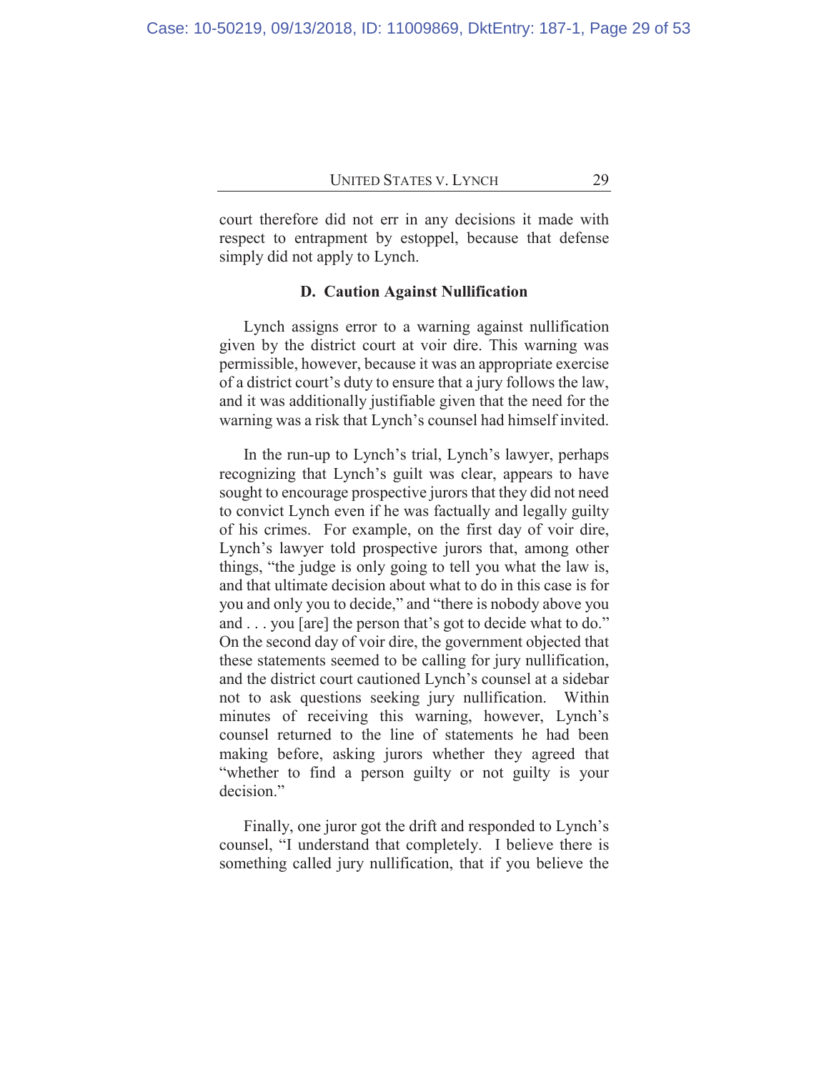court therefore did not err in any decisions it made with respect to entrapment by estoppel, because that defense simply did not apply to Lynch.

### D. Caution Against Nullification

Lynch assigns error to a warning against nullification given by the district court at voir dire. This warning was permissible, however, because it was an appropriate exercise of a district court's duty to ensure that a jury follows the law, and it was additionally justifiable given that the need for the warning was a risk that Lynch's counsel had himself invited.

In the run-up to Lynch's trial, Lynch's lawyer, perhaps recognizing that Lynch's guilt was clear, appears to have sought to encourage prospective jurors that they did not need to convict Lynch even if he was factually and legally guilty of his crimes. For example, on the first day of voir dire, Lynch's lawyer told prospective jurors that, among other things, "the judge is only going to tell you what the law is, and that ultimate decision about what to do in this case is for you and only you to decide," and "there is nobody above you and . . . you [are] the person that's got to decide what to do." On the second day of voir dire, the government objected that these statements seemed to be calling for jury nullification, and the district court cautioned Lynch's counsel at a sidebar not to ask questions seeking jury nullification. Within minutes of receiving this warning, however, Lynch's counsel returned to the line of statements he had been making before, asking jurors whether they agreed that "whether to find a person guilty or not guilty is your decision."

Finally, one juror got the drift and responded to Lynch's counsel, "I understand that completely. I believe there is something called jury nullification, that if you believe the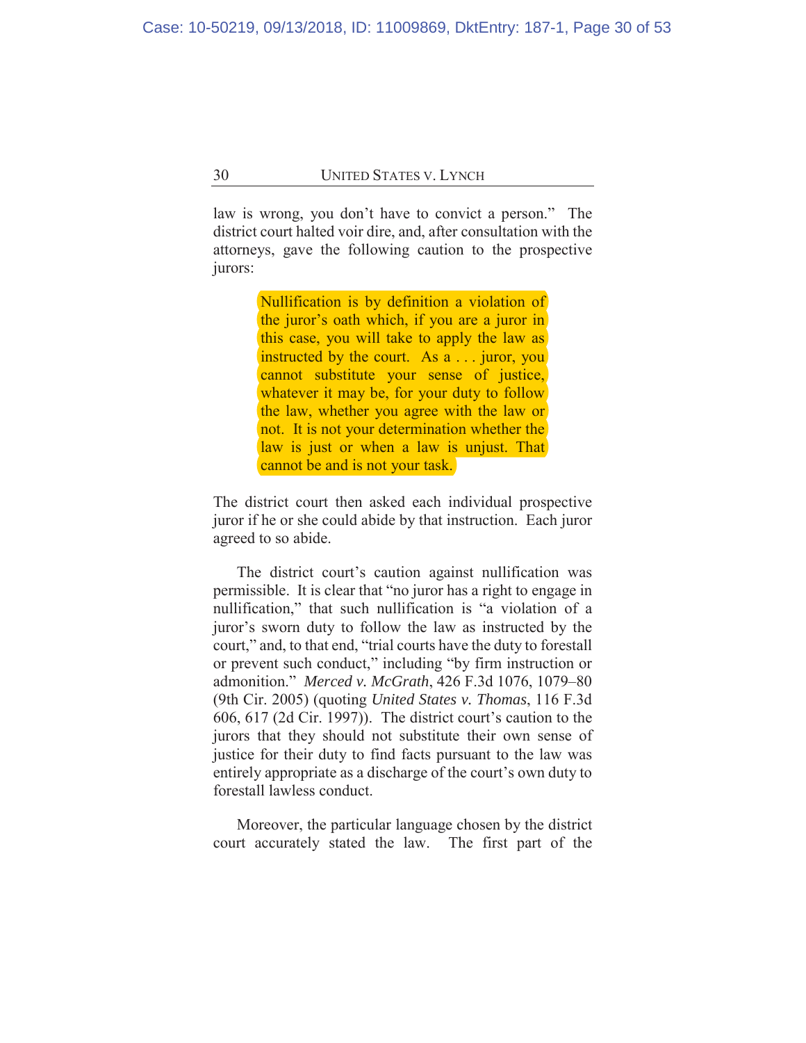law is wrong, you don't have to convict a person." The district court halted voir dire, and, after consultation with the attorneys, gave the following caution to the prospective jurors:

> Nullification is by definition a violation of the juror's oath which, if you are a juror in this case, you will take to apply the law as instructed by the court. As a . . . juror, you cannot substitute your sense of justice, whatever it may be, for your duty to follow the law, whether you agree with the law or not. It is not your determination whether the law is just or when a law is unjust. That cannot be and is not your task.

The district court then asked each individual prospective juror if he or she could abide by that instruction. Each juror agreed to so abide.

The district court's caution against nullification was permissible. It is clear that "no juror has a right to engage in nullification," that such nullification is "a violation of a juror's sworn duty to follow the law as instructed by the court," and, to that end, "trial courts have the duty to forestall or prevent such conduct," including "by firm instruction or admonition." *Merced v. McGrath*, 426 F.3d 1076, 1079–80 (9th Cir. 2005) (quoting *United States v. Thomas*, 116 F.3d 606, 617 (2d Cir. 1997)). The district court's caution to the jurors that they should not substitute their own sense of justice for their duty to find facts pursuant to the law was entirely appropriate as a discharge of the court's own duty to forestall lawless conduct.

Moreover, the particular language chosen by the district court accurately stated the law. The first part of the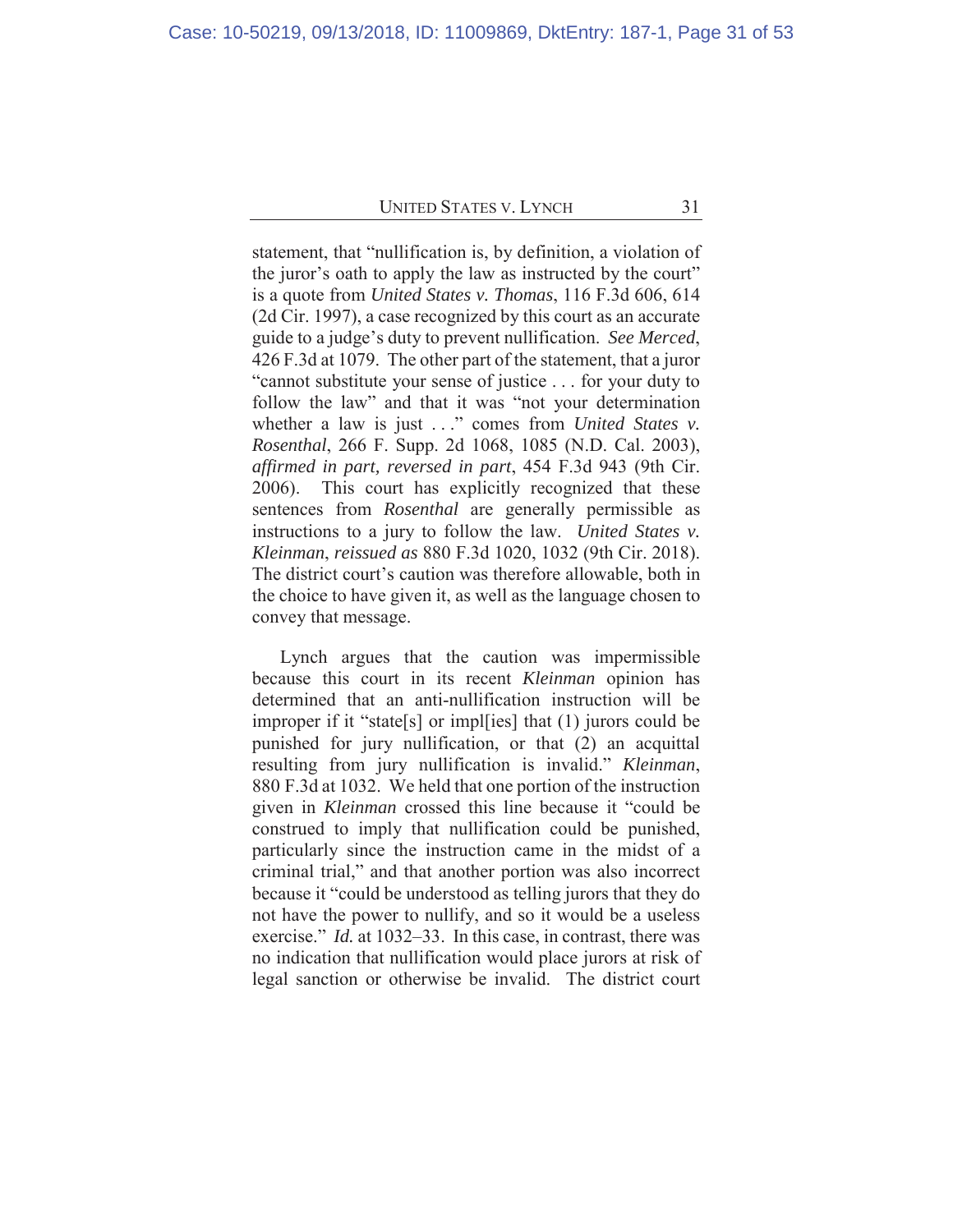statement, that "nullification is, by definition, a violation of the juror's oath to apply the law as instructed by the court" is a quote from *United States v. Thomas*, 116 F.3d 606, 614 (2d Cir. 1997), a case recognized by this court as an accurate guide to a judge's duty to prevent nullification. *See Merced*, 426 F.3d at 1079. The other part of the statement, that a juror "cannot substitute your sense of justice . . . for your duty to follow the law" and that it was "not your determination whether a law is just . . ." comes from *United States v. Rosenthal*, 266 F. Supp. 2d 1068, 1085 (N.D. Cal. 2003), *affirmed in part, reversed in part*, 454 F.3d 943 (9th Cir. 2006). This court has explicitly recognized that these sentences from *Rosenthal* are generally permissible as instructions to a jury to follow the law. *United States v. Kleinman*, *reissued as* 880 F.3d 1020, 1032 (9th Cir. 2018). The district court's caution was therefore allowable, both in the choice to have given it, as well as the language chosen to convey that message.

Lynch argues that the caution was impermissible because this court in its recent *Kleinman* opinion has determined that an anti-nullification instruction will be improper if it "state[s] or impl[ies] that (1) jurors could be punished for jury nullification, or that (2) an acquittal resulting from jury nullification is invalid." *Kleinman*, 880 F.3d at 1032. We held that one portion of the instruction given in *Kleinman* crossed this line because it "could be construed to imply that nullification could be punished, particularly since the instruction came in the midst of a criminal trial," and that another portion was also incorrect because it "could be understood as telling jurors that they do not have the power to nullify, and so it would be a useless exercise." *Id.* at 1032–33. In this case, in contrast, there was no indication that nullification would place jurors at risk of legal sanction or otherwise be invalid. The district court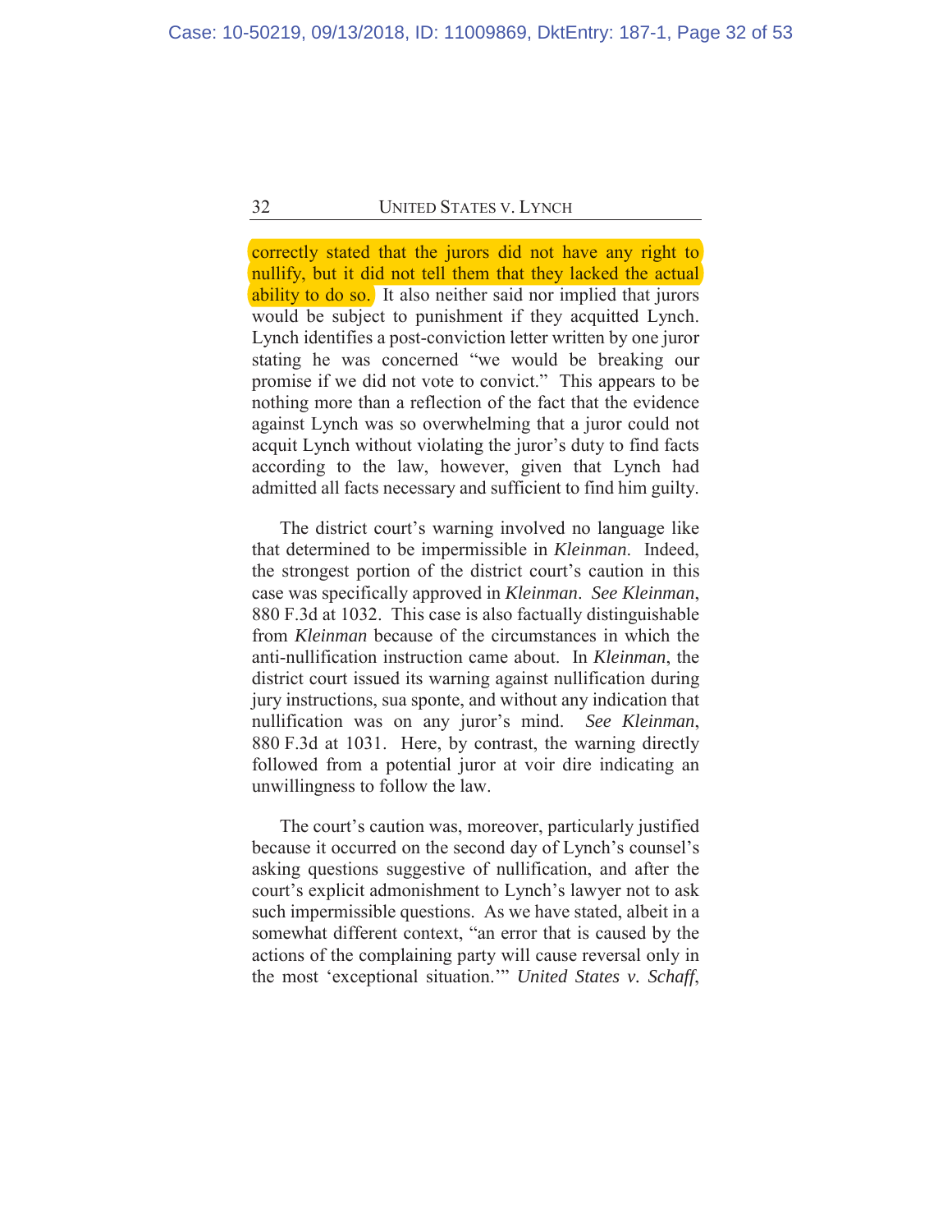correctly stated that the jurors did not have any right to nullify, but it did not tell them that they lacked the actual ability to do so. It also neither said nor implied that jurors would be subject to punishment if they acquitted Lynch. Lynch identifies a post-conviction letter written by one juror stating he was concerned "we would be breaking our promise if we did not vote to convict." This appears to be nothing more than a reflection of the fact that the evidence against Lynch was so overwhelming that a juror could not acquit Lynch without violating the juror's duty to find facts according to the law, however, given that Lynch had admitted all facts necessary and sufficient to find him guilty.

The district court's warning involved no language like that determined to be impermissible in *Kleinman*. Indeed, the strongest portion of the district court's caution in this case was specifically approved in *Kleinman*. *See Kleinman*, 880 F.3d at 1032. This case is also factually distinguishable from *Kleinman* because of the circumstances in which the anti-nullification instruction came about. In *Kleinman*, the district court issued its warning against nullification during jury instructions, sua sponte, and without any indication that nullification was on any juror's mind. *See Kleinman*, 880 F.3d at 1031. Here, by contrast, the warning directly followed from a potential juror at voir dire indicating an unwillingness to follow the law.

The court's caution was, moreover, particularly justified because it occurred on the second day of Lynch's counsel's asking questions suggestive of nullification, and after the court's explicit admonishment to Lynch's lawyer not to ask such impermissible questions. As we have stated, albeit in a somewhat different context, "an error that is caused by the actions of the complaining party will cause reversal only in the most 'exceptional situation.'" *United States v. Schaff*,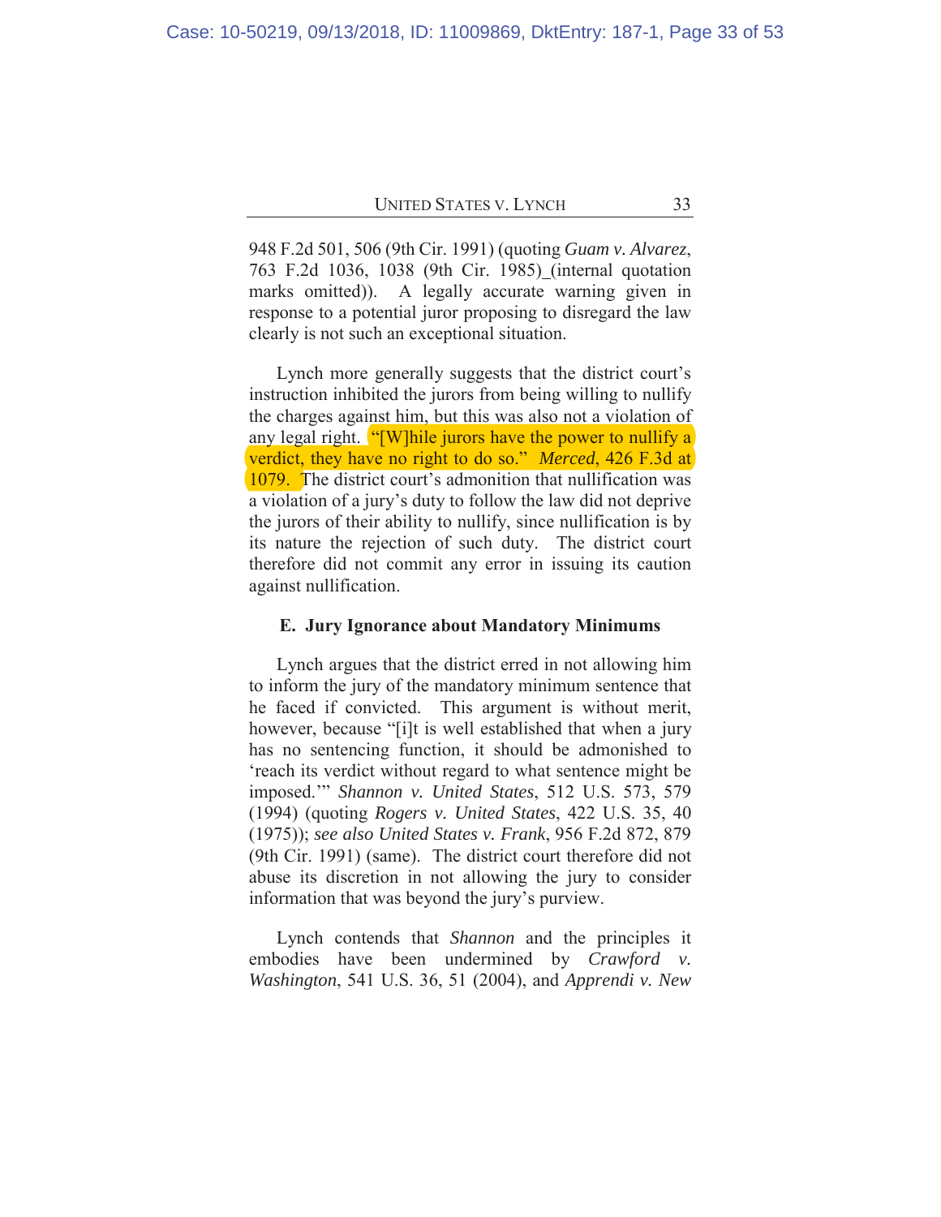948 F.2d 501, 506 (9th Cir. 1991) (quoting *Guam v. Alvarez*, 763 F.2d 1036, 1038 (9th Cir. 1985)_(internal quotation marks omitted)). A legally accurate warning given in response to a potential juror proposing to disregard the law clearly is not such an exceptional situation.

Lynch more generally suggests that the district court's instruction inhibited the jurors from being willing to nullify the charges against him, but this was also not a violation of any legal right. "[W]hile jurors have the power to nullify a verdict, they have no right to do so." *Merced*, 426 F.3d at 1079. The district court's admonition that nullification was a violation of a jury's duty to follow the law did not deprive the jurors of their ability to nullify, since nullification is by its nature the rejection of such duty. The district court therefore did not commit any error in issuing its caution against nullification.

### E. Jury Ignorance about Mandatory Minimums

Lynch argues that the district erred in not allowing him to inform the jury of the mandatory minimum sentence that he faced if convicted. This argument is without merit, however, because "[i]t is well established that when a jury has no sentencing function, it should be admonished to 'reach its verdict without regard to what sentence might be imposed.'" *Shannon v. United States*, 512 U.S. 573, 579 (1994) (quoting *Rogers v. United States*, 422 U.S. 35, 40 (1975)); *see also United States v. Frank*, 956 F.2d 872, 879 (9th Cir. 1991) (same). The district court therefore did not abuse its discretion in not allowing the jury to consider information that was beyond the jury's purview.

Lynch contends that *Shannon* and the principles it embodies have been undermined by *Crawford v. Washington*, 541 U.S. 36, 51 (2004), and *Apprendi v. New*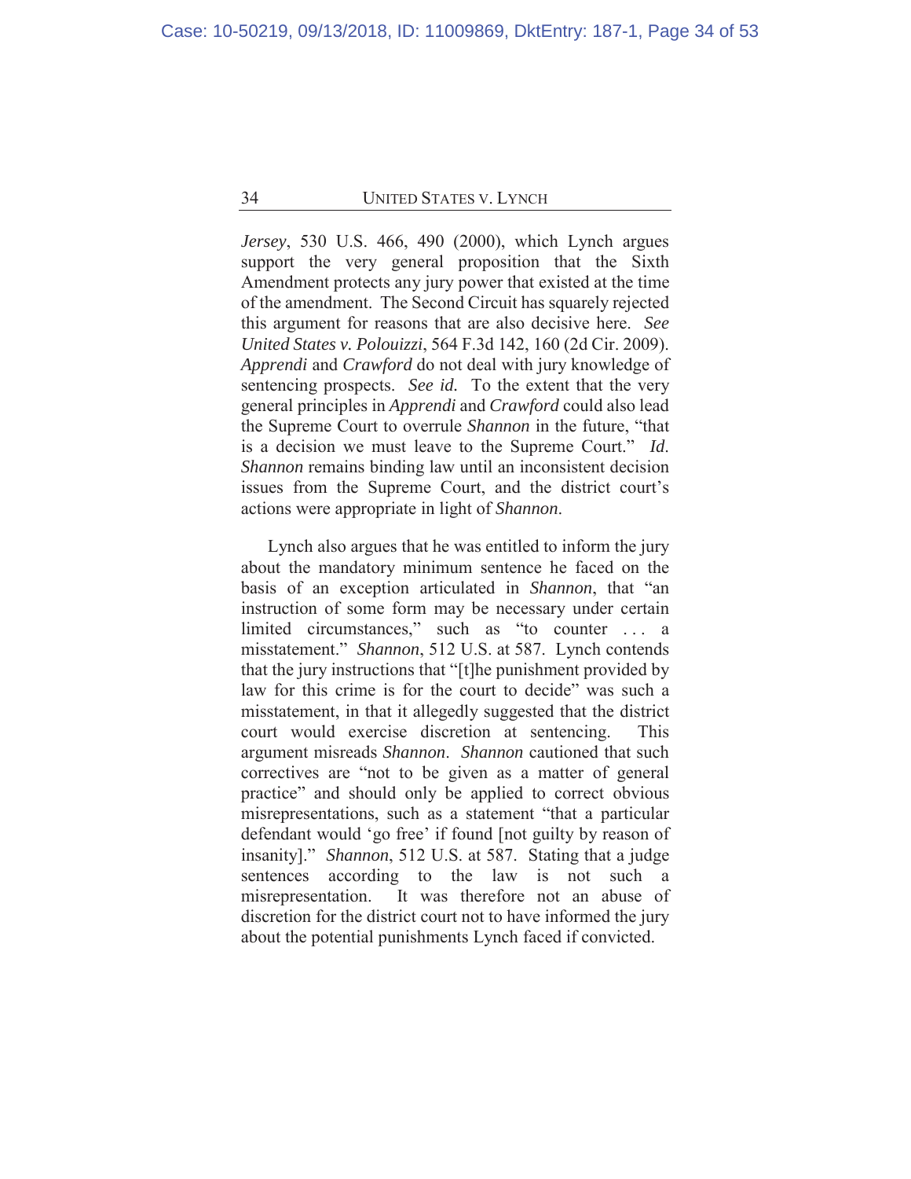*Jersey*, 530 U.S. 466, 490 (2000), which Lynch argues support the very general proposition that the Sixth Amendment protects any jury power that existed at the time of the amendment. The Second Circuit has squarely rejected this argument for reasons that are also decisive here. *See United States v. Polouizzi*, 564 F.3d 142, 160 (2d Cir. 2009). *Apprendi* and *Crawford* do not deal with jury knowledge of sentencing prospects. *See id.* To the extent that the very general principles in *Apprendi* and *Crawford* could also lead the Supreme Court to overrule *Shannon* in the future, "that is a decision we must leave to the Supreme Court." *Id*. *Shannon* remains binding law until an inconsistent decision issues from the Supreme Court, and the district court's actions were appropriate in light of *Shannon*.

Lynch also argues that he was entitled to inform the jury about the mandatory minimum sentence he faced on the basis of an exception articulated in *Shannon*, that "an instruction of some form may be necessary under certain limited circumstances," such as "to counter . . . a misstatement." *Shannon*, 512 U.S. at 587. Lynch contends that the jury instructions that "[t]he punishment provided by law for this crime is for the court to decide" was such a misstatement, in that it allegedly suggested that the district court would exercise discretion at sentencing. This argument misreads *Shannon*. *Shannon* cautioned that such correctives are "not to be given as a matter of general practice" and should only be applied to correct obvious misrepresentations, such as a statement "that a particular defendant would 'go free' if found [not guilty by reason of insanity]." *Shannon*, 512 U.S. at 587. Stating that a judge sentences according to the law is not such a misrepresentation. It was therefore not an abuse of discretion for the district court not to have informed the jury about the potential punishments Lynch faced if convicted.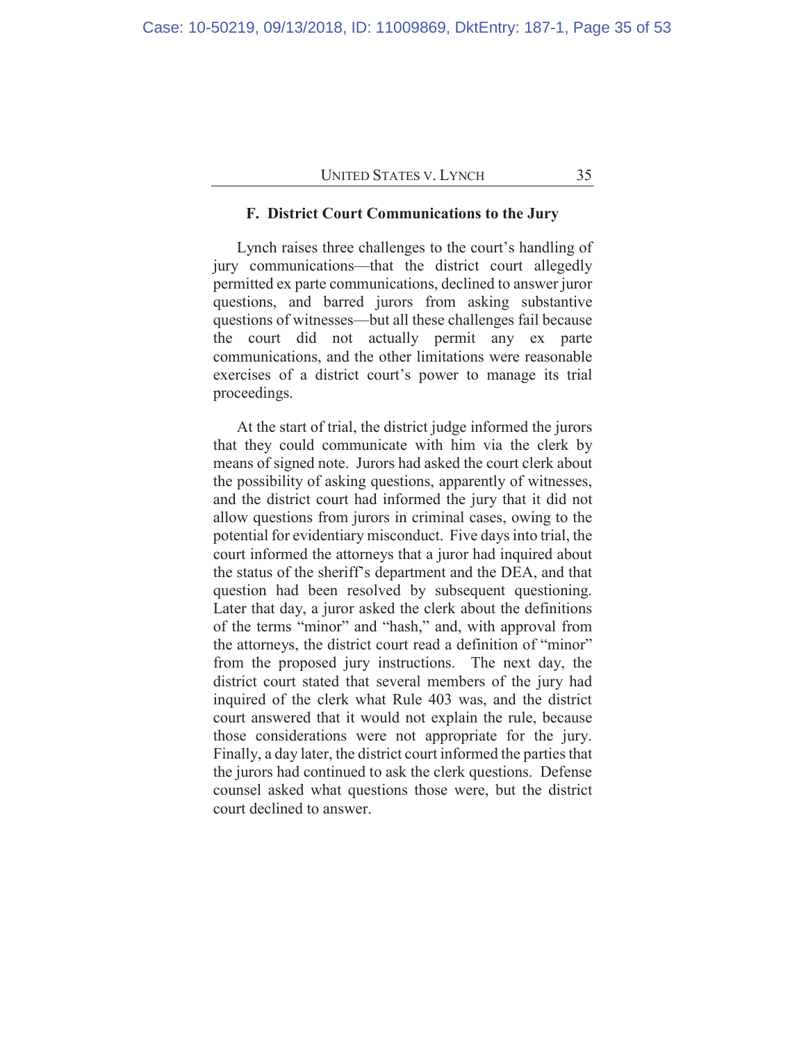### F. District Court Communications to the Jury

Lynch raises three challenges to the court's handling of jury communications—that the district court allegedly permitted ex parte communications, declined to answer juror questions, and barred jurors from asking substantive questions of witnesses—but all these challenges fail because the court did not actually permit any ex parte communications, and the other limitations were reasonable exercises of a district court's power to manage its trial proceedings.

At the start of trial, the district judge informed the jurors that they could communicate with him via the clerk by means of signed note. Jurors had asked the court clerk about the possibility of asking questions, apparently of witnesses, and the district court had informed the jury that it did not allow questions from jurors in criminal cases, owing to the potential for evidentiary misconduct. Five days into trial, the court informed the attorneys that a juror had inquired about the status of the sheriff's department and the DEA, and that question had been resolved by subsequent questioning. Later that day, a juror asked the clerk about the definitions of the terms "minor" and "hash," and, with approval from the attorneys, the district court read a definition of "minor" from the proposed jury instructions. The next day, the district court stated that several members of the jury had inquired of the clerk what Rule 403 was, and the district court answered that it would not explain the rule, because those considerations were not appropriate for the jury. Finally, a day later, the district court informed the parties that the jurors had continued to ask the clerk questions. Defense counsel asked what questions those were, but the district court declined to answer.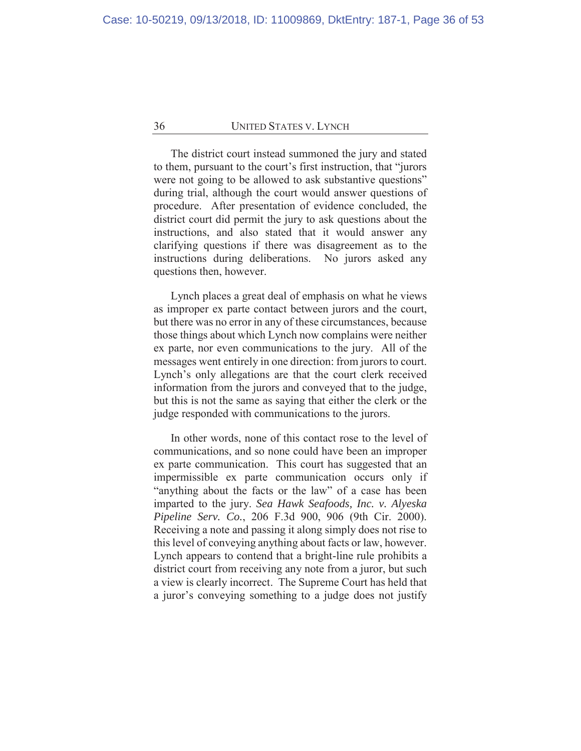The district court instead summoned the jury and stated to them, pursuant to the court's first instruction, that "jurors were not going to be allowed to ask substantive questions" during trial, although the court would answer questions of procedure. After presentation of evidence concluded, the district court did permit the jury to ask questions about the instructions, and also stated that it would answer any clarifying questions if there was disagreement as to the instructions during deliberations. No jurors asked any questions then, however.

Lynch places a great deal of emphasis on what he views as improper ex parte contact between jurors and the court, but there was no error in any of these circumstances, because those things about which Lynch now complains were neither ex parte, nor even communications to the jury. All of the messages went entirely in one direction: from jurors to court. Lynch's only allegations are that the court clerk received information from the jurors and conveyed that to the judge, but this is not the same as saying that either the clerk or the judge responded with communications to the jurors.

In other words, none of this contact rose to the level of communications, and so none could have been an improper ex parte communication. This court has suggested that an impermissible ex parte communication occurs only if "anything about the facts or the law" of a case has been imparted to the jury. *Sea Hawk Seafoods, Inc. v. Alyeska Pipeline Serv. Co.*, 206 F.3d 900, 906 (9th Cir. 2000). Receiving a note and passing it along simply does not rise to this level of conveying anything about facts or law, however. Lynch appears to contend that a bright-line rule prohibits a district court from receiving any note from a juror, but such a view is clearly incorrect. The Supreme Court has held that a juror's conveying something to a judge does not justify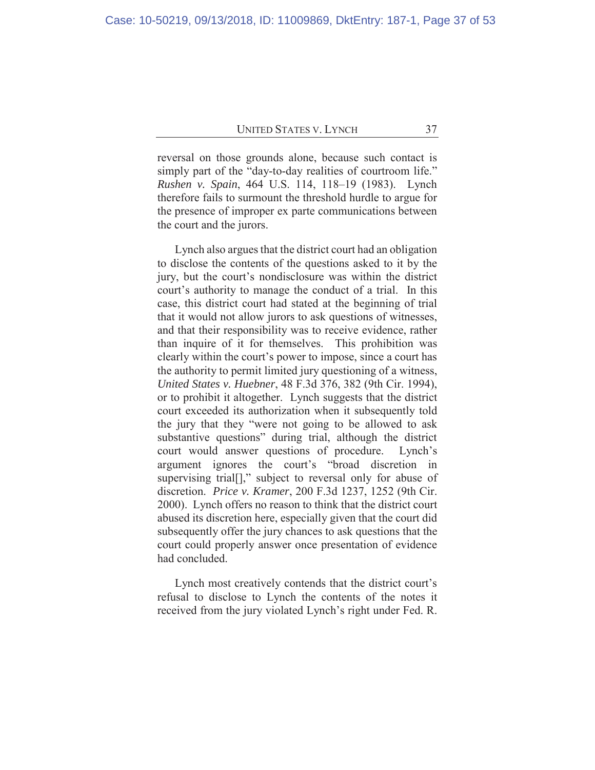reversal on those grounds alone, because such contact is simply part of the "day-to-day realities of courtroom life." *Rushen v. Spain*, 464 U.S. 114, 118–19 (1983). Lynch therefore fails to surmount the threshold hurdle to argue for the presence of improper ex parte communications between the court and the jurors.

Lynch also argues that the district court had an obligation to disclose the contents of the questions asked to it by the jury, but the court's nondisclosure was within the district court's authority to manage the conduct of a trial. In this case, this district court had stated at the beginning of trial that it would not allow jurors to ask questions of witnesses, and that their responsibility was to receive evidence, rather than inquire of it for themselves. This prohibition was clearly within the court's power to impose, since a court has the authority to permit limited jury questioning of a witness, *United States v. Huebner*, 48 F.3d 376, 382 (9th Cir. 1994), or to prohibit it altogether. Lynch suggests that the district court exceeded its authorization when it subsequently told the jury that they "were not going to be allowed to ask substantive questions" during trial, although the district court would answer questions of procedure. Lynch's argument ignores the court's "broad discretion in supervising trial[]," subject to reversal only for abuse of discretion. *Price v. Kramer*, 200 F.3d 1237, 1252 (9th Cir. 2000). Lynch offers no reason to think that the district court abused its discretion here, especially given that the court did subsequently offer the jury chances to ask questions that the court could properly answer once presentation of evidence had concluded.

Lynch most creatively contends that the district court's refusal to disclose to Lynch the contents of the notes it received from the jury violated Lynch's right under Fed. R.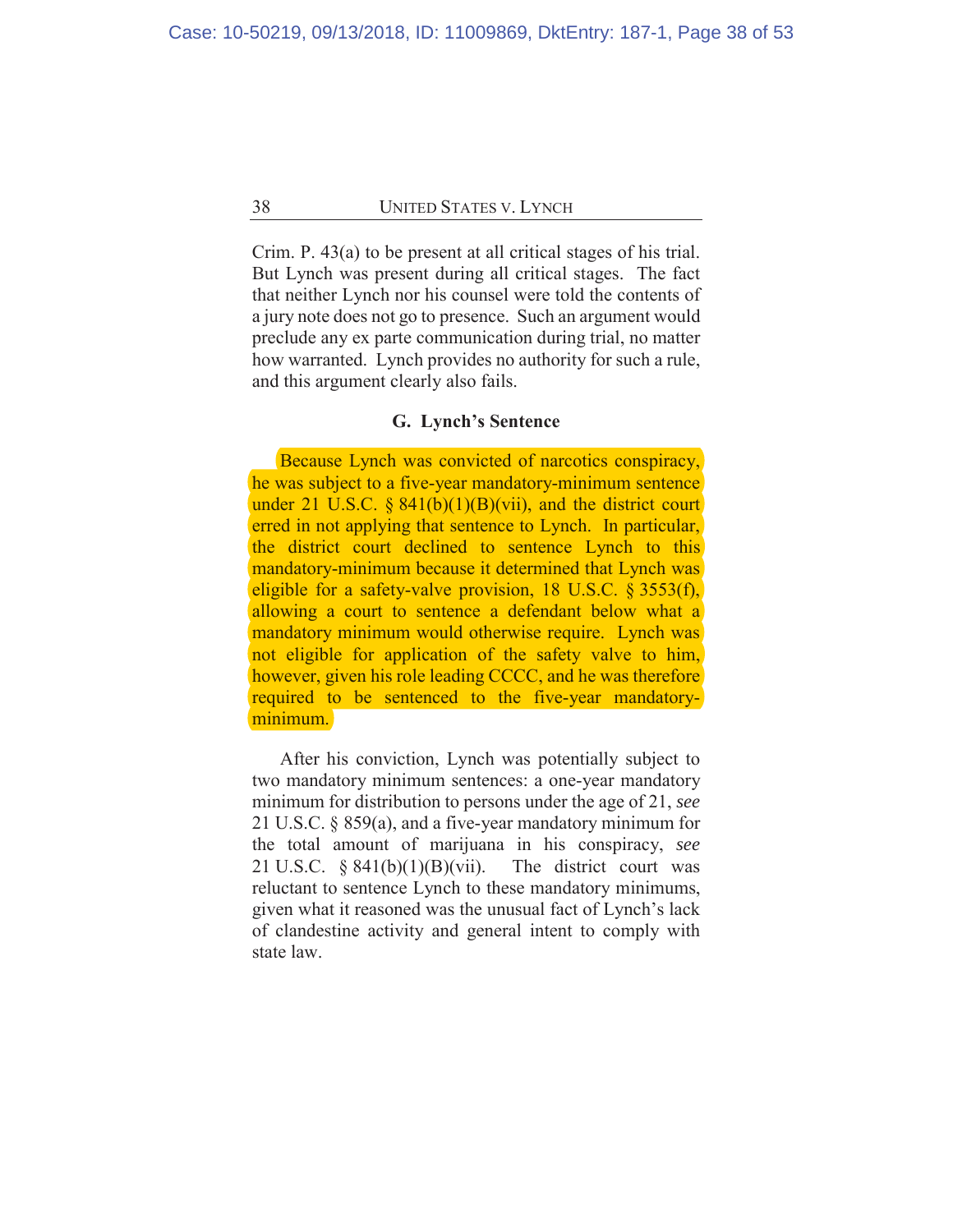Crim. P. 43(a) to be present at all critical stages of his trial. But Lynch was present during all critical stages. The fact that neither Lynch nor his counsel were told the contents of a jury note does not go to presence. Such an argument would preclude any ex parte communication during trial, no matter how warranted. Lynch provides no authority for such a rule, and this argument clearly also fails.

### G. Lynch's Sentence

Because Lynch was convicted of narcotics conspiracy, he was subject to a five-year mandatory-minimum sentence under 21 U.S.C. § 841(b)(1)(B)(vii), and the district court erred in not applying that sentence to Lynch. In particular, the district court declined to sentence Lynch to this mandatory-minimum because it determined that Lynch was eligible for a safety-valve provision, 18 U.S.C. § 3553(f), allowing a court to sentence a defendant below what a mandatory minimum would otherwise require. Lynch was not eligible for application of the safety valve to him, however, given his role leading CCCC, and he was therefore required to be sentenced to the five-year mandatory-minimum.

After his conviction, Lynch was potentially subject to two mandatory minimum sentences: a one-year mandatory minimum for distribution to persons under the age of 21, *see* 21 U.S.C. § 859(a), and a five-year mandatory minimum for the total amount of marijuana in his conspiracy, *see* 21 U.S.C. § 841(b)(1)(B)(vii). The district court was reluctant to sentence Lynch to these mandatory minimums, given what it reasoned was the unusual fact of Lynch's lack of clandestine activity and general intent to comply with state law.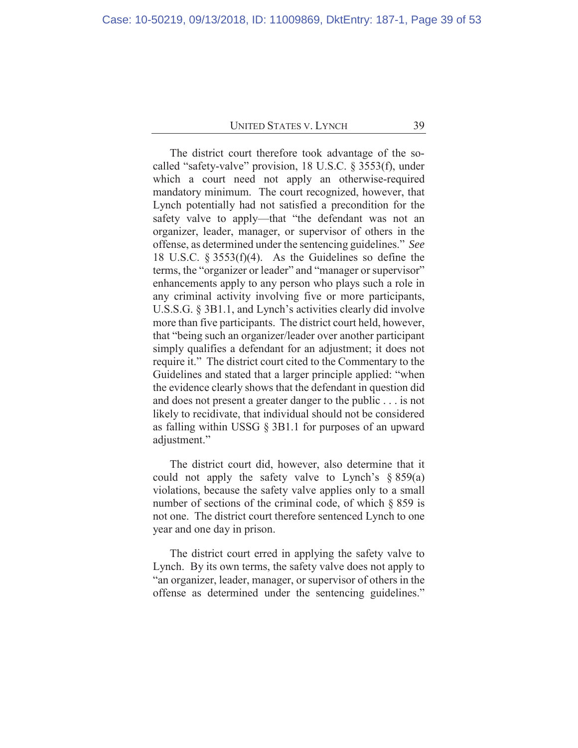The district court therefore took advantage of the so-called "safety-valve" provision, 18 U.S.C. § 3553(f), under which a court need not apply an otherwise-required mandatory minimum. The court recognized, however, that Lynch potentially had not satisfied a precondition for the safety valve to apply—that "the defendant was not an organizer, leader, manager, or supervisor of others in the offense, as determined under the sentencing guidelines." *See* 18 U.S.C. § 3553(f)(4). As the Guidelines so define the terms, the "organizer or leader" and "manager or supervisor" enhancements apply to any person who plays such a role in any criminal activity involving five or more participants, U.S.S.G. § 3B1.1, and Lynch's activities clearly did involve more than five participants. The district court held, however, that "being such an organizer/leader over another participant simply qualifies a defendant for an adjustment; it does not require it." The district court cited to the Commentary to the Guidelines and stated that a larger principle applied: "when the evidence clearly shows that the defendant in question did and does not present a greater danger to the public . . . is not likely to recidivate, that individual should not be considered as falling within USSG § 3B1.1 for purposes of an upward adjustment."

The district court did, however, also determine that it could not apply the safety valve to Lynch's § 859(a) violations, because the safety valve applies only to a small number of sections of the criminal code, of which § 859 is not one. The district court therefore sentenced Lynch to one year and one day in prison.

The district court erred in applying the safety valve to Lynch. By its own terms, the safety valve does not apply to "an organizer, leader, manager, or supervisor of others in the offense as determined under the sentencing guidelines."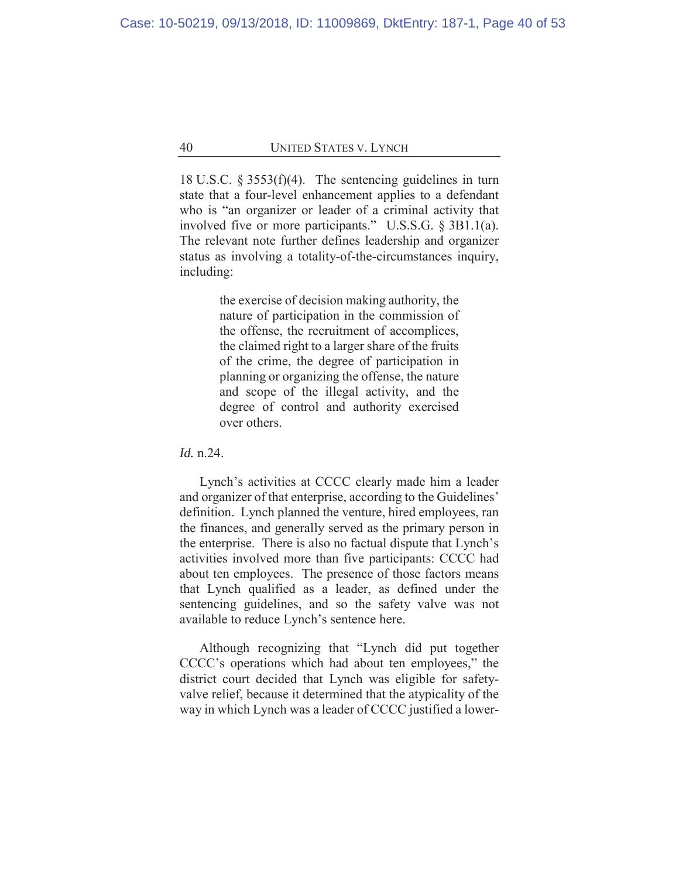18 U.S.C. § 3553(f)(4). The sentencing guidelines in turn state that a four-level enhancement applies to a defendant who is "an organizer or leader of a criminal activity that involved five or more participants." U.S.S.G. § 3B1.1(a). The relevant note further defines leadership and organizer status as involving a totality-of-the-circumstances inquiry, including:

> the exercise of decision making authority, the nature of participation in the commission of the offense, the recruitment of accomplices, the claimed right to a larger share of the fruits of the crime, the degree of participation in planning or organizing the offense, the nature and scope of the illegal activity, and the degree of control and authority exercised over others.

*Id.* n.24.

Lynch's activities at CCCC clearly made him a leader and organizer of that enterprise, according to the Guidelines' definition. Lynch planned the venture, hired employees, ran the finances, and generally served as the primary person in the enterprise. There is also no factual dispute that Lynch's activities involved more than five participants: CCCC had about ten employees. The presence of those factors means that Lynch qualified as a leader, as defined under the sentencing guidelines, and so the safety valve was not available to reduce Lynch's sentence here.

Although recognizing that "Lynch did put together CCCC's operations which had about ten employees," the district court decided that Lynch was eligible for safety-valve relief, because it determined that the atypicality of the way in which Lynch was a leader of CCCC justified a lower-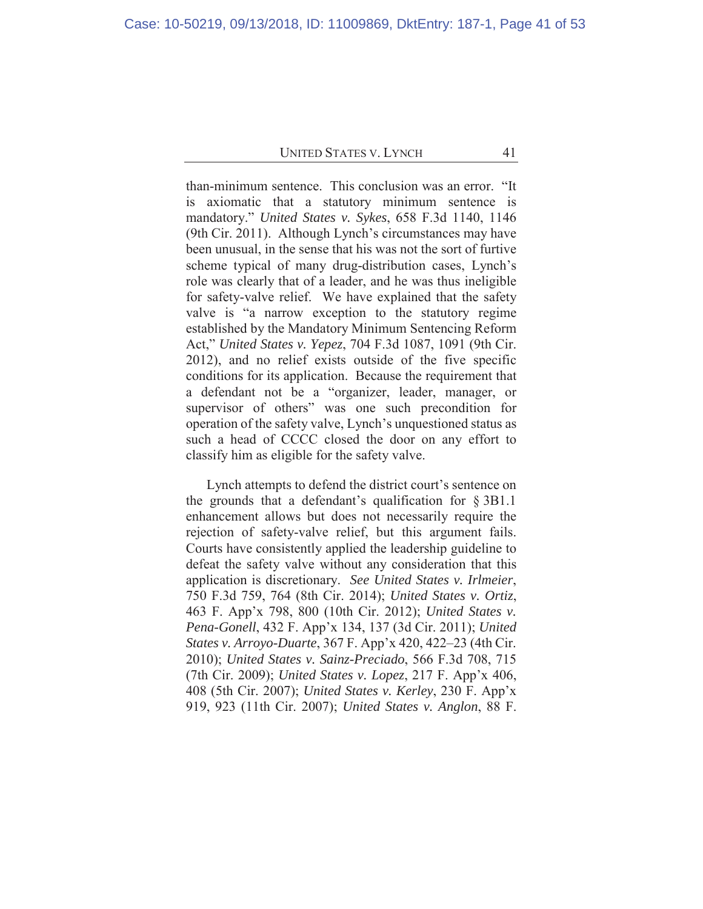than-minimum sentence. This conclusion was an error. "It is axiomatic that a statutory minimum sentence is mandatory." *United States v. Sykes*, 658 F.3d 1140, 1146 (9th Cir. 2011). Although Lynch's circumstances may have been unusual, in the sense that his was not the sort of furtive scheme typical of many drug-distribution cases, Lynch's role was clearly that of a leader, and he was thus ineligible for safety-valve relief. We have explained that the safety valve is "a narrow exception to the statutory regime established by the Mandatory Minimum Sentencing Reform Act," *United States v. Yepez*, 704 F.3d 1087, 1091 (9th Cir. 2012), and no relief exists outside of the five specific conditions for its application. Because the requirement that a defendant not be a "organizer, leader, manager, or supervisor of others" was one such precondition for operation of the safety valve, Lynch's unquestioned status as such a head of CCCC closed the door on any effort to classify him as eligible for the safety valve.

Lynch attempts to defend the district court's sentence on the grounds that a defendant's qualification for § 3B1.1 enhancement allows but does not necessarily require the rejection of safety-valve relief, but this argument fails. Courts have consistently applied the leadership guideline to defeat the safety valve without any consideration that this application is discretionary. *See United States v. Irlmeier*, 750 F.3d 759, 764 (8th Cir. 2014); *United States v. Ortiz*, 463 F. App'x 798, 800 (10th Cir. 2012); *United States v. Pena-Gonell*, 432 F. App'x 134, 137 (3d Cir. 2011); *United States v. Arroyo-Duarte*, 367 F. App'x 420, 422–23 (4th Cir. 2010); *United States v. Sainz-Preciado*, 566 F.3d 708, 715 (7th Cir. 2009); *United States v. Lopez*, 217 F. App'x 406, 408 (5th Cir. 2007); *United States v. Kerley*, 230 F. App'x 919, 923 (11th Cir. 2007); *United States v. Anglon*, 88 F.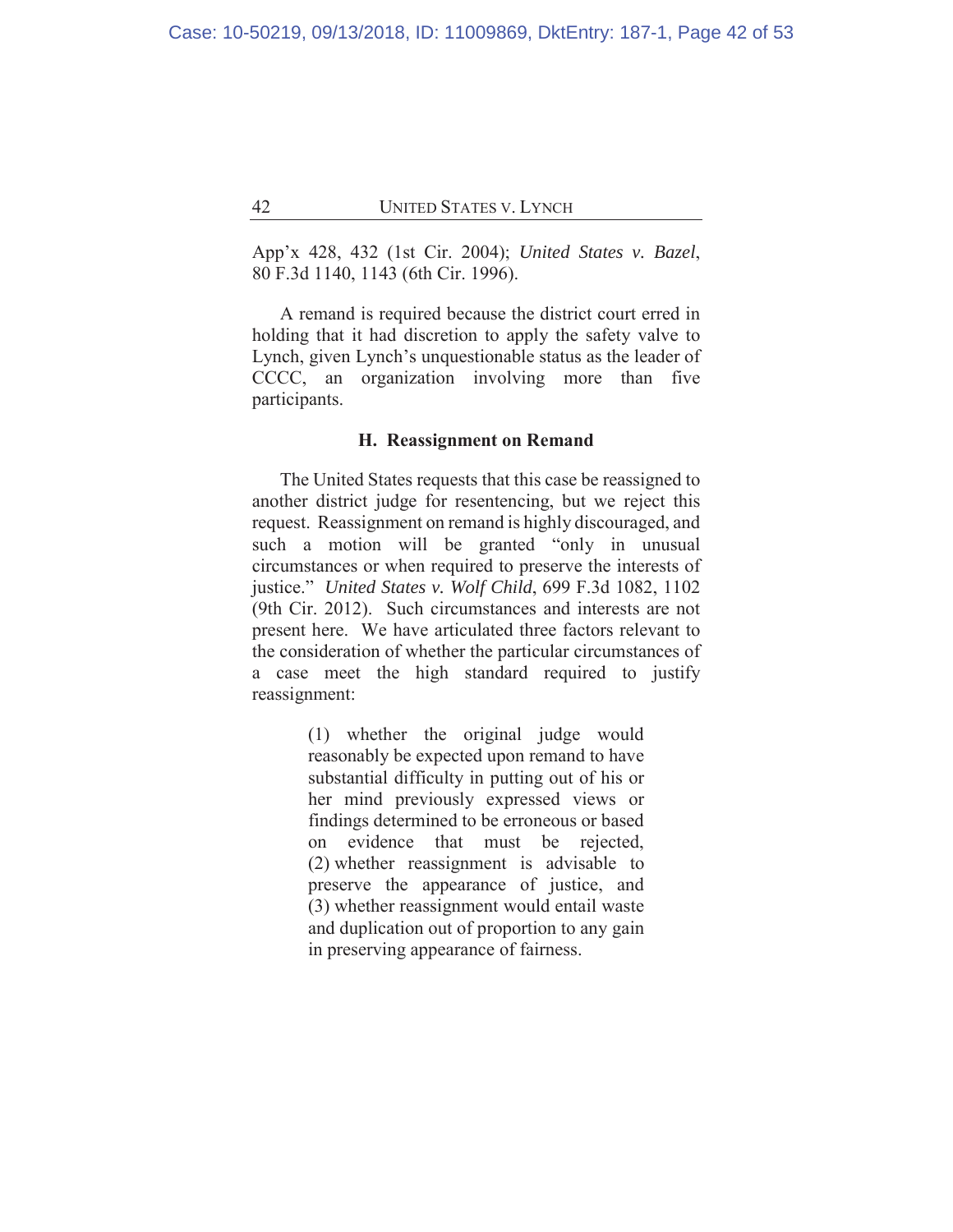App'x 428, 432 (1st Cir. 2004); *United States v. Bazel*, 80 F.3d 1140, 1143 (6th Cir. 1996).

A remand is required because the district court erred in holding that it had discretion to apply the safety valve to Lynch, given Lynch's unquestionable status as the leader of CCCC, an organization involving more than five participants.

### H. Reassignment on Remand

The United States requests that this case be reassigned to another district judge for resentencing, but we reject this request. Reassignment on remand is highly discouraged, and such a motion will be granted "only in unusual circumstances or when required to preserve the interests of justice." *United States v. Wolf Child*, 699 F.3d 1082, 1102 (9th Cir. 2012). Such circumstances and interests are not present here. We have articulated three factors relevant to the consideration of whether the particular circumstances of a case meet the high standard required to justify reassignment:

> (1) whether the original judge would reasonably be expected upon remand to have substantial difficulty in putting out of his or her mind previously expressed views or findings determined to be erroneous or based on evidence that must be rejected, (2) whether reassignment is advisable to preserve the appearance of justice, and (3) whether reassignment would entail waste and duplication out of proportion to any gain in preserving appearance of fairness.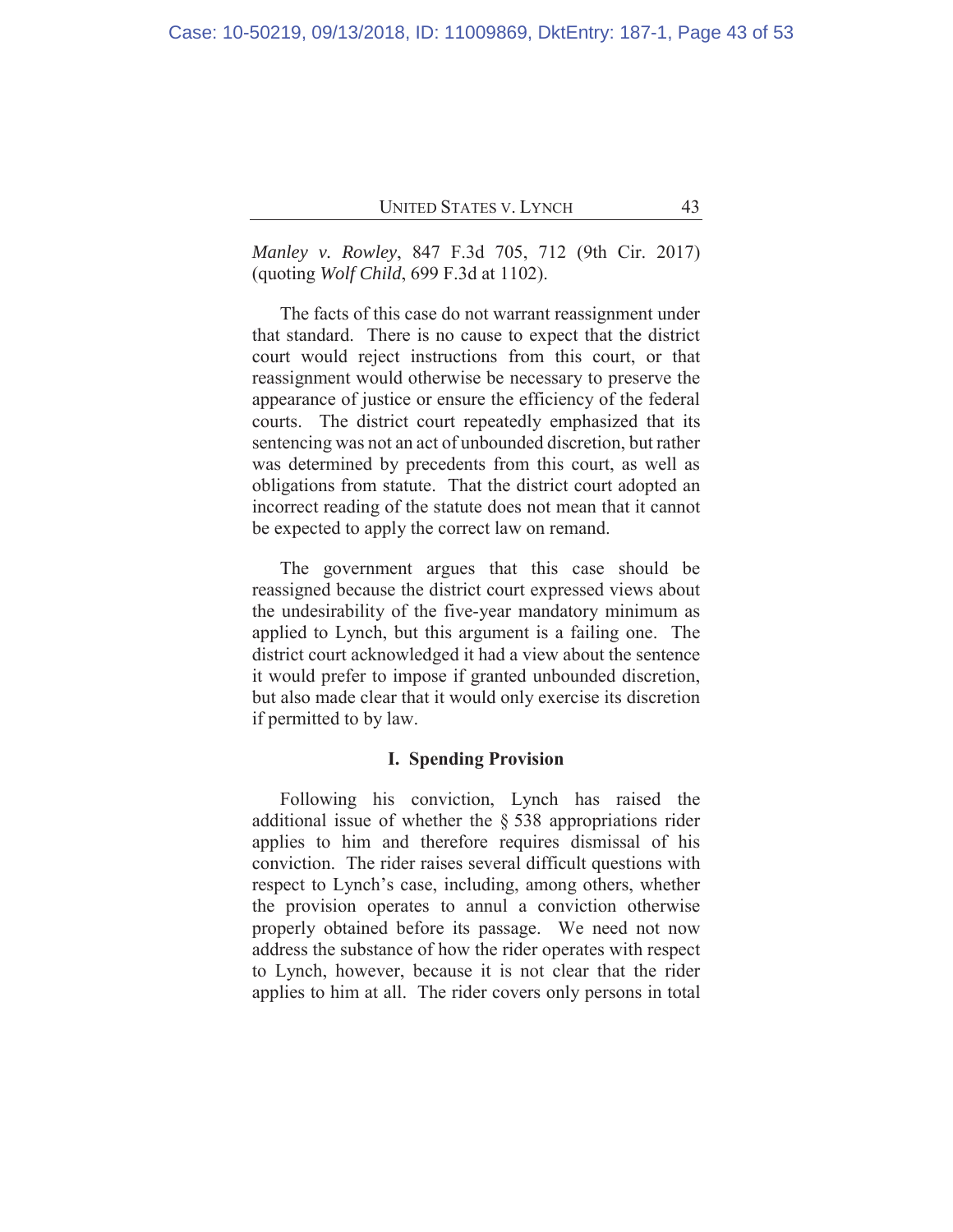*Manley v. Rowley*, 847 F.3d 705, 712 (9th Cir. 2017) (quoting *Wolf Child*, 699 F.3d at 1102).

The facts of this case do not warrant reassignment under that standard. There is no cause to expect that the district court would reject instructions from this court, or that reassignment would otherwise be necessary to preserve the appearance of justice or ensure the efficiency of the federal courts. The district court repeatedly emphasized that its sentencing was not an act of unbounded discretion, but rather was determined by precedents from this court, as well as obligations from statute. That the district court adopted an incorrect reading of the statute does not mean that it cannot be expected to apply the correct law on remand.

The government argues that this case should be reassigned because the district court expressed views about the undesirability of the five-year mandatory minimum as applied to Lynch, but this argument is a failing one. The district court acknowledged it had a view about the sentence it would prefer to impose if granted unbounded discretion, but also made clear that it would only exercise its discretion if permitted to by law.

### I. Spending Provision

Following his conviction, Lynch has raised the additional issue of whether the § 538 appropriations rider applies to him and therefore requires dismissal of his conviction. The rider raises several difficult questions with respect to Lynch's case, including, among others, whether the provision operates to annul a conviction otherwise properly obtained before its passage. We need not now address the substance of how the rider operates with respect to Lynch, however, because it is not clear that the rider applies to him at all. The rider covers only persons in total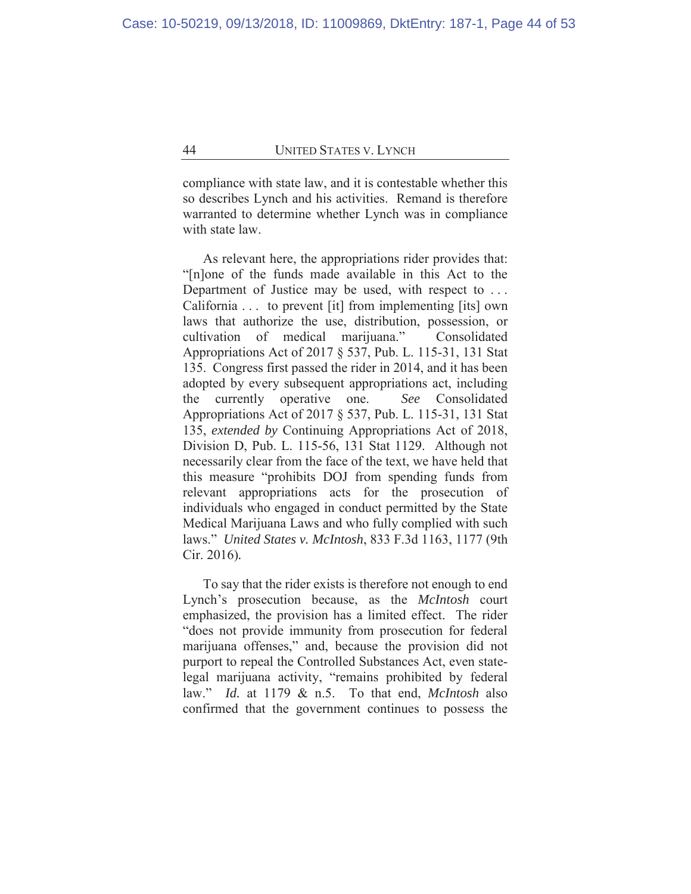compliance with state law, and it is contestable whether this so describes Lynch and his activities. Remand is therefore warranted to determine whether Lynch was in compliance with state law.

As relevant here, the appropriations rider provides that: "[n]one of the funds made available in this Act to the Department of Justice may be used, with respect to . . . California . . . to prevent [it] from implementing [its] own laws that authorize the use, distribution, possession, or cultivation of medical marijuana." Consolidated Appropriations Act of 2017 § 537, Pub. L. 115-31, 131 Stat 135. Congress first passed the rider in 2014, and it has been adopted by every subsequent appropriations act, including the currently operative one. *See* Consolidated Appropriations Act of 2017 § 537, Pub. L. 115-31, 131 Stat 135, *extended by* Continuing Appropriations Act of 2018, Division D, Pub. L. 115-56, 131 Stat 1129. Although not necessarily clear from the face of the text, we have held that this measure "prohibits DOJ from spending funds from relevant appropriations acts for the prosecution of individuals who engaged in conduct permitted by the State Medical Marijuana Laws and who fully complied with such laws." *United States v. McIntosh*, 833 F.3d 1163, 1177 (9th Cir. 2016).

To say that the rider exists is therefore not enough to end Lynch's prosecution because, as the *McIntosh* court emphasized, the provision has a limited effect. The rider "does not provide immunity from prosecution for federal marijuana offenses," and, because the provision did not purport to repeal the Controlled Substances Act, even state-legal marijuana activity, "remains prohibited by federal law." *Id.* at 1179 & n.5. To that end, *McIntosh* also confirmed that the government continues to possess the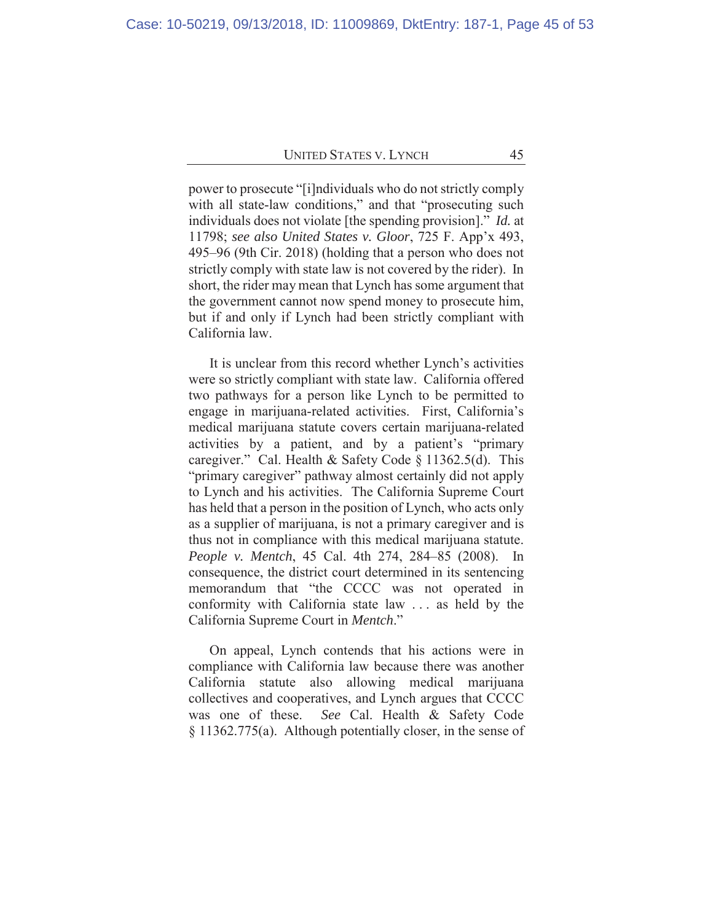power to prosecute "[i]ndividuals who do not strictly comply with all state-law conditions," and that "prosecuting such individuals does not violate [the spending provision]." *Id.* at 11798; *see also United States v. Gloor*, 725 F. App'x 493, 495–96 (9th Cir. 2018) (holding that a person who does not strictly comply with state law is not covered by the rider). In short, the rider may mean that Lynch has some argument that the government cannot now spend money to prosecute him, but if and only if Lynch had been strictly compliant with California law.

It is unclear from this record whether Lynch's activities were so strictly compliant with state law. California offered two pathways for a person like Lynch to be permitted to engage in marijuana-related activities. First, California's medical marijuana statute covers certain marijuana-related activities by a patient, and by a patient's "primary caregiver." Cal. Health & Safety Code § 11362.5(d). This "primary caregiver" pathway almost certainly did not apply to Lynch and his activities. The California Supreme Court has held that a person in the position of Lynch, who acts only as a supplier of marijuana, is not a primary caregiver and is thus not in compliance with this medical marijuana statute. *People v. Mentch*, 45 Cal. 4th 274, 284–85 (2008). In consequence, the district court determined in its sentencing memorandum that "the CCCC was not operated in conformity with California state law . . . as held by the California Supreme Court in *Mentch*."

On appeal, Lynch contends that his actions were in compliance with California law because there was another California statute also allowing medical marijuana collectives and cooperatives, and Lynch argues that CCCC was one of these. *See* Cal. Health & Safety Code § 11362.775(a). Although potentially closer, in the sense of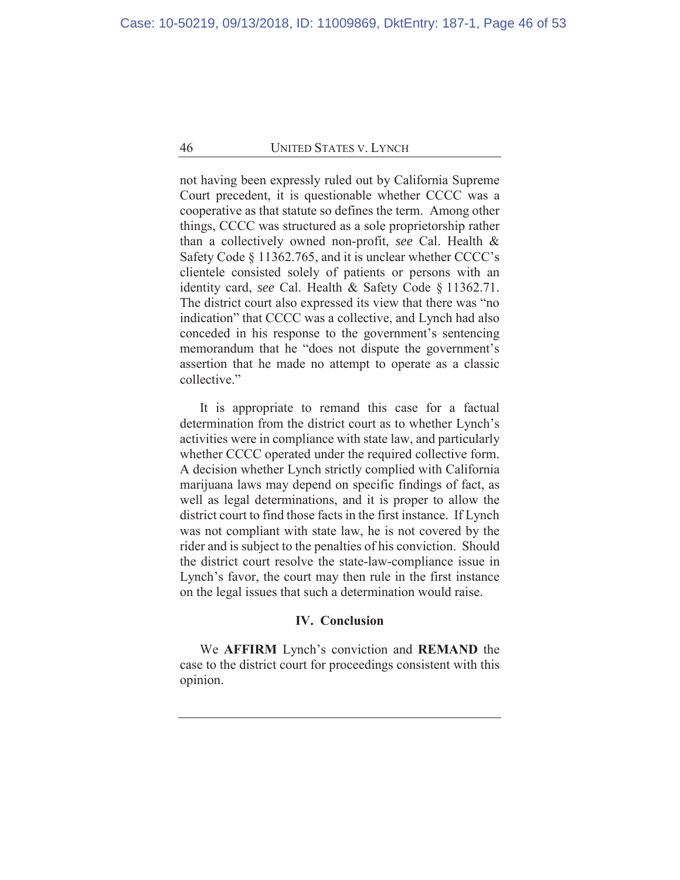not having been expressly ruled out by California Supreme Court precedent, it is questionable whether CCCC was a cooperative as that statute so defines the term. Among other things, CCCC was structured as a sole proprietorship rather than a collectively owned non-profit, *see* Cal. Health & Safety Code § 11362.765, and it is unclear whether CCCC's clientele consisted solely of patients or persons with an identity card, *see* Cal. Health & Safety Code § 11362.71. The district court also expressed its view that there was "no indication" that CCCC was a collective, and Lynch had also conceded in his response to the government's sentencing memorandum that he "does not dispute the government's assertion that he made no attempt to operate as a classic collective."

It is appropriate to remand this case for a factual determination from the district court as to whether Lynch's activities were in compliance with state law, and particularly whether CCCC operated under the required collective form. A decision whether Lynch strictly complied with California marijuana laws may depend on specific findings of fact, as well as legal determinations, and it is proper to allow the district court to find those facts in the first instance. If Lynch was not compliant with state law, he is not covered by the rider and is subject to the penalties of his conviction. Should the district court resolve the state-law-compliance issue in Lynch's favor, the court may then rule in the first instance on the legal issues that such a determination would raise.

## IV. Conclusion

We **AFFIRM** Lynch's conviction and **REMAND** the case to the district court for proceedings consistent with this opinion.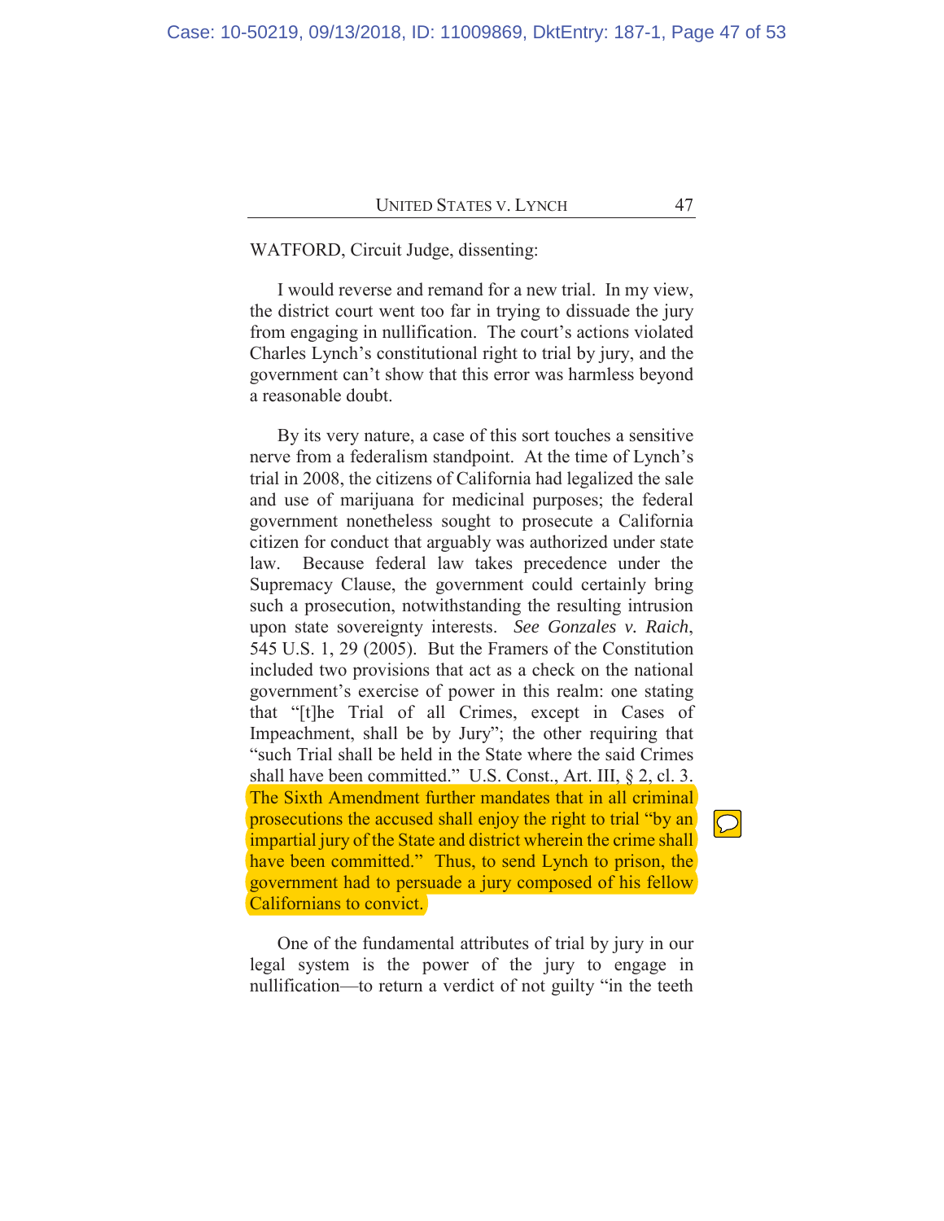WATFORD, Circuit Judge, dissenting:

I would reverse and remand for a new trial. In my view, the district court went too far in trying to dissuade the jury from engaging in nullification. The court's actions violated Charles Lynch's constitutional right to trial by jury, and the government can't show that this error was harmless beyond a reasonable doubt.

By its very nature, a case of this sort touches a sensitive nerve from a federalism standpoint. At the time of Lynch's trial in 2008, the citizens of California had legalized the sale and use of marijuana for medicinal purposes; the federal government nonetheless sought to prosecute a California citizen for conduct that arguably was authorized under state law. Because federal law takes precedence under the Supremacy Clause, the government could certainly bring such a prosecution, notwithstanding the resulting intrusion upon state sovereignty interests. *See Gonzales v. Raich*, 545 U.S. 1, 29 (2005). But the Framers of the Constitution included two provisions that act as a check on the national government's exercise of power in this realm: one stating that "[t]he Trial of all Crimes, except in Cases of Impeachment, shall be by Jury"; the other requiring that "such Trial shall be held in the State where the said Crimes shall have been committed." U.S. Const., Art. III, § 2, cl. 3. The Sixth Amendment further mandates that in all criminal prosecutions the accused shall enjoy the right to trial "by an impartial jury of the State and district wherein the crime shall have been committed." Thus, to send Lynch to prison, the government had to persuade a jury composed of his fellow Californians to convict.

One of the fundamental attributes of trial by jury in our legal system is the power of the jury to engage in nullification—to return a verdict of not guilty "in the teeth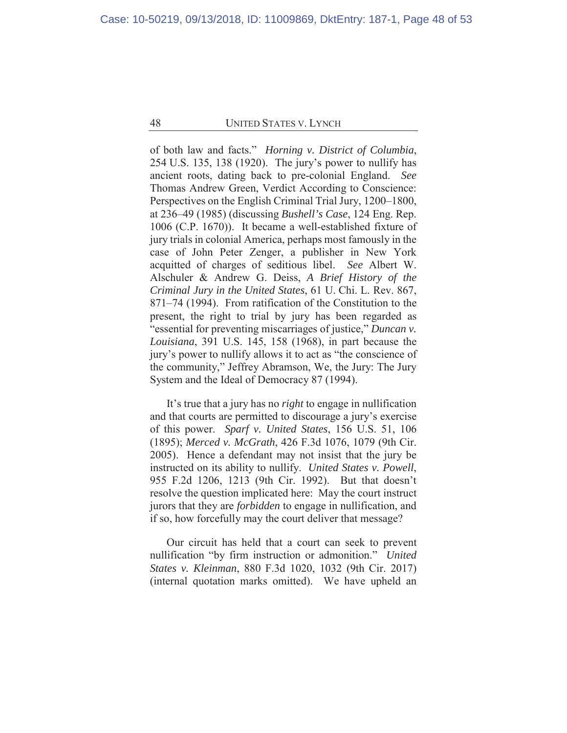of both law and facts." *Horning v. District of Columbia*, 254 U.S. 135, 138 (1920). The jury's power to nullify has ancient roots, dating back to pre-colonial England. *See* Thomas Andrew Green, Verdict According to Conscience: Perspectives on the English Criminal Trial Jury, 1200–1800, at 236–49 (1985) (discussing *Bushell's Case*, 124 Eng. Rep. 1006 (C.P. 1670)). It became a well-established fixture of jury trials in colonial America, perhaps most famously in the case of John Peter Zenger, a publisher in New York acquitted of charges of seditious libel. *See* Albert W. Alschuler & Andrew G. Deiss, *A Brief History of the Criminal Jury in the United States*, 61 U. Chi. L. Rev. 867, 871–74 (1994). From ratification of the Constitution to the present, the right to trial by jury has been regarded as "essential for preventing miscarriages of justice," *Duncan v. Louisiana*, 391 U.S. 145, 158 (1968), in part because the jury's power to nullify allows it to act as "the conscience of the community," Jeffrey Abramson, We, the Jury: The Jury System and the Ideal of Democracy 87 (1994).

It's true that a jury has no *right* to engage in nullification and that courts are permitted to discourage a jury's exercise of this power. *Sparf v. United States*, 156 U.S. 51, 106 (1895); *Merced v. McGrath*, 426 F.3d 1076, 1079 (9th Cir. 2005). Hence a defendant may not insist that the jury be instructed on its ability to nullify. *United States v. Powell*, 955 F.2d 1206, 1213 (9th Cir. 1992). But that doesn't resolve the question implicated here: May the court instruct jurors that they are *forbidden* to engage in nullification, and if so, how forcefully may the court deliver that message?

Our circuit has held that a court can seek to prevent nullification "by firm instruction or admonition." *United States v. Kleinman*, 880 F.3d 1020, 1032 (9th Cir. 2017) (internal quotation marks omitted). We have upheld an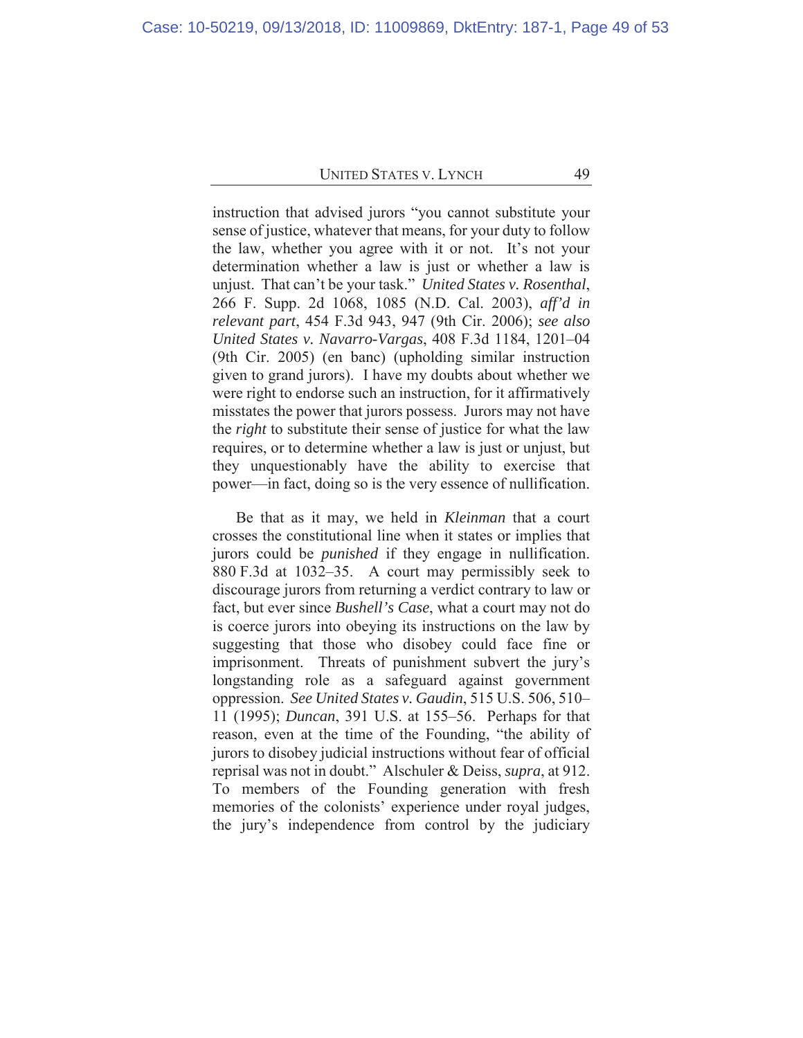instruction that advised jurors "you cannot substitute your sense of justice, whatever that means, for your duty to follow the law, whether you agree with it or not. It's not your determination whether a law is just or whether a law is unjust. That can't be your task." *United States v. Rosenthal*, 266 F. Supp. 2d 1068, 1085 (N.D. Cal. 2003), *aff'd in relevant part*, 454 F.3d 943, 947 (9th Cir. 2006); *see also United States v. Navarro-Vargas*, 408 F.3d 1184, 1201–04 (9th Cir. 2005) (en banc) (upholding similar instruction given to grand jurors). I have my doubts about whether we were right to endorse such an instruction, for it affirmatively misstates the power that jurors possess. Jurors may not have the *right* to substitute their sense of justice for what the law requires, or to determine whether a law is just or unjust, but they unquestionably have the ability to exercise that power—in fact, doing so is the very essence of nullification.

Be that as it may, we held in *Kleinman* that a court crosses the constitutional line when it states or implies that jurors could be *punished* if they engage in nullification. 880 F.3d at 1032–35. A court may permissibly seek to discourage jurors from returning a verdict contrary to law or fact, but ever since *Bushell's Case*, what a court may not do is coerce jurors into obeying its instructions on the law by suggesting that those who disobey could face fine or imprisonment. Threats of punishment subvert the jury's longstanding role as a safeguard against government oppression. *See United States v. Gaudin*, 515 U.S. 506, 510–11 (1995); *Duncan*, 391 U.S. at 155–56. Perhaps for that reason, even at the time of the Founding, "the ability of jurors to disobey judicial instructions without fear of official reprisal was not in doubt." Alschuler & Deiss, *supra*, at 912. To members of the Founding generation with fresh memories of the colonists' experience under royal judges, the jury's independence from control by the judiciary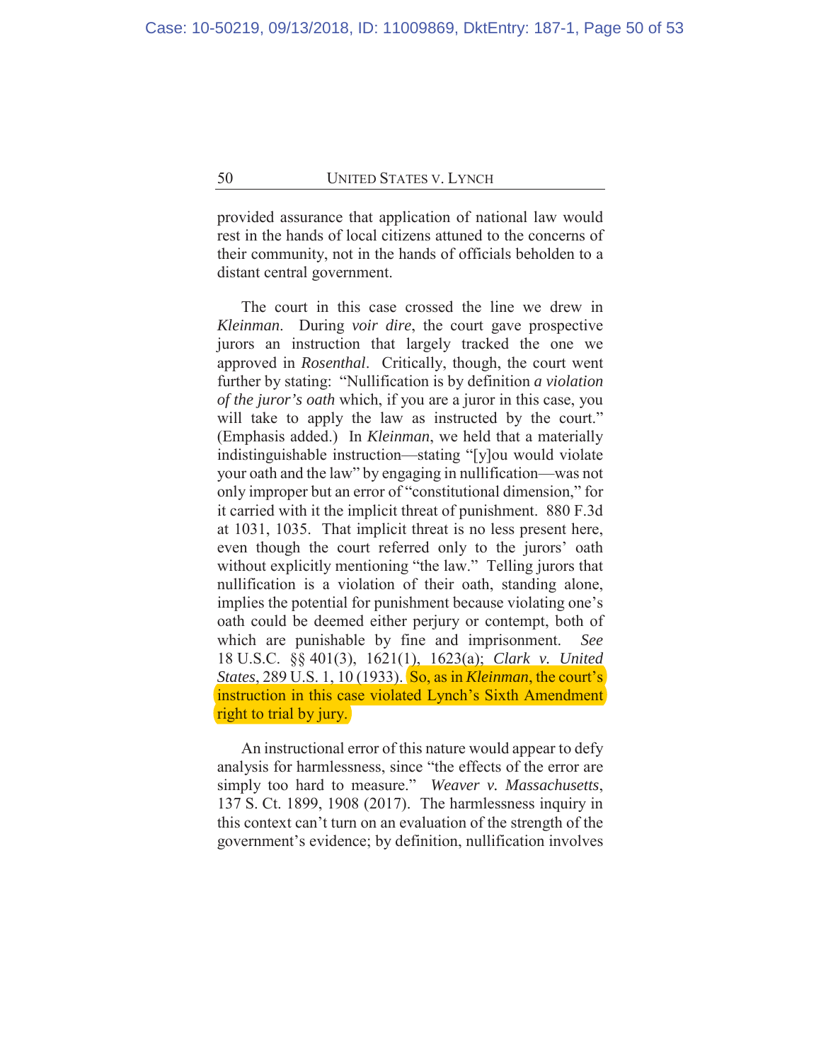provided assurance that application of national law would rest in the hands of local citizens attuned to the concerns of their community, not in the hands of officials beholden to a distant central government.

The court in this case crossed the line we drew in *Kleinman*. During *voir dire*, the court gave prospective jurors an instruction that largely tracked the one we approved in *Rosenthal*. Critically, though, the court went further by stating: "Nullification is by definition *a violation of the juror's oath* which, if you are a juror in this case, you will take to apply the law as instructed by the court." (Emphasis added.) In *Kleinman*, we held that a materially indistinguishable instruction—stating "[y]ou would violate your oath and the law" by engaging in nullification—was not only improper but an error of "constitutional dimension," for it carried with it the implicit threat of punishment. 880 F.3d at 1031, 1035. That implicit threat is no less present here, even though the court referred only to the jurors' oath without explicitly mentioning "the law." Telling jurors that nullification is a violation of their oath, standing alone, implies the potential for punishment because violating one's oath could be deemed either perjury or contempt, both of which are punishable by fine and imprisonment. *See* 18 U.S.C. §§ 401(3), 1621(1), 1623(a); *Clark v. United States*, 289 U.S. 1, 10 (1933). So, as in *Kleinman*, the court's instruction in this case violated Lynch's Sixth Amendment right to trial by jury.

An instructional error of this nature would appear to defy analysis for harmlessness, since "the effects of the error are simply too hard to measure." *Weaver v. Massachusetts*, 137 S. Ct. 1899, 1908 (2017). The harmlessness inquiry in this context can't turn on an evaluation of the strength of the government's evidence; by definition, nullification involves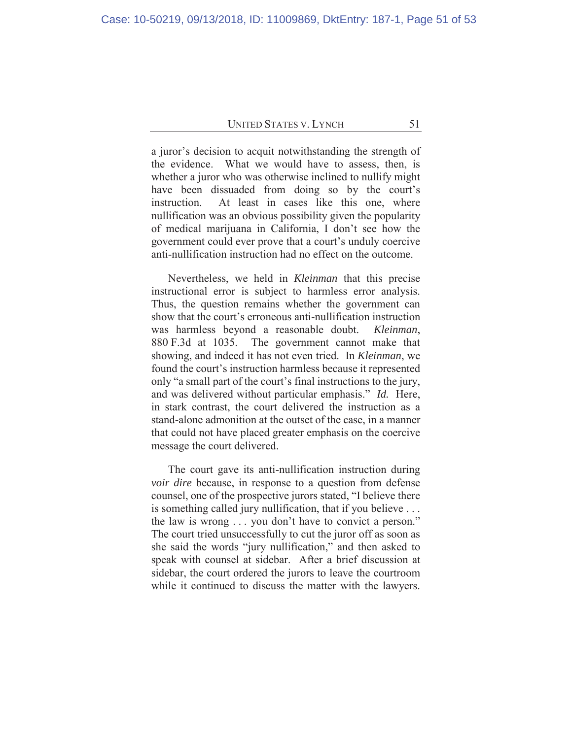a juror's decision to acquit notwithstanding the strength of the evidence. What we would have to assess, then, is whether a juror who was otherwise inclined to nullify might have been dissuaded from doing so by the court's instruction. At least in cases like this one, where nullification was an obvious possibility given the popularity of medical marijuana in California, I don't see how the government could ever prove that a court's unduly coercive anti-nullification instruction had no effect on the outcome.

Nevertheless, we held in *Kleinman* that this precise instructional error is subject to harmless error analysis. Thus, the question remains whether the government can show that the court's erroneous anti-nullification instruction was harmless beyond a reasonable doubt. *Kleinman*, 880 F.3d at 1035. The government cannot make that showing, and indeed it has not even tried. In *Kleinman*, we found the court's instruction harmless because it represented only "a small part of the court's final instructions to the jury, and was delivered without particular emphasis." *Id.* Here, in stark contrast, the court delivered the instruction as a stand-alone admonition at the outset of the case, in a manner that could not have placed greater emphasis on the coercive message the court delivered.

The court gave its anti-nullification instruction during *voir dire* because, in response to a question from defense counsel, one of the prospective jurors stated, "I believe there is something called jury nullification, that if you believe . . . the law is wrong . . . you don't have to convict a person." The court tried unsuccessfully to cut the juror off as soon as she said the words "jury nullification," and then asked to speak with counsel at sidebar. After a brief discussion at sidebar, the court ordered the jurors to leave the courtroom while it continued to discuss the matter with the lawyers.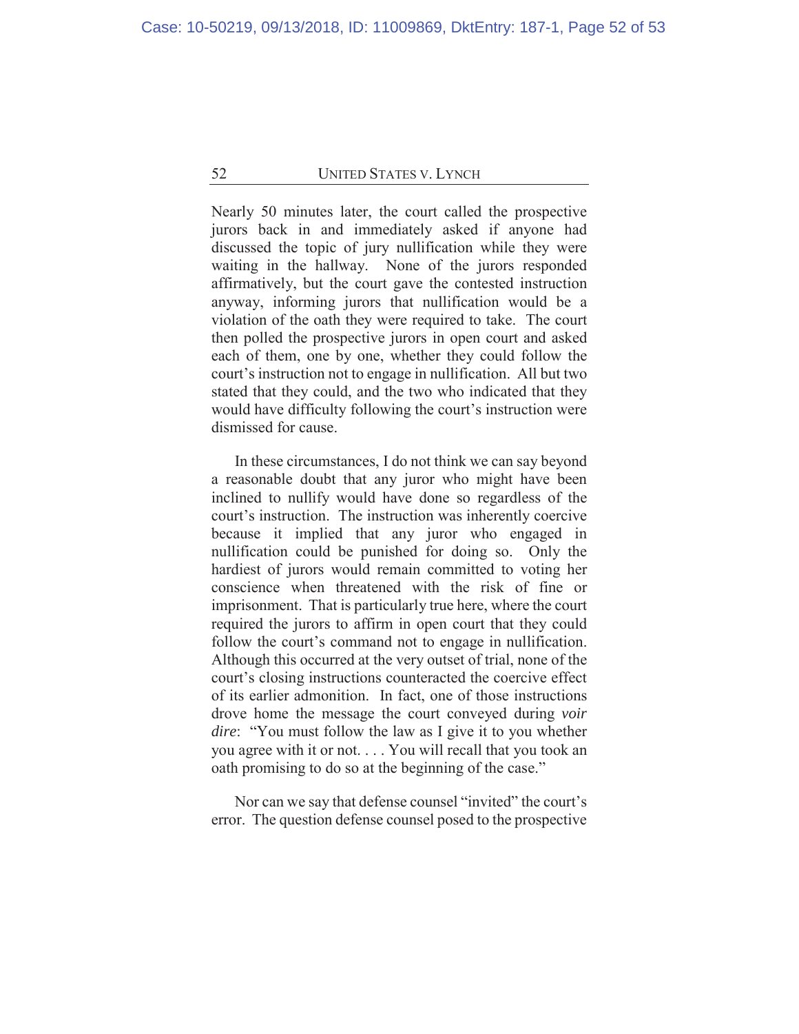Nearly 50 minutes later, the court called the prospective jurors back in and immediately asked if anyone had discussed the topic of jury nullification while they were waiting in the hallway. None of the jurors responded affirmatively, but the court gave the contested instruction anyway, informing jurors that nullification would be a violation of the oath they were required to take. The court then polled the prospective jurors in open court and asked each of them, one by one, whether they could follow the court's instruction not to engage in nullification. All but two stated that they could, and the two who indicated that they would have difficulty following the court's instruction were dismissed for cause.

In these circumstances, I do not think we can say beyond a reasonable doubt that any juror who might have been inclined to nullify would have done so regardless of the court's instruction. The instruction was inherently coercive because it implied that any juror who engaged in nullification could be punished for doing so. Only the hardiest of jurors would remain committed to voting her conscience when threatened with the risk of fine or imprisonment. That is particularly true here, where the court required the jurors to affirm in open court that they could follow the court's command not to engage in nullification. Although this occurred at the very outset of trial, none of the court's closing instructions counteracted the coercive effect of its earlier admonition. In fact, one of those instructions drove home the message the court conveyed during *voir dire*: "You must follow the law as I give it to you whether you agree with it or not. . . . You will recall that you took an oath promising to do so at the beginning of the case."

Nor can we say that defense counsel "invited" the court's error. The question defense counsel posed to the prospective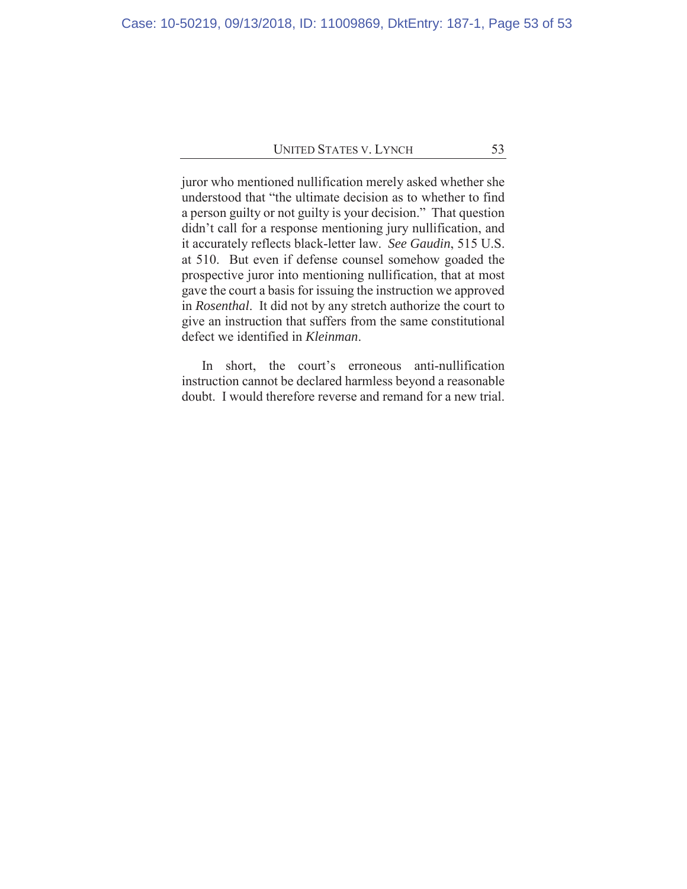juror who mentioned nullification merely asked whether she understood that "the ultimate decision as to whether to find a person guilty or not guilty is your decision." That question didn't call for a response mentioning jury nullification, and it accurately reflects black-letter law. *See Gaudin*, 515 U.S. at 510. But even if defense counsel somehow goaded the prospective juror into mentioning nullification, that at most gave the court a basis for issuing the instruction we approved in *Rosenthal*. It did not by any stretch authorize the court to give an instruction that suffers from the same constitutional defect we identified in *Kleinman*.

In short, the court's erroneous anti-nullification instruction cannot be declared harmless beyond a reasonable doubt. I would therefore reverse and remand for a new trial.